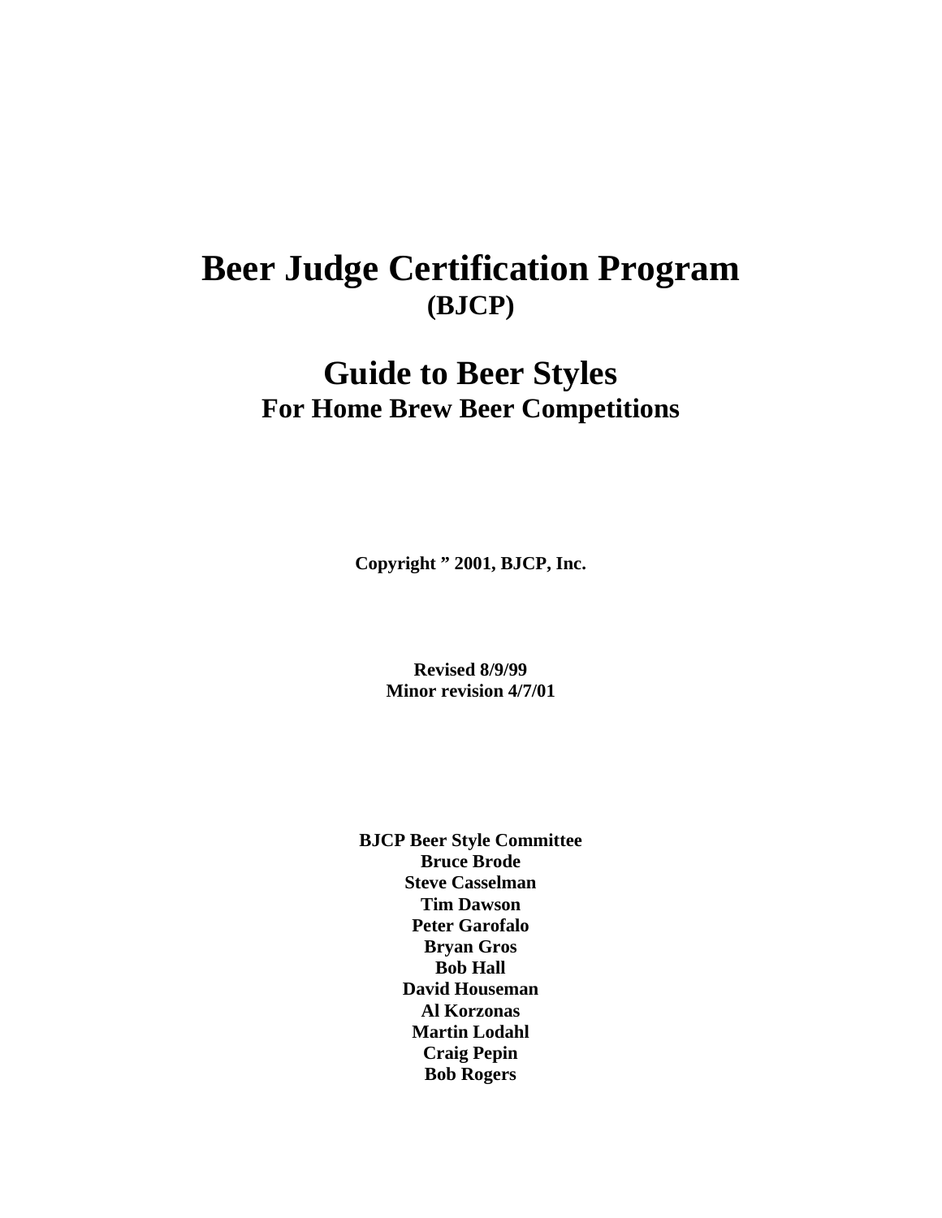# Beer Judge Certification Program
## (BJCP)

# Guide to Beer Styles
## For Home Brew Beer Competitions

**Copyright ” 2001, BJCP, Inc.**

**Revised 8/9/99**
**Minor revision 4/7/01**

**BJCP Beer Style Committee**
**Bruce Brode**
**Steve Casselman**
**Tim Dawson**
**Peter Garofalo**
**Bryan Gros**
**Bob Hall**
**David Houseman**
**Al Korzonas**
**Martin Lodahl**
**Craig Pepin**
**Bob Rogers**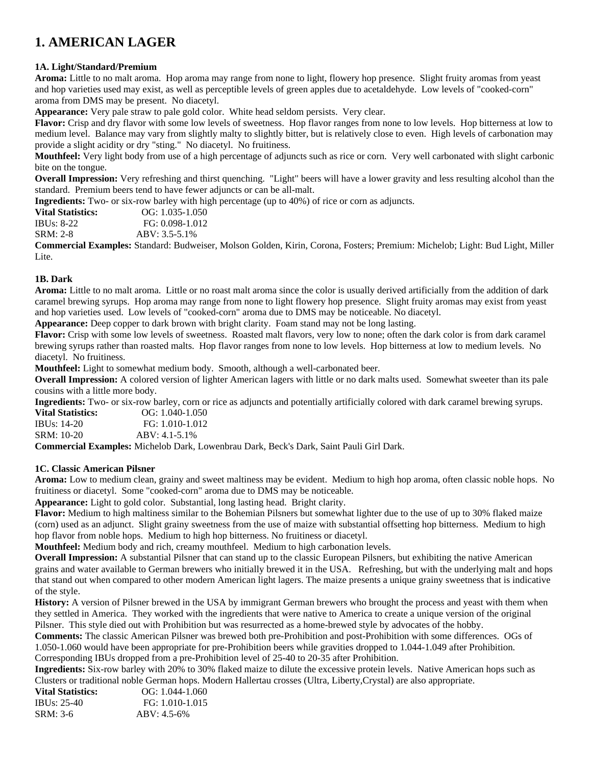# 1. AMERICAN LAGER

### 1A. Light/Standard/Premium

**Aroma:** Little to no malt aroma. Hop aroma may range from none to light, flowery hop presence. Slight fruity aromas from yeast and hop varieties used may exist, as well as perceptible levels of green apples due to acetaldehyde. Low levels of "cooked-corn" aroma from DMS may be present. No diacetyl.

**Appearance:** Very pale straw to pale gold color. White head seldom persists. Very clear.

**Flavor:** Crisp and dry flavor with some low levels of sweetness. Hop flavor ranges from none to low levels. Hop bitterness at low to medium level. Balance may vary from slightly malty to slightly bitter, but is relatively close to even. High levels of carbonation may provide a slight acidity or dry "sting." No diacetyl. No fruitiness.

**Mouthfeel:** Very light body from use of a high percentage of adjuncts such as rice or corn. Very well carbonated with slight carbonic bite on the tongue.

**Overall Impression:** Very refreshing and thirst quenching. "Light" beers will have a lower gravity and less resulting alcohol than the standard. Premium beers tend to have fewer adjuncts or can be all-malt.

**Ingredients:** Two- or six-row barley with high percentage (up to 40%) of rice or corn as adjuncts.

**Vital Statistics:** OG: 1.035-1.050
IBUs: 8-22 FG: 0.098-1.012
SRM: 2-8 ABV: 3.5-5.1%

**Commercial Examples:** Standard: Budweiser, Molson Golden, Kirin, Corona, Fosters; Premium: Michelob; Light: Bud Light, Miller Lite.

### 1B. Dark

**Aroma:** Little to no malt aroma. Little or no roast malt aroma since the color is usually derived artificially from the addition of dark caramel brewing syrups. Hop aroma may range from none to light flowery hop presence. Slight fruity aromas may exist from yeast and hop varieties used. Low levels of "cooked-corn" aroma due to DMS may be noticeable. No diacetyl.

**Appearance:** Deep copper to dark brown with bright clarity. Foam stand may not be long lasting.

**Flavor:** Crisp with some low levels of sweetness. Roasted malt flavors, very low to none; often the dark color is from dark caramel brewing syrups rather than roasted malts. Hop flavor ranges from none to low levels. Hop bitterness at low to medium levels. No diacetyl. No fruitiness.

**Mouthfeel:** Light to somewhat medium body. Smooth, although a well-carbonated beer.

**Overall Impression:** A colored version of lighter American lagers with little or no dark malts used. Somewhat sweeter than its pale cousins with a little more body.

**Ingredients:** Two- or six-row barley, corn or rice as adjuncts and potentially artificially colored with dark caramel brewing syrups.

**Vital Statistics:** OG: 1.040-1.050
IBUs: 14-20 FG: 1.010-1.012
SRM: 10-20 ABV: 4.1-5.1%

**Commercial Examples:** Michelob Dark, Lowenbrau Dark, Beck's Dark, Saint Pauli Girl Dark.

### 1C. Classic American Pilsner

**Aroma:** Low to medium clean, grainy and sweet maltiness may be evident. Medium to high hop aroma, often classic noble hops. No fruitiness or diacetyl. Some "cooked-corn" aroma due to DMS may be noticeable.

**Appearance:** Light to gold color. Substantial, long lasting head. Bright clarity.

**Flavor:** Medium to high maltiness similar to the Bohemian Pilsners but somewhat lighter due to the use of up to 30% flaked maize (corn) used as an adjunct. Slight grainy sweetness from the use of maize with substantial offsetting hop bitterness. Medium to high hop flavor from noble hops. Medium to high hop bitterness. No fruitiness or diacetyl.

**Mouthfeel:** Medium body and rich, creamy mouthfeel. Medium to high carbonation levels.

**Overall Impression:** A substantial Pilsner that can stand up to the classic European Pilsners, but exhibiting the native American grains and water available to German brewers who initially brewed it in the USA. Refreshing, but with the underlying malt and hops that stand out when compared to other modern American light lagers. The maize presents a unique grainy sweetness that is indicative of the style.

**History:** A version of Pilsner brewed in the USA by immigrant German brewers who brought the process and yeast with them when they settled in America. They worked with the ingredients that were native to America to create a unique version of the original Pilsner. This style died out with Prohibition but was resurrected as a home-brewed style by advocates of the hobby.

**Comments:** The classic American Pilsner was brewed both pre-Prohibition and post-Prohibition with some differences. OGs of 1.050-1.060 would have been appropriate for pre-Prohibition beers while gravities dropped to 1.044-1.049 after Prohibition. Corresponding IBUs dropped from a pre-Prohibition level of 25-40 to 20-35 after Prohibition.

**Ingredients:** Six-row barley with 20% to 30% flaked maize to dilute the excessive protein levels. Native American hops such as Clusters or traditional noble German hops. Modern Hallertau crosses (Ultra, Liberty,Crystal) are also appropriate.

**Vital Statistics:** OG: 1.044-1.060
IBUs: 25-40 FG: 1.010-1.015
SRM: 3-6 ABV: 4.5-6%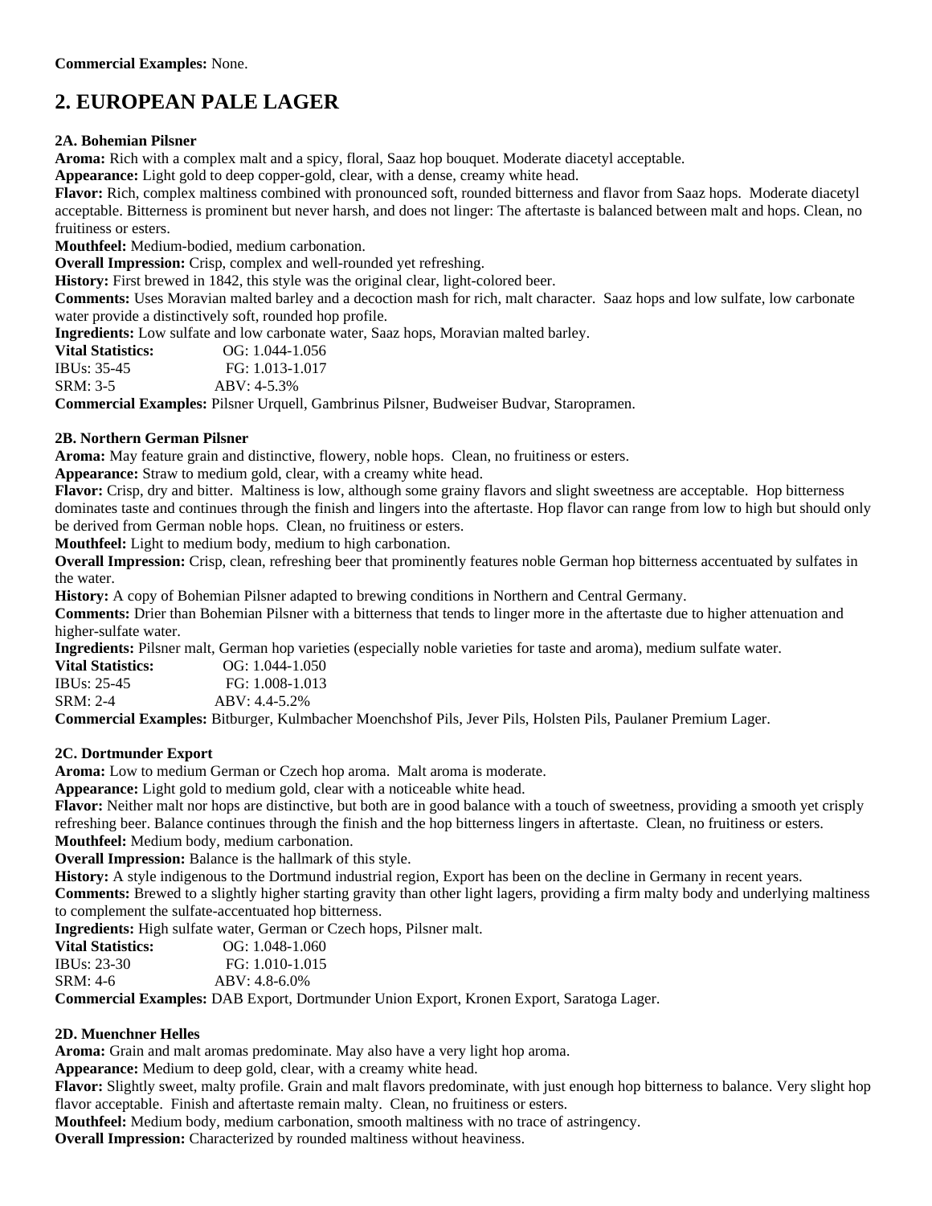**Commercial Examples:** None.

## 2. EUROPEAN PALE LAGER

### 2A. Bohemian Pilsner

**Aroma:** Rich with a complex malt and a spicy, floral, Saaz hop bouquet. Moderate diacetyl acceptable.

**Appearance:** Light gold to deep copper-gold, clear, with a dense, creamy white head.

**Flavor:** Rich, complex maltiness combined with pronounced soft, rounded bitterness and flavor from Saaz hops. Moderate diacetyl acceptable. Bitterness is prominent but never harsh, and does not linger: The aftertaste is balanced between malt and hops. Clean, no fruitiness or esters.

**Mouthfeel:** Medium-bodied, medium carbonation.

**Overall Impression:** Crisp, complex and well-rounded yet refreshing.

**History:** First brewed in 1842, this style was the original clear, light-colored beer.

**Comments:** Uses Moravian malted barley and a decoction mash for rich, malt character. Saaz hops and low sulfate, low carbonate water provide a distinctively soft, rounded hop profile.

**Ingredients:** Low sulfate and low carbonate water, Saaz hops, Moravian malted barley.

**Vital Statistics:** OG: 1.044-1.056
IBUs: 35-45 FG: 1.013-1.017
SRM: 3-5 ABV: 4-5.3%

**Commercial Examples:** Pilsner Urquell, Gambrinus Pilsner, Budweiser Budvar, Staropramen.

### 2B. Northern German Pilsner

**Aroma:** May feature grain and distinctive, flowery, noble hops. Clean, no fruitiness or esters.

**Appearance:** Straw to medium gold, clear, with a creamy white head.

**Flavor:** Crisp, dry and bitter. Maltiness is low, although some grainy flavors and slight sweetness are acceptable. Hop bitterness dominates taste and continues through the finish and lingers into the aftertaste. Hop flavor can range from low to high but should only be derived from German noble hops. Clean, no fruitiness or esters.

**Mouthfeel:** Light to medium body, medium to high carbonation.

**Overall Impression:** Crisp, clean, refreshing beer that prominently features noble German hop bitterness accentuated by sulfates in the water.

**History:** A copy of Bohemian Pilsner adapted to brewing conditions in Northern and Central Germany.

**Comments:** Drier than Bohemian Pilsner with a bitterness that tends to linger more in the aftertaste due to higher attenuation and higher-sulfate water.

**Ingredients:** Pilsner malt, German hop varieties (especially noble varieties for taste and aroma), medium sulfate water.

**Vital Statistics:** OG: 1.044-1.050
IBUs: 25-45 FG: 1.008-1.013
SRM: 2-4 ABV: 4.4-5.2%

**Commercial Examples:** Bitburger, Kulmbacher Moenchshof Pils, Jever Pils, Holsten Pils, Paulaner Premium Lager.

### 2C. Dortmunder Export

**Aroma:** Low to medium German or Czech hop aroma. Malt aroma is moderate.

**Appearance:** Light gold to medium gold, clear with a noticeable white head.

**Flavor:** Neither malt nor hops are distinctive, but both are in good balance with a touch of sweetness, providing a smooth yet crisply refreshing beer. Balance continues through the finish and the hop bitterness lingers in aftertaste. Clean, no fruitiness or esters.

**Mouthfeel:** Medium body, medium carbonation.

**Overall Impression:** Balance is the hallmark of this style.

**History:** A style indigenous to the Dortmund industrial region, Export has been on the decline in Germany in recent years.

**Comments:** Brewed to a slightly higher starting gravity than other light lagers, providing a firm malty body and underlying maltiness to complement the sulfate-accentuated hop bitterness.

**Ingredients:** High sulfate water, German or Czech hops, Pilsner malt.

**Vital Statistics:** OG: 1.048-1.060
IBUs: 23-30 FG: 1.010-1.015
SRM: 4-6 ABV: 4.8-6.0%

**Commercial Examples:** DAB Export, Dortmunder Union Export, Kronen Export, Saratoga Lager.

### 2D. Muenchner Helles

**Aroma:** Grain and malt aromas predominate. May also have a very light hop aroma.

**Appearance:** Medium to deep gold, clear, with a creamy white head.

**Flavor:** Slightly sweet, malty profile. Grain and malt flavors predominate, with just enough hop bitterness to balance. Very slight hop flavor acceptable. Finish and aftertaste remain malty. Clean, no fruitiness or esters.

**Mouthfeel:** Medium body, medium carbonation, smooth maltiness with no trace of astringency.

**Overall Impression:** Characterized by rounded maltiness without heaviness.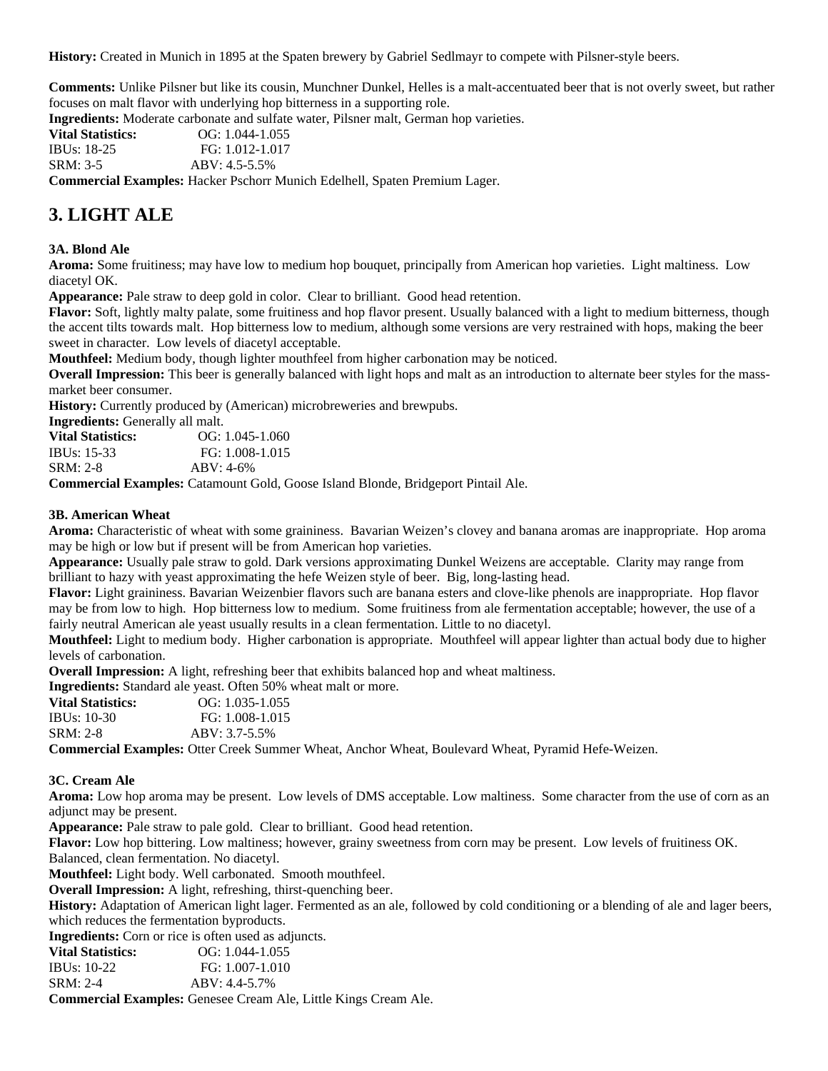**History:** Created in Munich in 1895 at the Spaten brewery by Gabriel Sedlmayr to compete with Pilsner-style beers.

**Comments:** Unlike Pilsner but like its cousin, Munchner Dunkel, Helles is a malt-accentuated beer that is not overly sweet, but rather focuses on malt flavor with underlying hop bitterness in a supporting role.
**Ingredients:** Moderate carbonate and sulfate water, Pilsner malt, German hop varieties.
**Vital Statistics:** OG: 1.044-1.055
IBUs: 18-25 FG: 1.012-1.017
SRM: 3-5 ABV: 4.5-5.5%
**Commercial Examples:** Hacker Pschorr Munich Edelhell, Spaten Premium Lager.

## 3. LIGHT ALE

**3A. Blond Ale**
**Aroma:** Some fruitiness; may have low to medium hop bouquet, principally from American hop varieties. Light maltiness. Low diacetyl OK.
**Appearance:** Pale straw to deep gold in color. Clear to brilliant. Good head retention.
**Flavor:** Soft, lightly malty palate, some fruitiness and hop flavor present. Usually balanced with a light to medium bitterness, though the accent tilts towards malt. Hop bitterness low to medium, although some versions are very restrained with hops, making the beer sweet in character. Low levels of diacetyl acceptable.
**Mouthfeel:** Medium body, though lighter mouthfeel from higher carbonation may be noticed.
**Overall Impression:** This beer is generally balanced with light hops and malt as an introduction to alternate beer styles for the mass-market beer consumer.
**History:** Currently produced by (American) microbreweries and brewpubs.
**Ingredients:** Generally all malt.
**Vital Statistics:** OG: 1.045-1.060
IBUs: 15-33 FG: 1.008-1.015
SRM: 2-8 ABV: 4-6%
**Commercial Examples:** Catamount Gold, Goose Island Blonde, Bridgeport Pintail Ale.

**3B. American Wheat**
**Aroma:** Characteristic of wheat with some graininess. Bavarian Weizen's clovey and banana aromas are inappropriate. Hop aroma may be high or low but if present will be from American hop varieties.
**Appearance:** Usually pale straw to gold. Dark versions approximating Dunkel Weizens are acceptable. Clarity may range from brilliant to hazy with yeast approximating the hefe Weizen style of beer. Big, long-lasting head.
**Flavor:** Light graininess. Bavarian Weizenbier flavors such are banana esters and clove-like phenols are inappropriate. Hop flavor may be from low to high. Hop bitterness low to medium. Some fruitiness from ale fermentation acceptable; however, the use of a fairly neutral American ale yeast usually results in a clean fermentation. Little to no diacetyl.
**Mouthfeel:** Light to medium body. Higher carbonation is appropriate. Mouthfeel will appear lighter than actual body due to higher levels of carbonation.
**Overall Impression:** A light, refreshing beer that exhibits balanced hop and wheat maltiness.
**Ingredients:** Standard ale yeast. Often 50% wheat malt or more.
**Vital Statistics:** OG: 1.035-1.055
IBUs: 10-30 FG: 1.008-1.015
SRM: 2-8 ABV: 3.7-5.5%
**Commercial Examples:** Otter Creek Summer Wheat, Anchor Wheat, Boulevard Wheat, Pyramid Hefe-Weizen.

**3C. Cream Ale**
**Aroma:** Low hop aroma may be present. Low levels of DMS acceptable. Low maltiness. Some character from the use of corn as an adjunct may be present.
**Appearance:** Pale straw to pale gold. Clear to brilliant. Good head retention.
**Flavor:** Low hop bittering. Low maltiness; however, grainy sweetness from corn may be present. Low levels of fruitiness OK. Balanced, clean fermentation. No diacetyl.
**Mouthfeel:** Light body. Well carbonated. Smooth mouthfeel.
**Overall Impression:** A light, refreshing, thirst-quenching beer.
**History:** Adaptation of American light lager. Fermented as an ale, followed by cold conditioning or a blending of ale and lager beers, which reduces the fermentation byproducts.
**Ingredients:** Corn or rice is often used as adjuncts.
**Vital Statistics:** OG: 1.044-1.055
IBUs: 10-22 FG: 1.007-1.010
SRM: 2-4 ABV: 4.4-5.7%
**Commercial Examples:** Genesee Cream Ale, Little Kings Cream Ale.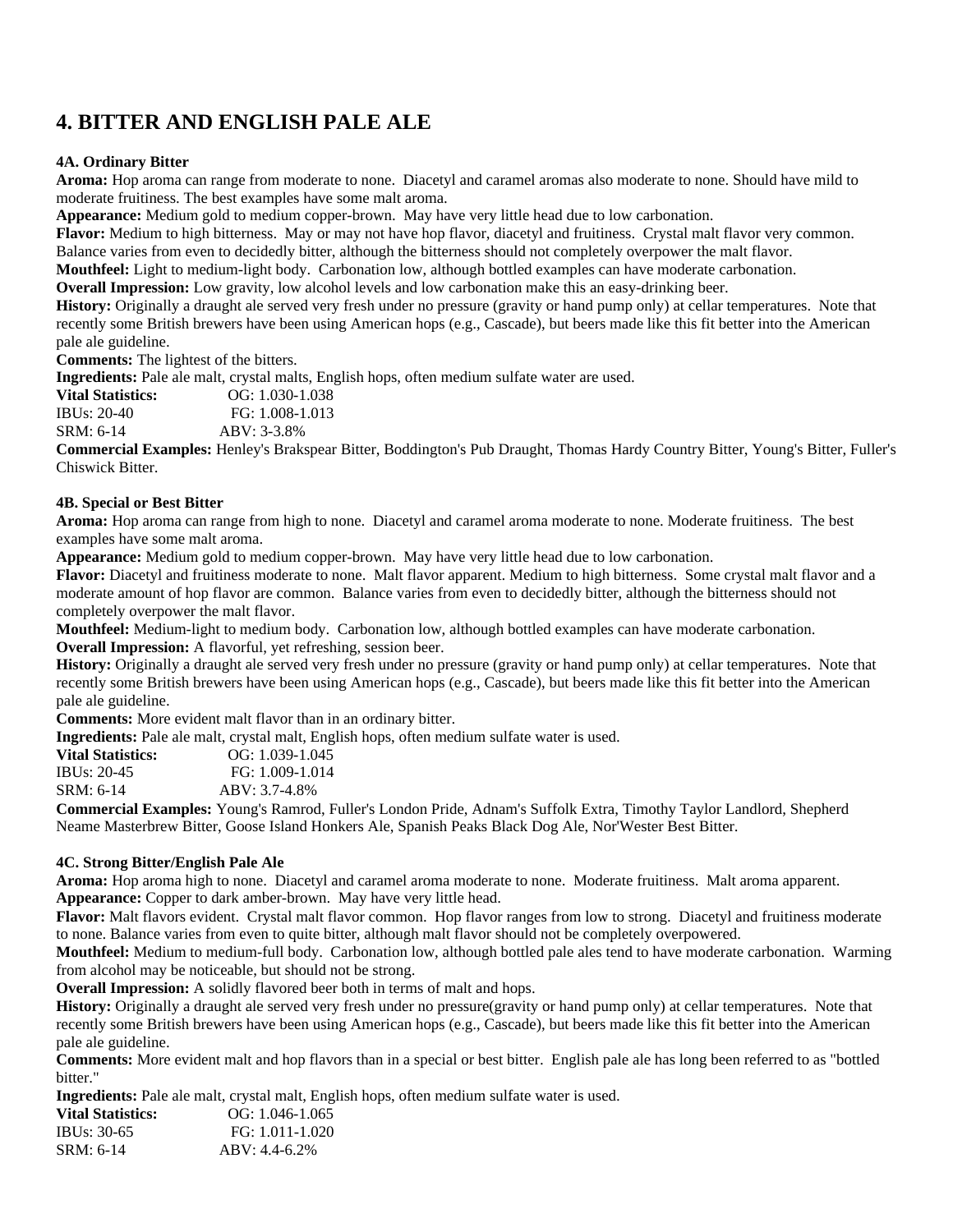## 4. BITTER AND ENGLISH PALE ALE

### 4A. Ordinary Bitter

**Aroma:** Hop aroma can range from moderate to none. Diacetyl and caramel aromas also moderate to none. Should have mild to moderate fruitiness. The best examples have some malt aroma.
**Appearance:** Medium gold to medium copper-brown. May have very little head due to low carbonation.
**Flavor:** Medium to high bitterness. May or may not have hop flavor, diacetyl and fruitiness. Crystal malt flavor very common. Balance varies from even to decidedly bitter, although the bitterness should not completely overpower the malt flavor.
**Mouthfeel:** Light to medium-light body. Carbonation low, although bottled examples can have moderate carbonation.
**Overall Impression:** Low gravity, low alcohol levels and low carbonation make this an easy-drinking beer.
**History:** Originally a draught ale served very fresh under no pressure (gravity or hand pump only) at cellar temperatures. Note that recently some British brewers have been using American hops (e.g., Cascade), but beers made like this fit better into the American pale ale guideline.
**Comments:** The lightest of the bitters.
**Ingredients:** Pale ale malt, crystal malts, English hops, often medium sulfate water are used.
**Vital Statistics:** OG: 1.030-1.038
IBUs: 20-40 FG: 1.008-1.013
SRM: 6-14 ABV: 3-3.8%
**Commercial Examples:** Henley's Brakspear Bitter, Boddington's Pub Draught, Thomas Hardy Country Bitter, Young's Bitter, Fuller's Chiswick Bitter.

### 4B. Special or Best Bitter

**Aroma:** Hop aroma can range from high to none. Diacetyl and caramel aroma moderate to none. Moderate fruitiness. The best examples have some malt aroma.
**Appearance:** Medium gold to medium copper-brown. May have very little head due to low carbonation.
**Flavor:** Diacetyl and fruitiness moderate to none. Malt flavor apparent. Medium to high bitterness. Some crystal malt flavor and a moderate amount of hop flavor are common. Balance varies from even to decidedly bitter, although the bitterness should not completely overpower the malt flavor.
**Mouthfeel:** Medium-light to medium body. Carbonation low, although bottled examples can have moderate carbonation.
**Overall Impression:** A flavorful, yet refreshing, session beer.
**History:** Originally a draught ale served very fresh under no pressure (gravity or hand pump only) at cellar temperatures. Note that recently some British brewers have been using American hops (e.g., Cascade), but beers made like this fit better into the American pale ale guideline.
**Comments:** More evident malt flavor than in an ordinary bitter.
**Ingredients:** Pale ale malt, crystal malt, English hops, often medium sulfate water is used.
**Vital Statistics:** OG: 1.039-1.045
IBUs: 20-45 FG: 1.009-1.014
SRM: 6-14 ABV: 3.7-4.8%
**Commercial Examples:** Young's Ramrod, Fuller's London Pride, Adnam's Suffolk Extra, Timothy Taylor Landlord, Shepherd Neame Masterbrew Bitter, Goose Island Honkers Ale, Spanish Peaks Black Dog Ale, Nor'Wester Best Bitter.

### 4C. Strong Bitter/English Pale Ale

**Aroma:** Hop aroma high to none. Diacetyl and caramel aroma moderate to none. Moderate fruitiness. Malt aroma apparent.
**Appearance:** Copper to dark amber-brown. May have very little head.
**Flavor:** Malt flavors evident. Crystal malt flavor common. Hop flavor ranges from low to strong. Diacetyl and fruitiness moderate to none. Balance varies from even to quite bitter, although malt flavor should not be completely overpowered.
**Mouthfeel:** Medium to medium-full body. Carbonation low, although bottled pale ales tend to have moderate carbonation. Warming from alcohol may be noticeable, but should not be strong.
**Overall Impression:** A solidly flavored beer both in terms of malt and hops.
**History:** Originally a draught ale served very fresh under no pressure(gravity or hand pump only) at cellar temperatures. Note that recently some British brewers have been using American hops (e.g., Cascade), but beers made like this fit better into the American pale ale guideline.
**Comments:** More evident malt and hop flavors than in a special or best bitter. English pale ale has long been referred to as "bottled bitter."
**Ingredients:** Pale ale malt, crystal malt, English hops, often medium sulfate water is used.
**Vital Statistics:** OG: 1.046-1.065
IBUs: 30-65 FG: 1.011-1.020
SRM: 6-14 ABV: 4.4-6.2%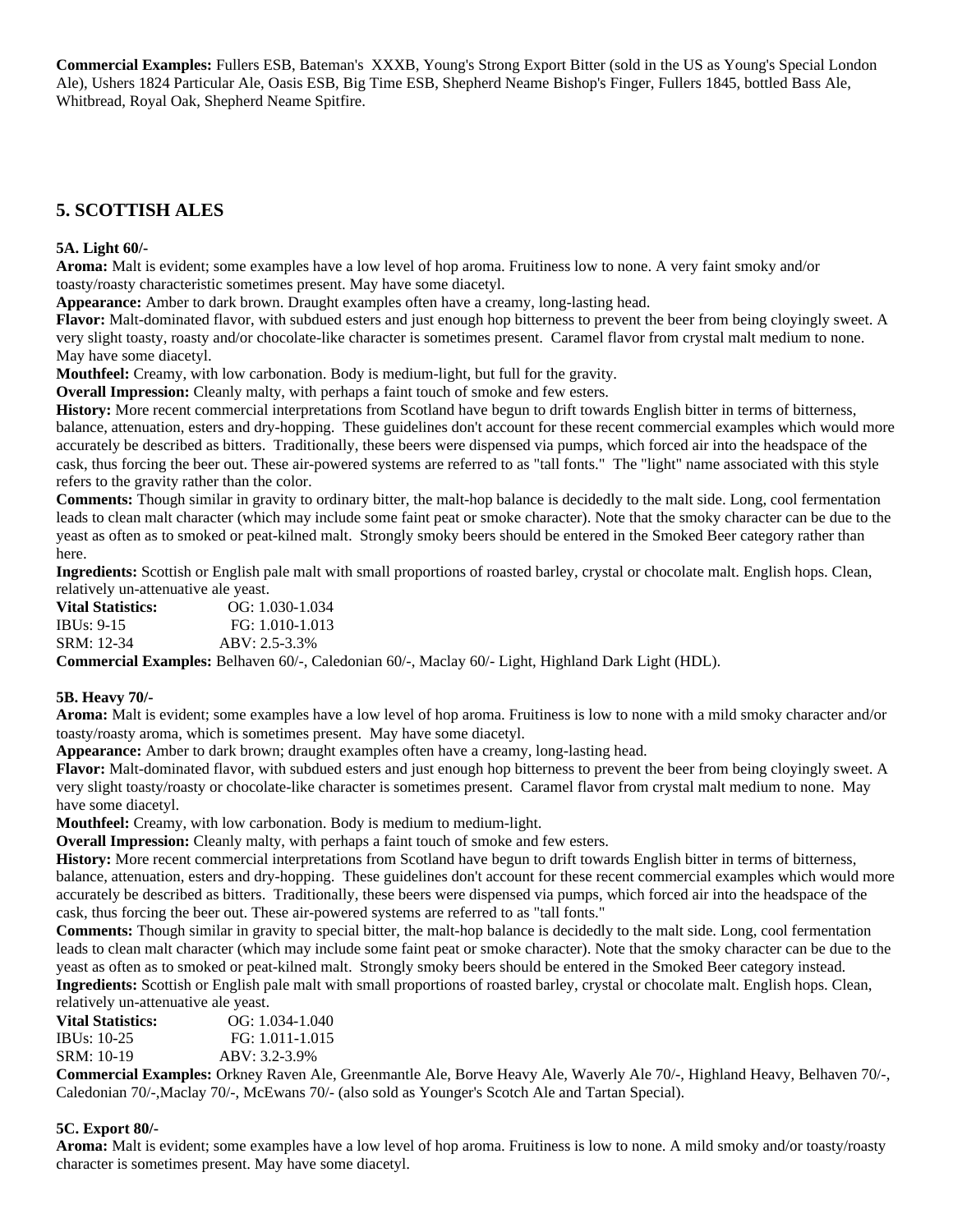**Commercial Examples:** Fullers ESB, Bateman's XXXB, Young's Strong Export Bitter (sold in the US as Young's Special London Ale), Ushers 1824 Particular Ale, Oasis ESB, Big Time ESB, Shepherd Neame Bishop's Finger, Fullers 1845, bottled Bass Ale, Whitbread, Royal Oak, Shepherd Neame Spitfire.

## 5. SCOTTISH ALES

### 5A. Light 60/-

**Aroma:** Malt is evident; some examples have a low level of hop aroma. Fruitiness low to none. A very faint smoky and/or toasty/roasty characteristic sometimes present. May have some diacetyl.
**Appearance:** Amber to dark brown. Draught examples often have a creamy, long-lasting head.
**Flavor:** Malt-dominated flavor, with subdued esters and just enough hop bitterness to prevent the beer from being cloyingly sweet. A very slight toasty, roasty and/or chocolate-like character is sometimes present. Caramel flavor from crystal malt medium to none. May have some diacetyl.
**Mouthfeel:** Creamy, with low carbonation. Body is medium-light, but full for the gravity.
**Overall Impression:** Cleanly malty, with perhaps a faint touch of smoke and few esters.
**History:** More recent commercial interpretations from Scotland have begun to drift towards English bitter in terms of bitterness, balance, attenuation, esters and dry-hopping. These guidelines don't account for these recent commercial examples which would more accurately be described as bitters. Traditionally, these beers were dispensed via pumps, which forced air into the headspace of the cask, thus forcing the beer out. These air-powered systems are referred to as "tall fonts." The "light" name associated with this style refers to the gravity rather than the color.
**Comments:** Though similar in gravity to ordinary bitter, the malt-hop balance is decidedly to the malt side. Long, cool fermentation leads to clean malt character (which may include some faint peat or smoke character). Note that the smoky character can be due to the yeast as often as to smoked or peat-kilned malt. Strongly smoky beers should be entered in the Smoked Beer category rather than here.
**Ingredients:** Scottish or English pale malt with small proportions of roasted barley, crystal or chocolate malt. English hops. Clean, relatively un-attenuative ale yeast.
**Vital Statistics:** OG: 1.030-1.034
IBUs: 9-15 FG: 1.010-1.013
SRM: 12-34 ABV: 2.5-3.3%
**Commercial Examples:** Belhaven 60/-, Caledonian 60/-, Maclay 60/- Light, Highland Dark Light (HDL).

### 5B. Heavy 70/-

**Aroma:** Malt is evident; some examples have a low level of hop aroma. Fruitiness is low to none with a mild smoky character and/or toasty/roasty aroma, which is sometimes present. May have some diacetyl.
**Appearance:** Amber to dark brown; draught examples often have a creamy, long-lasting head.
**Flavor:** Malt-dominated flavor, with subdued esters and just enough hop bitterness to prevent the beer from being cloyingly sweet. A very slight toasty/roasty or chocolate-like character is sometimes present. Caramel flavor from crystal malt medium to none. May have some diacetyl.
**Mouthfeel:** Creamy, with low carbonation. Body is medium to medium-light.
**Overall Impression:** Cleanly malty, with perhaps a faint touch of smoke and few esters.
**History:** More recent commercial interpretations from Scotland have begun to drift towards English bitter in terms of bitterness, balance, attenuation, esters and dry-hopping. These guidelines don't account for these recent commercial examples which would more accurately be described as bitters. Traditionally, these beers were dispensed via pumps, which forced air into the headspace of the cask, thus forcing the beer out. These air-powered systems are referred to as "tall fonts."
**Comments:** Though similar in gravity to special bitter, the malt-hop balance is decidedly to the malt side. Long, cool fermentation leads to clean malt character (which may include some faint peat or smoke character). Note that the smoky character can be due to the yeast as often as to smoked or peat-kilned malt. Strongly smoky beers should be entered in the Smoked Beer category instead.
**Ingredients:** Scottish or English pale malt with small proportions of roasted barley, crystal or chocolate malt. English hops. Clean, relatively un-attenuative ale yeast.
**Vital Statistics:** OG: 1.034-1.040
IBUs: 10-25 FG: 1.011-1.015
SRM: 10-19 ABV: 3.2-3.9%
**Commercial Examples:** Orkney Raven Ale, Greenmantle Ale, Borve Heavy Ale, Waverly Ale 70/-, Highland Heavy, Belhaven 70/-, Caledonian 70/-,Maclay 70/-, McEwans 70/- (also sold as Younger's Scotch Ale and Tartan Special).

### 5C. Export 80/-

**Aroma:** Malt is evident; some examples have a low level of hop aroma. Fruitiness is low to none. A mild smoky and/or toasty/roasty character is sometimes present. May have some diacetyl.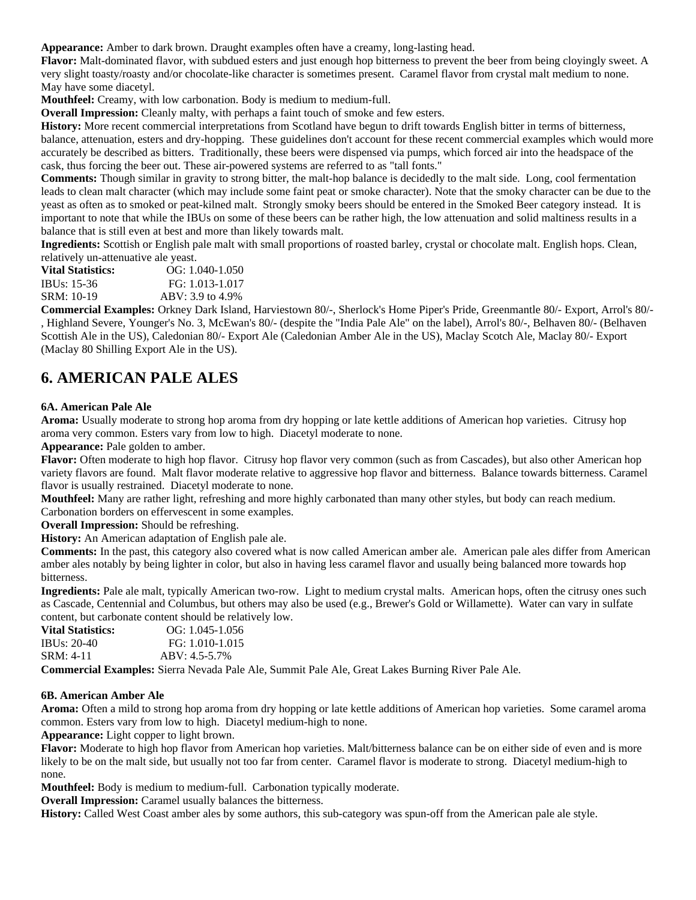**Appearance:** Amber to dark brown. Draught examples often have a creamy, long-lasting head.

**Flavor:** Malt-dominated flavor, with subdued esters and just enough hop bitterness to prevent the beer from being cloyingly sweet. A very slight toasty/roasty and/or chocolate-like character is sometimes present. Caramel flavor from crystal malt medium to none. May have some diacetyl.

**Mouthfeel:** Creamy, with low carbonation. Body is medium to medium-full.

**Overall Impression:** Cleanly malty, with perhaps a faint touch of smoke and few esters.

**History:** More recent commercial interpretations from Scotland have begun to drift towards English bitter in terms of bitterness, balance, attenuation, esters and dry-hopping. These guidelines don't account for these recent commercial examples which would more accurately be described as bitters. Traditionally, these beers were dispensed via pumps, which forced air into the headspace of the cask, thus forcing the beer out. These air-powered systems are referred to as "tall fonts."

**Comments:** Though similar in gravity to strong bitter, the malt-hop balance is decidedly to the malt side. Long, cool fermentation leads to clean malt character (which may include some faint peat or smoke character). Note that the smoky character can be due to the yeast as often as to smoked or peat-kilned malt. Strongly smoky beers should be entered in the Smoked Beer category instead. It is important to note that while the IBUs on some of these beers can be rather high, the low attenuation and solid maltiness results in a balance that is still even at best and more than likely towards malt.

**Ingredients:** Scottish or English pale malt with small proportions of roasted barley, crystal or chocolate malt. English hops. Clean, relatively un-attenuative ale yeast.

**Vital Statistics:** OG: 1.040-1.050
IBUs: 15-36 FG: 1.013-1.017
SRM: 10-19 ABV: 3.9 to 4.9%

**Commercial Examples:** Orkney Dark Island, Harviestown 80/-, Sherlock's Home Piper's Pride, Greenmantle 80/- Export, Arrol's 80/-, Highland Severe, Younger's No. 3, McEwan's 80/- (despite the "India Pale Ale" on the label), Arrol's 80/-, Belhaven 80/- (Belhaven Scottish Ale in the US), Caledonian 80/- Export Ale (Caledonian Amber Ale in the US), Maclay Scotch Ale, Maclay 80/- Export (Maclay 80 Shilling Export Ale in the US).

## 6. AMERICAN PALE ALES

### 6A. American Pale Ale

**Aroma:** Usually moderate to strong hop aroma from dry hopping or late kettle additions of American hop varieties. Citrusy hop aroma very common. Esters vary from low to high. Diacetyl moderate to none.

**Appearance:** Pale golden to amber.

**Flavor:** Often moderate to high hop flavor. Citrusy hop flavor very common (such as from Cascades), but also other American hop variety flavors are found. Malt flavor moderate relative to aggressive hop flavor and bitterness. Balance towards bitterness. Caramel flavor is usually restrained. Diacetyl moderate to none.

**Mouthfeel:** Many are rather light, refreshing and more highly carbonated than many other styles, but body can reach medium. Carbonation borders on effervescent in some examples.

**Overall Impression:** Should be refreshing.

**History:** An American adaptation of English pale ale.

**Comments:** In the past, this category also covered what is now called American amber ale. American pale ales differ from American amber ales notably by being lighter in color, but also in having less caramel flavor and usually being balanced more towards hop bitterness.

**Ingredients:** Pale ale malt, typically American two-row. Light to medium crystal malts. American hops, often the citrusy ones such as Cascade, Centennial and Columbus, but others may also be used (e.g., Brewer's Gold or Willamette). Water can vary in sulfate content, but carbonate content should be relatively low.

**Vital Statistics:** OG: 1.045-1.056
IBUs: 20-40 FG: 1.010-1.015
SRM: 4-11 ABV: 4.5-5.7%

**Commercial Examples:** Sierra Nevada Pale Ale, Summit Pale Ale, Great Lakes Burning River Pale Ale.

### 6B. American Amber Ale

**Aroma:** Often a mild to strong hop aroma from dry hopping or late kettle additions of American hop varieties. Some caramel aroma common. Esters vary from low to high. Diacetyl medium-high to none.

**Appearance:** Light copper to light brown.

**Flavor:** Moderate to high hop flavor from American hop varieties. Malt/bitterness balance can be on either side of even and is more likely to be on the malt side, but usually not too far from center. Caramel flavor is moderate to strong. Diacetyl medium-high to none.

**Mouthfeel:** Body is medium to medium-full. Carbonation typically moderate.

**Overall Impression:** Caramel usually balances the bitterness.

**History:** Called West Coast amber ales by some authors, this sub-category was spun-off from the American pale ale style.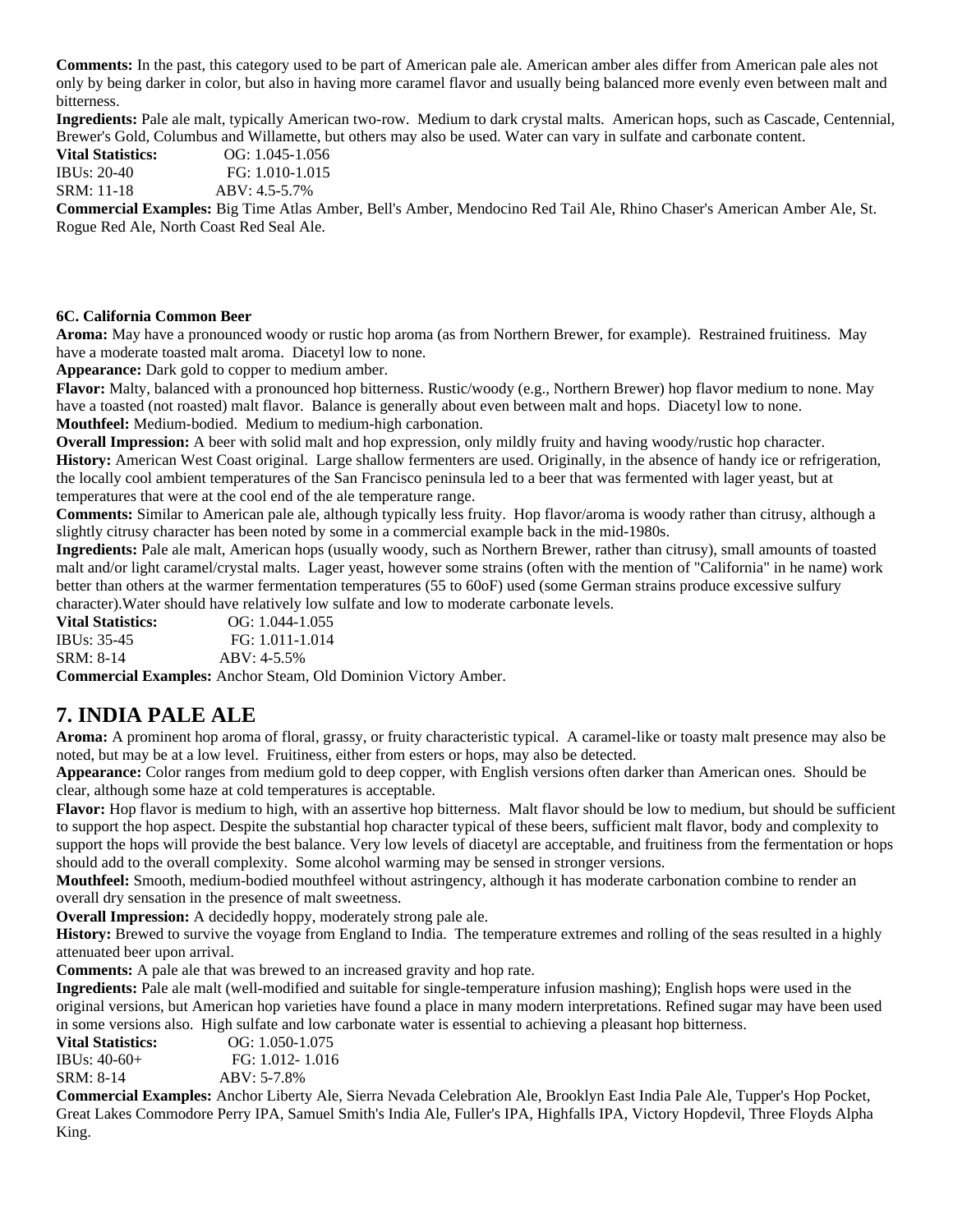**Comments:** In the past, this category used to be part of American pale ale. American amber ales differ from American pale ales not only by being darker in color, but also in having more caramel flavor and usually being balanced more evenly even between malt and bitterness.

**Ingredients:** Pale ale malt, typically American two-row. Medium to dark crystal malts. American hops, such as Cascade, Centennial, Brewer's Gold, Columbus and Willamette, but others may also be used. Water can vary in sulfate and carbonate content.

**Vital Statistics:** OG: 1.045-1.056
IBUs: 20-40 FG: 1.010-1.015
SRM: 11-18 ABV: 4.5-5.7%

**Commercial Examples:** Big Time Atlas Amber, Bell's Amber, Mendocino Red Tail Ale, Rhino Chaser's American Amber Ale, St. Rogue Red Ale, North Coast Red Seal Ale.

### 6C. California Common Beer

**Aroma:** May have a pronounced woody or rustic hop aroma (as from Northern Brewer, for example). Restrained fruitiness. May have a moderate toasted malt aroma. Diacetyl low to none.

**Appearance:** Dark gold to copper to medium amber.

**Flavor:** Malty, balanced with a pronounced hop bitterness. Rustic/woody (e.g., Northern Brewer) hop flavor medium to none. May have a toasted (not roasted) malt flavor. Balance is generally about even between malt and hops. Diacetyl low to none.

**Mouthfeel:** Medium-bodied. Medium to medium-high carbonation.

**Overall Impression:** A beer with solid malt and hop expression, only mildly fruity and having woody/rustic hop character.

**History:** American West Coast original. Large shallow fermenters are used. Originally, in the absence of handy ice or refrigeration, the locally cool ambient temperatures of the San Francisco peninsula led to a beer that was fermented with lager yeast, but at temperatures that were at the cool end of the ale temperature range.

**Comments:** Similar to American pale ale, although typically less fruity. Hop flavor/aroma is woody rather than citrusy, although a slightly citrusy character has been noted by some in a commercial example back in the mid-1980s.

**Ingredients:** Pale ale malt, American hops (usually woody, such as Northern Brewer, rather than citrusy), small amounts of toasted malt and/or light caramel/crystal malts. Lager yeast, however some strains (often with the mention of "California" in he name) work better than others at the warmer fermentation temperatures (55 to 60oF) used (some German strains produce excessive sulfury character).Water should have relatively low sulfate and low to moderate carbonate levels.

**Vital Statistics:** OG: 1.044-1.055
IBUs: 35-45 FG: 1.011-1.014
SRM: 8-14 ABV: 4-5.5%

**Commercial Examples:** Anchor Steam, Old Dominion Victory Amber.

## 7. INDIA PALE ALE

**Aroma:** A prominent hop aroma of floral, grassy, or fruity characteristic typical. A caramel-like or toasty malt presence may also be noted, but may be at a low level. Fruitiness, either from esters or hops, may also be detected.

**Appearance:** Color ranges from medium gold to deep copper, with English versions often darker than American ones. Should be clear, although some haze at cold temperatures is acceptable.

**Flavor:** Hop flavor is medium to high, with an assertive hop bitterness. Malt flavor should be low to medium, but should be sufficient to support the hop aspect. Despite the substantial hop character typical of these beers, sufficient malt flavor, body and complexity to support the hops will provide the best balance. Very low levels of diacetyl are acceptable, and fruitiness from the fermentation or hops should add to the overall complexity. Some alcohol warming may be sensed in stronger versions.

**Mouthfeel:** Smooth, medium-bodied mouthfeel without astringency, although it has moderate carbonation combine to render an overall dry sensation in the presence of malt sweetness.

**Overall Impression:** A decidedly hoppy, moderately strong pale ale.

**History:** Brewed to survive the voyage from England to India. The temperature extremes and rolling of the seas resulted in a highly attenuated beer upon arrival.

**Comments:** A pale ale that was brewed to an increased gravity and hop rate.

**Ingredients:** Pale ale malt (well-modified and suitable for single-temperature infusion mashing); English hops were used in the original versions, but American hop varieties have found a place in many modern interpretations. Refined sugar may have been used in some versions also. High sulfate and low carbonate water is essential to achieving a pleasant hop bitterness.

**Vital Statistics:** OG: 1.050-1.075
IBUs: 40-60+ FG: 1.012- 1.016
SRM: 8-14 ABV: 5-7.8%

**Commercial Examples:** Anchor Liberty Ale, Sierra Nevada Celebration Ale, Brooklyn East India Pale Ale, Tupper's Hop Pocket, Great Lakes Commodore Perry IPA, Samuel Smith's India Ale, Fuller's IPA, Highfalls IPA, Victory Hopdevil, Three Floyds Alpha King.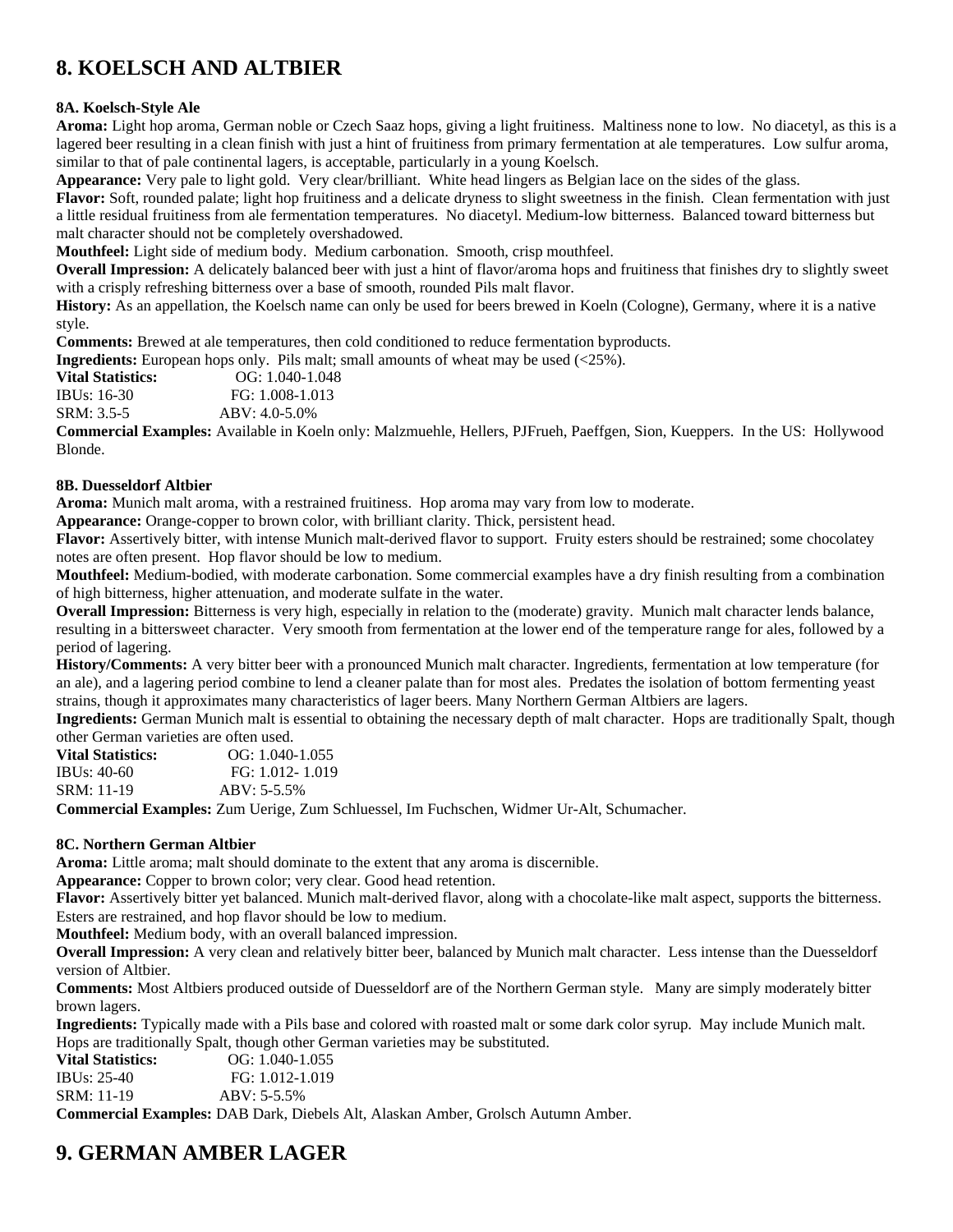# 8. KOELSCH AND ALTBIER

### 8A. Koelsch-Style Ale

**Aroma:** Light hop aroma, German noble or Czech Saaz hops, giving a light fruitiness. Maltiness none to low. No diacetyl, as this is a lagered beer resulting in a clean finish with just a hint of fruitiness from primary fermentation at ale temperatures. Low sulfur aroma, similar to that of pale continental lagers, is acceptable, particularly in a young Koelsch.

**Appearance:** Very pale to light gold. Very clear/brilliant. White head lingers as Belgian lace on the sides of the glass.

**Flavor:** Soft, rounded palate; light hop fruitiness and a delicate dryness to slight sweetness in the finish. Clean fermentation with just a little residual fruitiness from ale fermentation temperatures. No diacetyl. Medium-low bitterness. Balanced toward bitterness but malt character should not be completely overshadowed.

**Mouthfeel:** Light side of medium body. Medium carbonation. Smooth, crisp mouthfeel.

**Overall Impression:** A delicately balanced beer with just a hint of flavor/aroma hops and fruitiness that finishes dry to slightly sweet with a crisply refreshing bitterness over a base of smooth, rounded Pils malt flavor.

**History:** As an appellation, the Koelsch name can only be used for beers brewed in Koeln (Cologne), Germany, where it is a native style.

**Comments:** Brewed at ale temperatures, then cold conditioned to reduce fermentation byproducts.

**Ingredients:** European hops only. Pils malt; small amounts of wheat may be used (<25%).

**Vital Statistics:** OG: 1.040-1.048
IBUs: 16-30 FG: 1.008-1.013
SRM: 3.5-5 ABV: 4.0-5.0%

**Commercial Examples:** Available in Koeln only: Malzmuehle, Hellers, PJFrueh, Paeffgen, Sion, Kueppers. In the US: Hollywood Blonde.

### 8B. Duesseldorf Altbier

**Aroma:** Munich malt aroma, with a restrained fruitiness. Hop aroma may vary from low to moderate.

**Appearance:** Orange-copper to brown color, with brilliant clarity. Thick, persistent head.

**Flavor:** Assertively bitter, with intense Munich malt-derived flavor to support. Fruity esters should be restrained; some chocolatey notes are often present. Hop flavor should be low to medium.

**Mouthfeel:** Medium-bodied, with moderate carbonation. Some commercial examples have a dry finish resulting from a combination of high bitterness, higher attenuation, and moderate sulfate in the water.

**Overall Impression:** Bitterness is very high, especially in relation to the (moderate) gravity. Munich malt character lends balance, resulting in a bittersweet character. Very smooth from fermentation at the lower end of the temperature range for ales, followed by a period of lagering.

**History/Comments:** A very bitter beer with a pronounced Munich malt character. Ingredients, fermentation at low temperature (for an ale), and a lagering period combine to lend a cleaner palate than for most ales. Predates the isolation of bottom fermenting yeast strains, though it approximates many characteristics of lager beers. Many Northern German Altbiers are lagers.

**Ingredients:** German Munich malt is essential to obtaining the necessary depth of malt character. Hops are traditionally Spalt, though other German varieties are often used.

**Vital Statistics:** OG: 1.040-1.055
IBUs: 40-60 FG: 1.012- 1.019
SRM: 11-19 ABV: 5-5.5%

**Commercial Examples:** Zum Uerige, Zum Schluessel, Im Fuchschen, Widmer Ur-Alt, Schumacher.

### 8C. Northern German Altbier

**Aroma:** Little aroma; malt should dominate to the extent that any aroma is discernible.

**Appearance:** Copper to brown color; very clear. Good head retention.

**Flavor:** Assertively bitter yet balanced. Munich malt-derived flavor, along with a chocolate-like malt aspect, supports the bitterness. Esters are restrained, and hop flavor should be low to medium.

**Mouthfeel:** Medium body, with an overall balanced impression.

**Overall Impression:** A very clean and relatively bitter beer, balanced by Munich malt character. Less intense than the Duesseldorf version of Altbier.

**Comments:** Most Altbiers produced outside of Duesseldorf are of the Northern German style. Many are simply moderately bitter brown lagers.

**Ingredients:** Typically made with a Pils base and colored with roasted malt or some dark color syrup. May include Munich malt. Hops are traditionally Spalt, though other German varieties may be substituted.

**Vital Statistics:** OG: 1.040-1.055
IBUs: 25-40 FG: 1.012-1.019
SRM: 11-19 ABV: 5-5.5%

**Commercial Examples:** DAB Dark, Diebels Alt, Alaskan Amber, Grolsch Autumn Amber.

# 9. GERMAN AMBER LAGER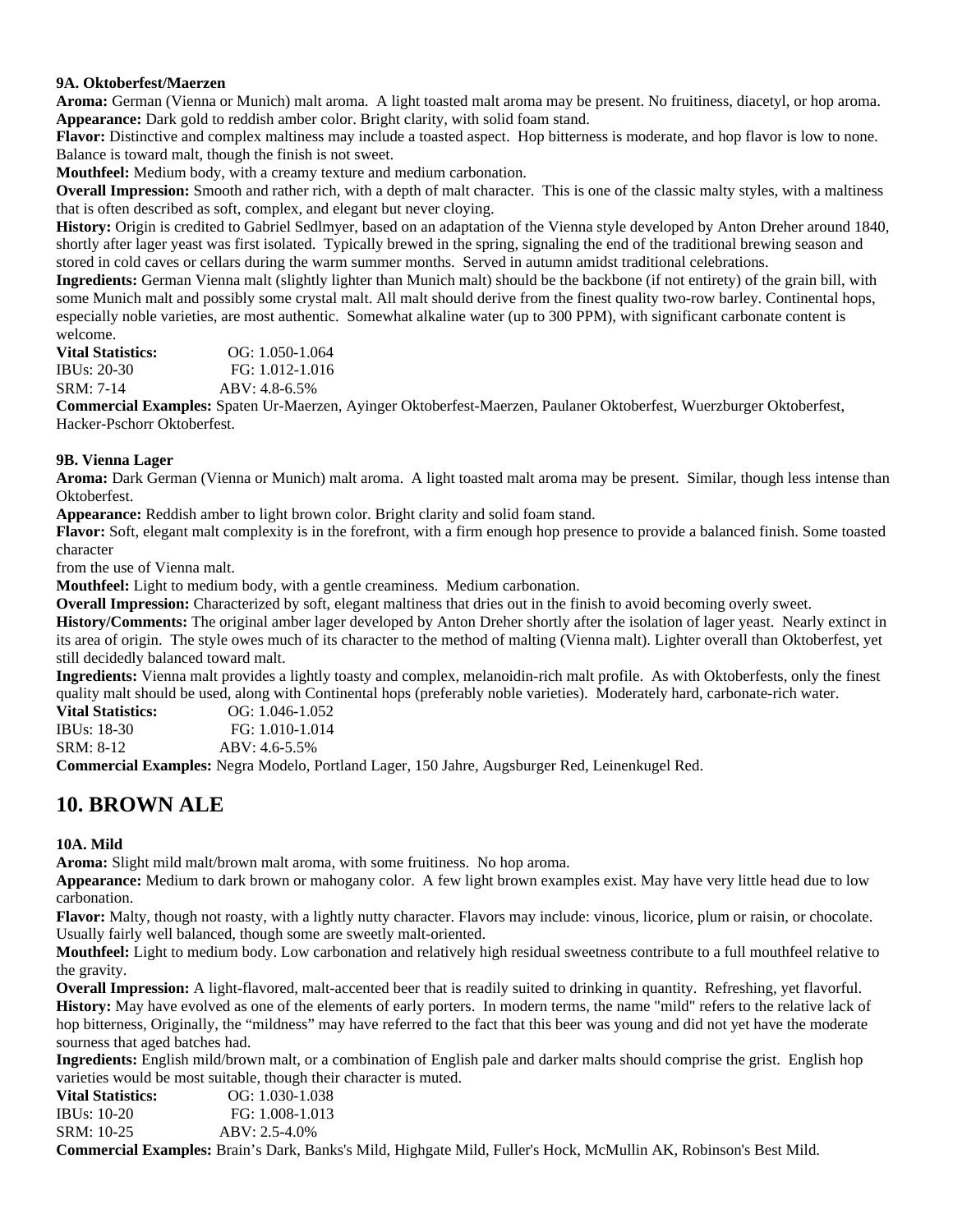**9A. Oktoberfest/Maerzen**

**Aroma:** German (Vienna or Munich) malt aroma. A light toasted malt aroma may be present. No fruitiness, diacetyl, or hop aroma.

**Appearance:** Dark gold to reddish amber color. Bright clarity, with solid foam stand.

**Flavor:** Distinctive and complex maltiness may include a toasted aspect. Hop bitterness is moderate, and hop flavor is low to none. Balance is toward malt, though the finish is not sweet.

**Mouthfeel:** Medium body, with a creamy texture and medium carbonation.

**Overall Impression:** Smooth and rather rich, with a depth of malt character. This is one of the classic malty styles, with a maltiness that is often described as soft, complex, and elegant but never cloying.

**History:** Origin is credited to Gabriel Sedlmyer, based on an adaptation of the Vienna style developed by Anton Dreher around 1840, shortly after lager yeast was first isolated. Typically brewed in the spring, signaling the end of the traditional brewing season and stored in cold caves or cellars during the warm summer months. Served in autumn amidst traditional celebrations.

**Ingredients:** German Vienna malt (slightly lighter than Munich malt) should be the backbone (if not entirety) of the grain bill, with some Munich malt and possibly some crystal malt. All malt should derive from the finest quality two-row barley. Continental hops, especially noble varieties, are most authentic. Somewhat alkaline water (up to 300 PPM), with significant carbonate content is welcome.

**Vital Statistics:** OG: 1.050-1.064
IBUs: 20-30 FG: 1.012-1.016
SRM: 7-14 ABV: 4.8-6.5%

**Commercial Examples:** Spaten Ur-Maerzen, Ayinger Oktoberfest-Maerzen, Paulaner Oktoberfest, Wuerzburger Oktoberfest, Hacker-Pschorr Oktoberfest.

**9B. Vienna Lager**

**Aroma:** Dark German (Vienna or Munich) malt aroma. A light toasted malt aroma may be present. Similar, though less intense than Oktoberfest.

**Appearance:** Reddish amber to light brown color. Bright clarity and solid foam stand.

**Flavor:** Soft, elegant malt complexity is in the forefront, with a firm enough hop presence to provide a balanced finish. Some toasted character from the use of Vienna malt.

**Mouthfeel:** Light to medium body, with a gentle creaminess. Medium carbonation.

**Overall Impression:** Characterized by soft, elegant maltiness that dries out in the finish to avoid becoming overly sweet.

**History/Comments:** The original amber lager developed by Anton Dreher shortly after the isolation of lager yeast. Nearly extinct in its area of origin. The style owes much of its character to the method of malting (Vienna malt). Lighter overall than Oktoberfest, yet still decidedly balanced toward malt.

**Ingredients:** Vienna malt provides a lightly toasty and complex, melanoidin-rich malt profile. As with Oktoberfests, only the finest quality malt should be used, along with Continental hops (preferably noble varieties). Moderately hard, carbonate-rich water.

**Vital Statistics:** OG: 1.046-1.052
IBUs: 18-30 FG: 1.010-1.014
SRM: 8-12 ABV: 4.6-5.5%

**Commercial Examples:** Negra Modelo, Portland Lager, 150 Jahre, Augsburger Red, Leinenkugel Red.

# 10. BROWN ALE

**10A. Mild**

**Aroma:** Slight mild malt/brown malt aroma, with some fruitiness. No hop aroma.

**Appearance:** Medium to dark brown or mahogany color. A few light brown examples exist. May have very little head due to low carbonation.

**Flavor:** Malty, though not roasty, with a lightly nutty character. Flavors may include: vinous, licorice, plum or raisin, or chocolate. Usually fairly well balanced, though some are sweetly malt-oriented.

**Mouthfeel:** Light to medium body. Low carbonation and relatively high residual sweetness contribute to a full mouthfeel relative to the gravity.

**Overall Impression:** A light-flavored, malt-accented beer that is readily suited to drinking in quantity. Refreshing, yet flavorful.

**History:** May have evolved as one of the elements of early porters. In modern terms, the name "mild" refers to the relative lack of hop bitterness, Originally, the "mildness" may have referred to the fact that this beer was young and did not yet have the moderate sourness that aged batches had.

**Ingredients:** English mild/brown malt, or a combination of English pale and darker malts should comprise the grist. English hop varieties would be most suitable, though their character is muted.

**Vital Statistics:** OG: 1.030-1.038
IBUs: 10-20 FG: 1.008-1.013
SRM: 10-25 ABV: 2.5-4.0%

**Commercial Examples:** Brain's Dark, Banks's Mild, Highgate Mild, Fuller's Hock, McMullin AK, Robinson's Best Mild.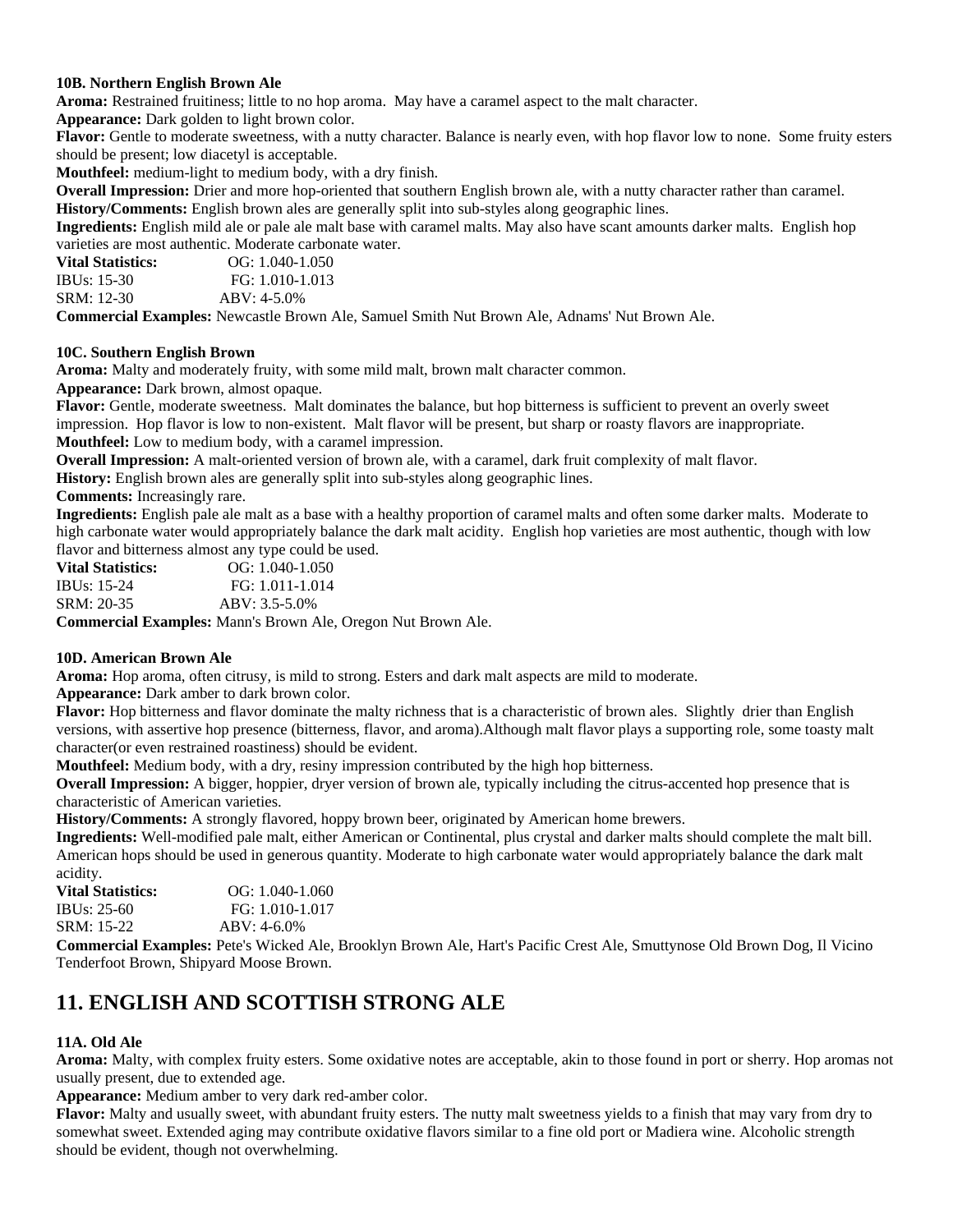**10B. Northern English Brown Ale**

**Aroma:** Restrained fruitiness; little to no hop aroma. May have a caramel aspect to the malt character.

**Appearance:** Dark golden to light brown color.

**Flavor:** Gentle to moderate sweetness, with a nutty character. Balance is nearly even, with hop flavor low to none. Some fruity esters should be present; low diacetyl is acceptable.

**Mouthfeel:** medium-light to medium body, with a dry finish.

**Overall Impression:** Drier and more hop-oriented that southern English brown ale, with a nutty character rather than caramel.

**History/Comments:** English brown ales are generally split into sub-styles along geographic lines.

**Ingredients:** English mild ale or pale ale malt base with caramel malts. May also have scant amounts darker malts. English hop varieties are most authentic. Moderate carbonate water.

**Vital Statistics:** OG: 1.040-1.050
IBUs: 15-30 FG: 1.010-1.013
SRM: 12-30 ABV: 4-5.0%

**Commercial Examples:** Newcastle Brown Ale, Samuel Smith Nut Brown Ale, Adnams' Nut Brown Ale.

**10C. Southern English Brown**

**Aroma:** Malty and moderately fruity, with some mild malt, brown malt character common.

**Appearance:** Dark brown, almost opaque.

**Flavor:** Gentle, moderate sweetness. Malt dominates the balance, but hop bitterness is sufficient to prevent an overly sweet impression. Hop flavor is low to non-existent. Malt flavor will be present, but sharp or roasty flavors are inappropriate.

**Mouthfeel:** Low to medium body, with a caramel impression.

**Overall Impression:** A malt-oriented version of brown ale, with a caramel, dark fruit complexity of malt flavor.

**History:** English brown ales are generally split into sub-styles along geographic lines.

**Comments:** Increasingly rare.

**Ingredients:** English pale ale malt as a base with a healthy proportion of caramel malts and often some darker malts. Moderate to high carbonate water would appropriately balance the dark malt acidity. English hop varieties are most authentic, though with low flavor and bitterness almost any type could be used.

**Vital Statistics:** OG: 1.040-1.050
IBUs: 15-24 FG: 1.011-1.014
SRM: 20-35 ABV: 3.5-5.0%

**Commercial Examples:** Mann's Brown Ale, Oregon Nut Brown Ale.

**10D. American Brown Ale**

**Aroma:** Hop aroma, often citrusy, is mild to strong. Esters and dark malt aspects are mild to moderate.

**Appearance:** Dark amber to dark brown color.

**Flavor:** Hop bitterness and flavor dominate the malty richness that is a characteristic of brown ales. Slightly drier than English versions, with assertive hop presence (bitterness, flavor, and aroma).Although malt flavor plays a supporting role, some toasty malt character(or even restrained roastiness) should be evident.

**Mouthfeel:** Medium body, with a dry, resiny impression contributed by the high hop bitterness.

**Overall Impression:** A bigger, hoppier, dryer version of brown ale, typically including the citrus-accented hop presence that is characteristic of American varieties.

**History/Comments:** A strongly flavored, hoppy brown beer, originated by American home brewers.

**Ingredients:** Well-modified pale malt, either American or Continental, plus crystal and darker malts should complete the malt bill. American hops should be used in generous quantity. Moderate to high carbonate water would appropriately balance the dark malt acidity.

**Vital Statistics:** OG: 1.040-1.060
IBUs: 25-60 FG: 1.010-1.017
SRM: 15-22 ABV: 4-6.0%

**Commercial Examples:** Pete's Wicked Ale, Brooklyn Brown Ale, Hart's Pacific Crest Ale, Smuttynose Old Brown Dog, Il Vicino Tenderfoot Brown, Shipyard Moose Brown.

## 11. ENGLISH AND SCOTTISH STRONG ALE

**11A. Old Ale**

**Aroma:** Malty, with complex fruity esters. Some oxidative notes are acceptable, akin to those found in port or sherry. Hop aromas not usually present, due to extended age.

**Appearance:** Medium amber to very dark red-amber color.

**Flavor:** Malty and usually sweet, with abundant fruity esters. The nutty malt sweetness yields to a finish that may vary from dry to somewhat sweet. Extended aging may contribute oxidative flavors similar to a fine old port or Madiera wine. Alcoholic strength should be evident, though not overwhelming.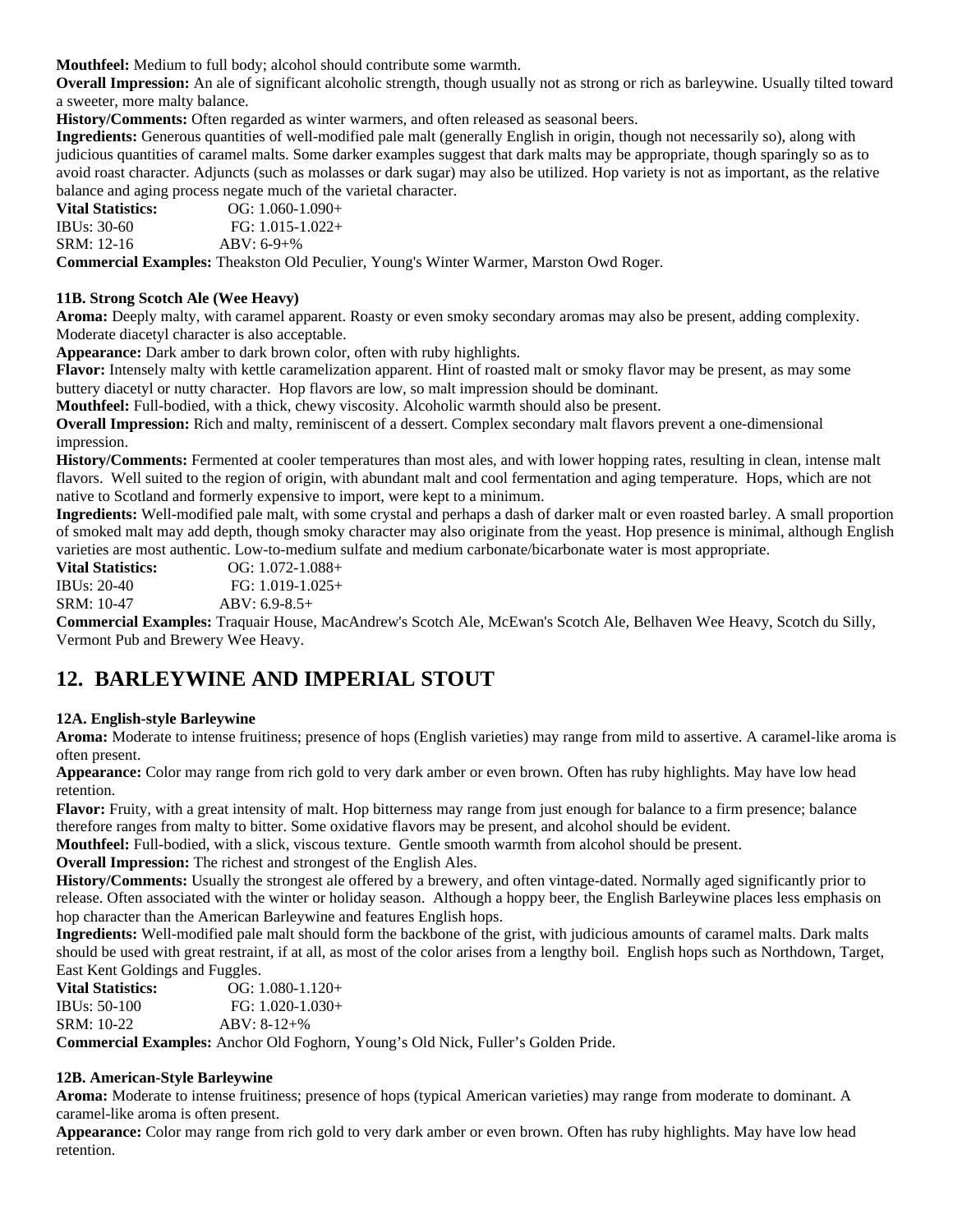**Mouthfeel:** Medium to full body; alcohol should contribute some warmth.

**Overall Impression:** An ale of significant alcoholic strength, though usually not as strong or rich as barleywine. Usually tilted toward a sweeter, more malty balance.

**History/Comments:** Often regarded as winter warmers, and often released as seasonal beers.

**Ingredients:** Generous quantities of well-modified pale malt (generally English in origin, though not necessarily so), along with judicious quantities of caramel malts. Some darker examples suggest that dark malts may be appropriate, though sparingly so as to avoid roast character. Adjuncts (such as molasses or dark sugar) may also be utilized. Hop variety is not as important, as the relative balance and aging process negate much of the varietal character.

**Vital Statistics:** OG: 1.060-1.090+
IBUs: 30-60 FG: 1.015-1.022+
SRM: 12-16 ABV: 6-9+%

**Commercial Examples:** Theakston Old Peculier, Young's Winter Warmer, Marston Owd Roger.

### 11B. Strong Scotch Ale (Wee Heavy)

**Aroma:** Deeply malty, with caramel apparent. Roasty or even smoky secondary aromas may also be present, adding complexity. Moderate diacetyl character is also acceptable.

**Appearance:** Dark amber to dark brown color, often with ruby highlights.

**Flavor:** Intensely malty with kettle caramelization apparent. Hint of roasted malt or smoky flavor may be present, as may some buttery diacetyl or nutty character. Hop flavors are low, so malt impression should be dominant.

**Mouthfeel:** Full-bodied, with a thick, chewy viscosity. Alcoholic warmth should also be present.

**Overall Impression:** Rich and malty, reminiscent of a dessert. Complex secondary malt flavors prevent a one-dimensional impression.

**History/Comments:** Fermented at cooler temperatures than most ales, and with lower hopping rates, resulting in clean, intense malt flavors. Well suited to the region of origin, with abundant malt and cool fermentation and aging temperature. Hops, which are not native to Scotland and formerly expensive to import, were kept to a minimum.

**Ingredients:** Well-modified pale malt, with some crystal and perhaps a dash of darker malt or even roasted barley. A small proportion of smoked malt may add depth, though smoky character may also originate from the yeast. Hop presence is minimal, although English varieties are most authentic. Low-to-medium sulfate and medium carbonate/bicarbonate water is most appropriate.

**Vital Statistics:** OG: 1.072-1.088+
IBUs: 20-40 FG: 1.019-1.025+
SRM: 10-47 ABV: 6.9-8.5+

**Commercial Examples:** Traquair House, MacAndrew's Scotch Ale, McEwan's Scotch Ale, Belhaven Wee Heavy, Scotch du Silly, Vermont Pub and Brewery Wee Heavy.

## 12. BARLEYWINE AND IMPERIAL STOUT

### 12A. English-style Barleywine

**Aroma:** Moderate to intense fruitiness; presence of hops (English varieties) may range from mild to assertive. A caramel-like aroma is often present.

**Appearance:** Color may range from rich gold to very dark amber or even brown. Often has ruby highlights. May have low head retention.

**Flavor:** Fruity, with a great intensity of malt. Hop bitterness may range from just enough for balance to a firm presence; balance therefore ranges from malty to bitter. Some oxidative flavors may be present, and alcohol should be evident.

**Mouthfeel:** Full-bodied, with a slick, viscous texture. Gentle smooth warmth from alcohol should be present.

**Overall Impression:** The richest and strongest of the English Ales.

**History/Comments:** Usually the strongest ale offered by a brewery, and often vintage-dated. Normally aged significantly prior to release. Often associated with the winter or holiday season. Although a hoppy beer, the English Barleywine places less emphasis on hop character than the American Barleywine and features English hops.

**Ingredients:** Well-modified pale malt should form the backbone of the grist, with judicious amounts of caramel malts. Dark malts should be used with great restraint, if at all, as most of the color arises from a lengthy boil. English hops such as Northdown, Target, East Kent Goldings and Fuggles.

**Vital Statistics:** OG: 1.080-1.120+
IBUs: 50-100 FG: 1.020-1.030+
SRM: 10-22 ABV: 8-12+%

**Commercial Examples:** Anchor Old Foghorn, Young's Old Nick, Fuller's Golden Pride.

### 12B. American-Style Barleywine

**Aroma:** Moderate to intense fruitiness; presence of hops (typical American varieties) may range from moderate to dominant. A caramel-like aroma is often present.

**Appearance:** Color may range from rich gold to very dark amber or even brown. Often has ruby highlights. May have low head retention.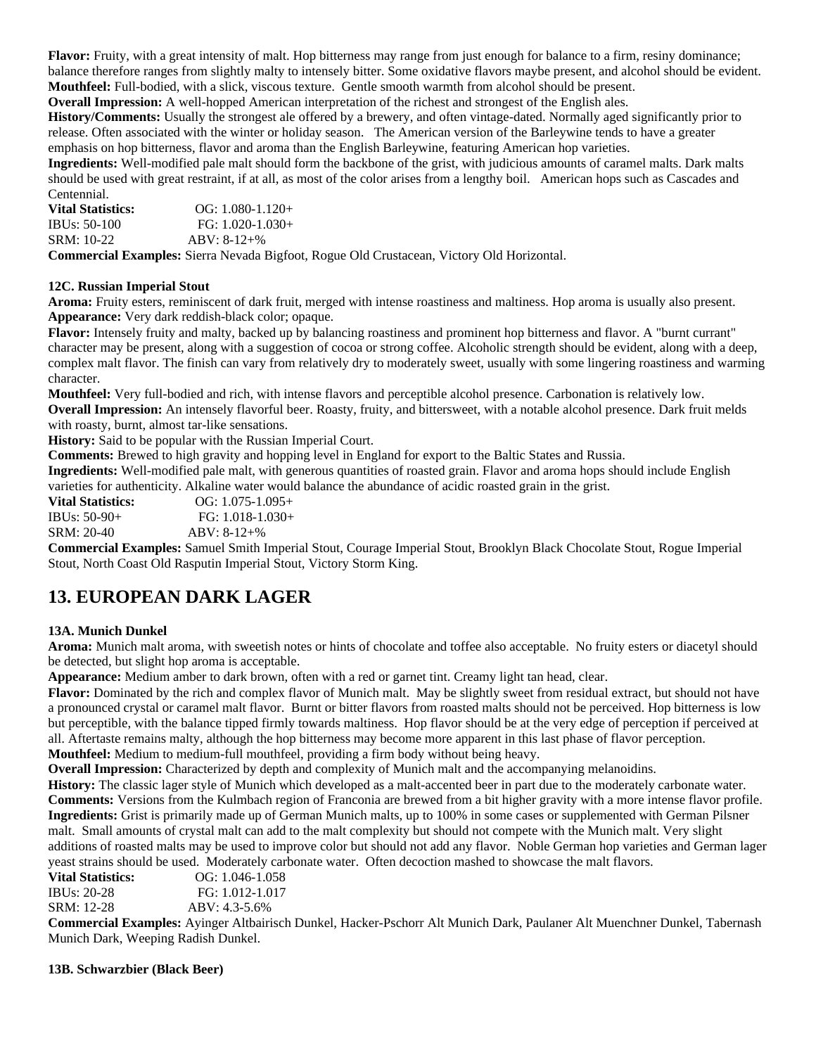**Flavor:** Fruity, with a great intensity of malt. Hop bitterness may range from just enough for balance to a firm, resiny dominance; balance therefore ranges from slightly malty to intensely bitter. Some oxidative flavors maybe present, and alcohol should be evident.
**Mouthfeel:** Full-bodied, with a slick, viscous texture. Gentle smooth warmth from alcohol should be present.
**Overall Impression:** A well-hopped American interpretation of the richest and strongest of the English ales.
**History/Comments:** Usually the strongest ale offered by a brewery, and often vintage-dated. Normally aged significantly prior to release. Often associated with the winter or holiday season. The American version of the Barleywine tends to have a greater emphasis on hop bitterness, flavor and aroma than the English Barleywine, featuring American hop varieties.
**Ingredients:** Well-modified pale malt should form the backbone of the grist, with judicious amounts of caramel malts. Dark malts should be used with great restraint, if at all, as most of the color arises from a lengthy boil. American hops such as Cascades and Centennial.

**Vital Statistics:** OG: 1.080-1.120+
IBUs: 50-100 FG: 1.020-1.030+
SRM: 10-22 ABV: 8-12+%

**Commercial Examples:** Sierra Nevada Bigfoot, Rogue Old Crustacean, Victory Old Horizontal.

**12C. Russian Imperial Stout**

**Aroma:** Fruity esters, reminiscent of dark fruit, merged with intense roastiness and maltiness. Hop aroma is usually also present.
**Appearance:** Very dark reddish-black color; opaque.
**Flavor:** Intensely fruity and malty, backed up by balancing roastiness and prominent hop bitterness and flavor. A "burnt currant" character may be present, along with a suggestion of cocoa or strong coffee. Alcoholic strength should be evident, along with a deep, complex malt flavor. The finish can vary from relatively dry to moderately sweet, usually with some lingering roastiness and warming character.
**Mouthfeel:** Very full-bodied and rich, with intense flavors and perceptible alcohol presence. Carbonation is relatively low.
**Overall Impression:** An intensely flavorful beer. Roasty, fruity, and bittersweet, with a notable alcohol presence. Dark fruit melds with roasty, burnt, almost tar-like sensations.
**History:** Said to be popular with the Russian Imperial Court.
**Comments:** Brewed to high gravity and hopping level in England for export to the Baltic States and Russia.
**Ingredients:** Well-modified pale malt, with generous quantities of roasted grain. Flavor and aroma hops should include English varieties for authenticity. Alkaline water would balance the abundance of acidic roasted grain in the grist.

**Vital Statistics:** OG: 1.075-1.095+
IBUs: 50-90+ FG: 1.018-1.030+
SRM: 20-40 ABV: 8-12+%

**Commercial Examples:** Samuel Smith Imperial Stout, Courage Imperial Stout, Brooklyn Black Chocolate Stout, Rogue Imperial Stout, North Coast Old Rasputin Imperial Stout, Victory Storm King.

## 13. EUROPEAN DARK LAGER

**13A. Munich Dunkel**

**Aroma:** Munich malt aroma, with sweetish notes or hints of chocolate and toffee also acceptable. No fruity esters or diacetyl should be detected, but slight hop aroma is acceptable.
**Appearance:** Medium amber to dark brown, often with a red or garnet tint. Creamy light tan head, clear.
**Flavor:** Dominated by the rich and complex flavor of Munich malt. May be slightly sweet from residual extract, but should not have a pronounced crystal or caramel malt flavor. Burnt or bitter flavors from roasted malts should not be perceived. Hop bitterness is low but perceptible, with the balance tipped firmly towards maltiness. Hop flavor should be at the very edge of perception if perceived at all. Aftertaste remains malty, although the hop bitterness may become more apparent in this last phase of flavor perception.
**Mouthfeel:** Medium to medium-full mouthfeel, providing a firm body without being heavy.
**Overall Impression:** Characterized by depth and complexity of Munich malt and the accompanying melanoidins.
**History:** The classic lager style of Munich which developed as a malt-accented beer in part due to the moderately carbonate water.
**Comments:** Versions from the Kulmbach region of Franconia are brewed from a bit higher gravity with a more intense flavor profile.
**Ingredients:** Grist is primarily made up of German Munich malts, up to 100% in some cases or supplemented with German Pilsner malt. Small amounts of crystal malt can add to the malt complexity but should not compete with the Munich malt. Very slight additions of roasted malts may be used to improve color but should not add any flavor. Noble German hop varieties and German lager yeast strains should be used. Moderately carbonate water. Often decoction mashed to showcase the malt flavors.

**Vital Statistics:** OG: 1.046-1.058
IBUs: 20-28 FG: 1.012-1.017
SRM: 12-28 ABV: 4.3-5.6%

**Commercial Examples:** Ayinger Altbairisch Dunkel, Hacker-Pschorr Alt Munich Dark, Paulaner Alt Muenchner Dunkel, Tabernash Munich Dark, Weeping Radish Dunkel.

**13B. Schwarzbier (Black Beer)**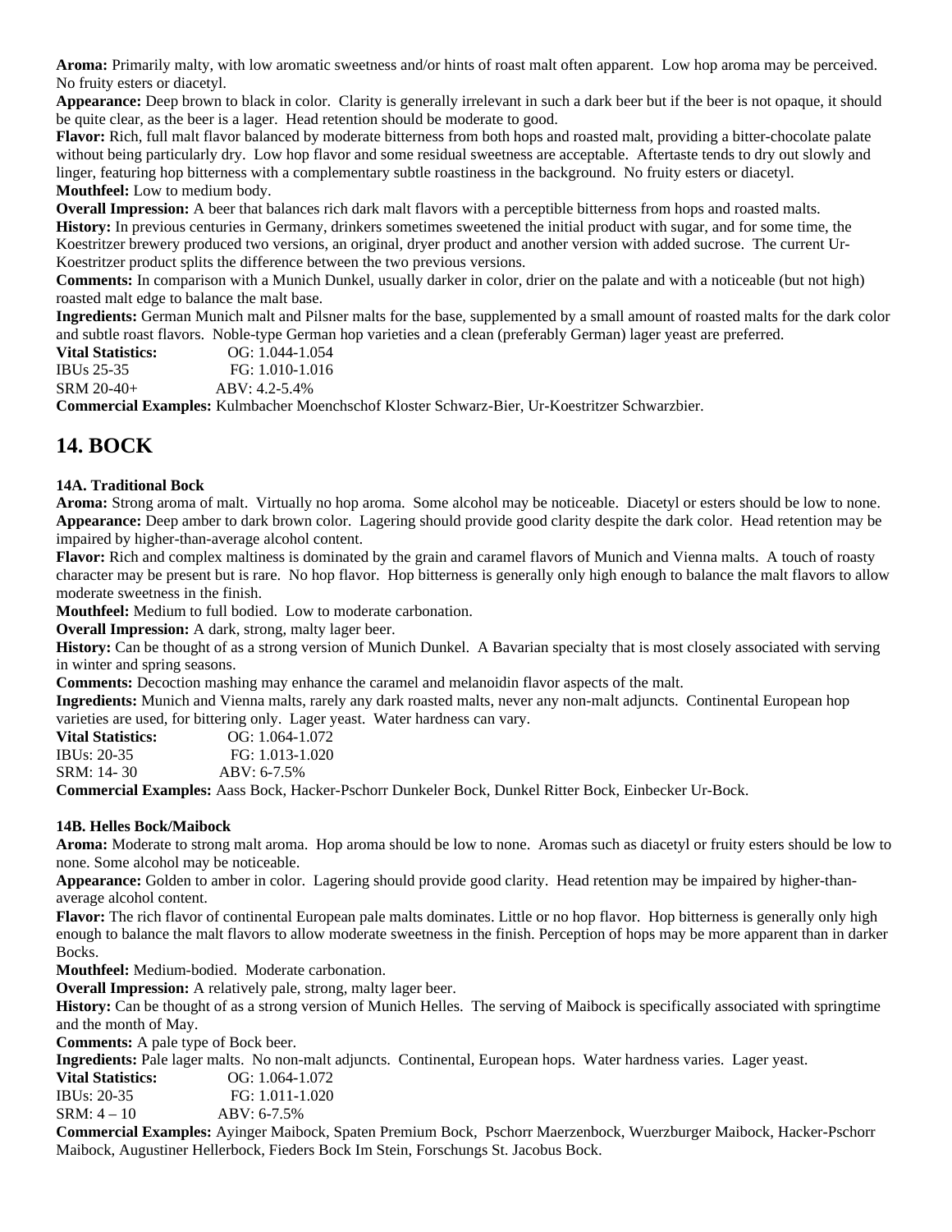**Aroma:** Primarily malty, with low aromatic sweetness and/or hints of roast malt often apparent. Low hop aroma may be perceived. No fruity esters or diacetyl.

**Appearance:** Deep brown to black in color. Clarity is generally irrelevant in such a dark beer but if the beer is not opaque, it should be quite clear, as the beer is a lager. Head retention should be moderate to good.

**Flavor:** Rich, full malt flavor balanced by moderate bitterness from both hops and roasted malt, providing a bitter-chocolate palate without being particularly dry. Low hop flavor and some residual sweetness are acceptable. Aftertaste tends to dry out slowly and linger, featuring hop bitterness with a complementary subtle roastiness in the background. No fruity esters or diacetyl.

**Mouthfeel:** Low to medium body.

**Overall Impression:** A beer that balances rich dark malt flavors with a perceptible bitterness from hops and roasted malts.

**History:** In previous centuries in Germany, drinkers sometimes sweetened the initial product with sugar, and for some time, the Koestritzer brewery produced two versions, an original, dryer product and another version with added sucrose. The current Ur-Koestritzer product splits the difference between the two previous versions.

**Comments:** In comparison with a Munich Dunkel, usually darker in color, drier on the palate and with a noticeable (but not high) roasted malt edge to balance the malt base.

**Ingredients:** German Munich malt and Pilsner malts for the base, supplemented by a small amount of roasted malts for the dark color and subtle roast flavors. Noble-type German hop varieties and a clean (preferably German) lager yeast are preferred.

**Vital Statistics:** OG: 1.044-1.054
IBUs 25-35 FG: 1.010-1.016
SRM 20-40+ ABV: 4.2-5.4%

**Commercial Examples:** Kulmbacher Moenchschof Kloster Schwarz-Bier, Ur-Koestritzer Schwarzbier.

## 14. BOCK

### 14A. Traditional Bock

**Aroma:** Strong aroma of malt. Virtually no hop aroma. Some alcohol may be noticeable. Diacetyl or esters should be low to none.

**Appearance:** Deep amber to dark brown color. Lagering should provide good clarity despite the dark color. Head retention may be impaired by higher-than-average alcohol content.

**Flavor:** Rich and complex maltiness is dominated by the grain and caramel flavors of Munich and Vienna malts. A touch of roasty character may be present but is rare. No hop flavor. Hop bitterness is generally only high enough to balance the malt flavors to allow moderate sweetness in the finish.

**Mouthfeel:** Medium to full bodied. Low to moderate carbonation.

**Overall Impression:** A dark, strong, malty lager beer.

**History:** Can be thought of as a strong version of Munich Dunkel. A Bavarian specialty that is most closely associated with serving in winter and spring seasons.

**Comments:** Decoction mashing may enhance the caramel and melanoidin flavor aspects of the malt.

**Ingredients:** Munich and Vienna malts, rarely any dark roasted malts, never any non-malt adjuncts. Continental European hop varieties are used, for bittering only. Lager yeast. Water hardness can vary.

**Vital Statistics:** OG: 1.064-1.072
IBUs: 20-35 FG: 1.013-1.020
SRM: 14- 30 ABV: 6-7.5%

**Commercial Examples:** Aass Bock, Hacker-Pschorr Dunkeler Bock, Dunkel Ritter Bock, Einbecker Ur-Bock.

### 14B. Helles Bock/Maibock

**Aroma:** Moderate to strong malt aroma. Hop aroma should be low to none. Aromas such as diacetyl or fruity esters should be low to none. Some alcohol may be noticeable.

**Appearance:** Golden to amber in color. Lagering should provide good clarity. Head retention may be impaired by higher-than-average alcohol content.

**Flavor:** The rich flavor of continental European pale malts dominates. Little or no hop flavor. Hop bitterness is generally only high enough to balance the malt flavors to allow moderate sweetness in the finish. Perception of hops may be more apparent than in darker Bocks.

**Mouthfeel:** Medium-bodied. Moderate carbonation.

**Overall Impression:** A relatively pale, strong, malty lager beer.

**History:** Can be thought of as a strong version of Munich Helles. The serving of Maibock is specifically associated with springtime and the month of May.

**Comments:** A pale type of Bock beer.

**Ingredients:** Pale lager malts. No non-malt adjuncts. Continental, European hops. Water hardness varies. Lager yeast.

**Vital Statistics:** OG: 1.064-1.072
IBUs: 20-35 FG: 1.011-1.020
SRM: 4 – 10 ABV: 6-7.5%

**Commercial Examples:** Ayinger Maibock, Spaten Premium Bock, Pschorr Maerzenbock, Wuerzburger Maibock, Hacker-Pschorr Maibock, Augustiner Hellerbock, Fieders Bock Im Stein, Forschungs St. Jacobus Bock.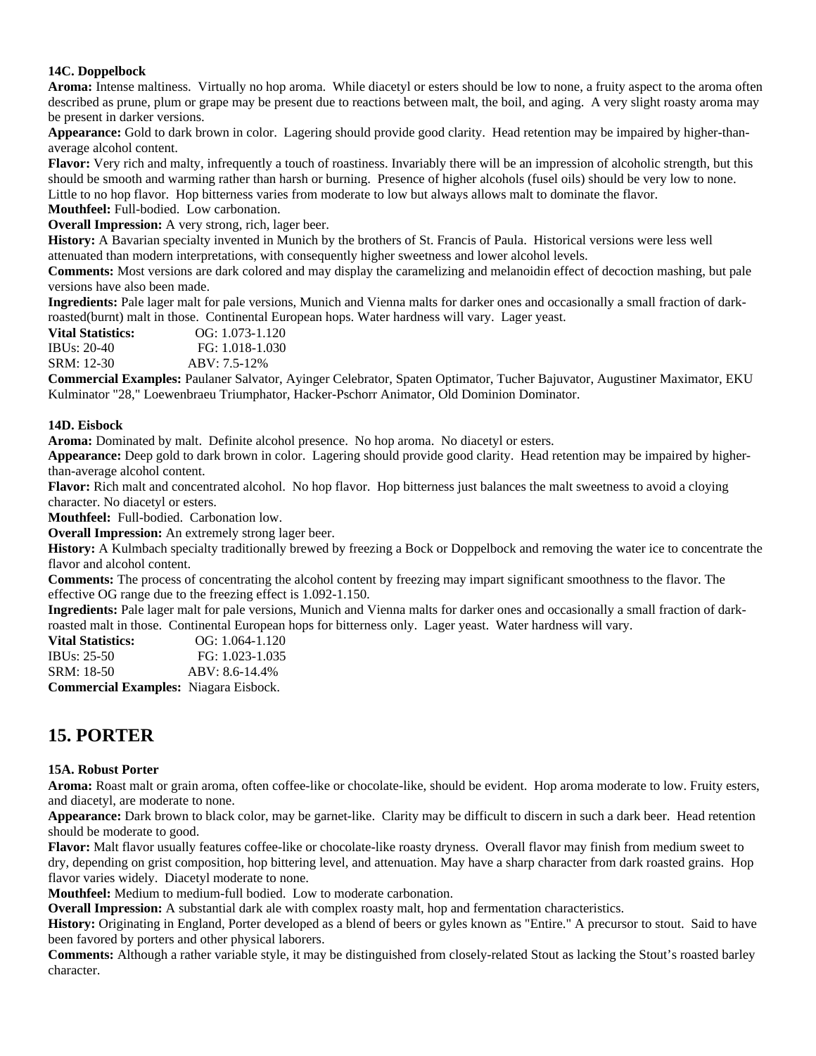**14C. Doppelbock**

**Aroma:** Intense maltiness. Virtually no hop aroma. While diacetyl or esters should be low to none, a fruity aspect to the aroma often described as prune, plum or grape may be present due to reactions between malt, the boil, and aging. A very slight roasty aroma may be present in darker versions.

**Appearance:** Gold to dark brown in color. Lagering should provide good clarity. Head retention may be impaired by higher-than-average alcohol content.

**Flavor:** Very rich and malty, infrequently a touch of roastiness. Invariably there will be an impression of alcoholic strength, but this should be smooth and warming rather than harsh or burning. Presence of higher alcohols (fusel oils) should be very low to none. Little to no hop flavor. Hop bitterness varies from moderate to low but always allows malt to dominate the flavor.

**Mouthfeel:** Full-bodied. Low carbonation.

**Overall Impression:** A very strong, rich, lager beer.

**History:** A Bavarian specialty invented in Munich by the brothers of St. Francis of Paula. Historical versions were less well attenuated than modern interpretations, with consequently higher sweetness and lower alcohol levels.

**Comments:** Most versions are dark colored and may display the caramelizing and melanoidin effect of decoction mashing, but pale versions have also been made.

**Ingredients:** Pale lager malt for pale versions, Munich and Vienna malts for darker ones and occasionally a small fraction of dark-roasted(burnt) malt in those. Continental European hops. Water hardness will vary. Lager yeast.

**Vital Statistics:** OG: 1.073-1.120
IBUs: 20-40 FG: 1.018-1.030
SRM: 12-30 ABV: 7.5-12%

**Commercial Examples:** Paulaner Salvator, Ayinger Celebrator, Spaten Optimator, Tucher Bajuvator, Augustiner Maximator, EKU Kulminator "28," Loewenbraeu Triumphator, Hacker-Pschorr Animator, Old Dominion Dominator.

**14D. Eisbock**

**Aroma:** Dominated by malt. Definite alcohol presence. No hop aroma. No diacetyl or esters.

**Appearance:** Deep gold to dark brown in color. Lagering should provide good clarity. Head retention may be impaired by higher-than-average alcohol content.

**Flavor:** Rich malt and concentrated alcohol. No hop flavor. Hop bitterness just balances the malt sweetness to avoid a cloying character. No diacetyl or esters.

**Mouthfeel:** Full-bodied. Carbonation low.

**Overall Impression:** An extremely strong lager beer.

**History:** A Kulmbach specialty traditionally brewed by freezing a Bock or Doppelbock and removing the water ice to concentrate the flavor and alcohol content.

**Comments:** The process of concentrating the alcohol content by freezing may impart significant smoothness to the flavor. The effective OG range due to the freezing effect is 1.092-1.150.

**Ingredients:** Pale lager malt for pale versions, Munich and Vienna malts for darker ones and occasionally a small fraction of dark-roasted malt in those. Continental European hops for bitterness only. Lager yeast. Water hardness will vary.

**Vital Statistics:** OG: 1.064-1.120
IBUs: 25-50 FG: 1.023-1.035
SRM: 18-50 ABV: 8.6-14.4%

**Commercial Examples:** Niagara Eisbock.

## 15. PORTER

**15A. Robust Porter**

**Aroma:** Roast malt or grain aroma, often coffee-like or chocolate-like, should be evident. Hop aroma moderate to low. Fruity esters, and diacetyl, are moderate to none.

**Appearance:** Dark brown to black color, may be garnet-like. Clarity may be difficult to discern in such a dark beer. Head retention should be moderate to good.

**Flavor:** Malt flavor usually features coffee-like or chocolate-like roasty dryness. Overall flavor may finish from medium sweet to dry, depending on grist composition, hop bittering level, and attenuation. May have a sharp character from dark roasted grains. Hop flavor varies widely. Diacetyl moderate to none.

**Mouthfeel:** Medium to medium-full bodied. Low to moderate carbonation.

**Overall Impression:** A substantial dark ale with complex roasty malt, hop and fermentation characteristics.

**History:** Originating in England, Porter developed as a blend of beers or gyles known as "Entire." A precursor to stout. Said to have been favored by porters and other physical laborers.

**Comments:** Although a rather variable style, it may be distinguished from closely-related Stout as lacking the Stout's roasted barley character.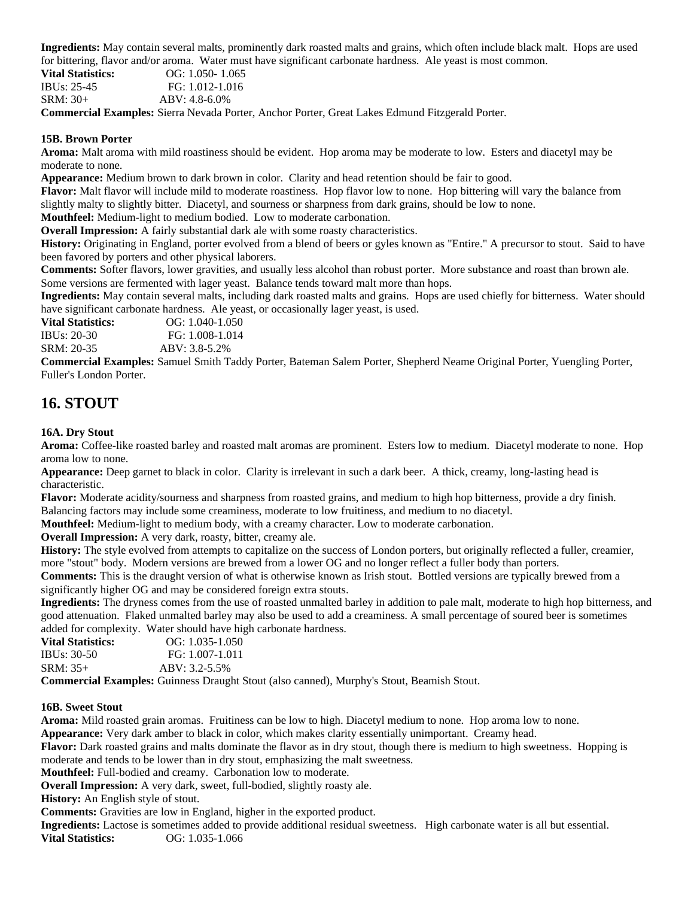**Ingredients:** May contain several malts, prominently dark roasted malts and grains, which often include black malt. Hops are used for bittering, flavor and/or aroma. Water must have significant carbonate hardness. Ale yeast is most common.

**Vital Statistics:** OG: 1.050- 1.065
IBUs: 25-45 FG: 1.012-1.016
SRM: 30+ ABV: 4.8-6.0%

**Commercial Examples:** Sierra Nevada Porter, Anchor Porter, Great Lakes Edmund Fitzgerald Porter.

### 15B. Brown Porter

**Aroma:** Malt aroma with mild roastiness should be evident. Hop aroma may be moderate to low. Esters and diacetyl may be moderate to none.

**Appearance:** Medium brown to dark brown in color. Clarity and head retention should be fair to good.

**Flavor:** Malt flavor will include mild to moderate roastiness. Hop flavor low to none. Hop bittering will vary the balance from slightly malty to slightly bitter. Diacetyl, and sourness or sharpness from dark grains, should be low to none.

**Mouthfeel:** Medium-light to medium bodied. Low to moderate carbonation.

**Overall Impression:** A fairly substantial dark ale with some roasty characteristics.

**History:** Originating in England, porter evolved from a blend of beers or gyles known as "Entire." A precursor to stout. Said to have been favored by porters and other physical laborers.

**Comments:** Softer flavors, lower gravities, and usually less alcohol than robust porter. More substance and roast than brown ale. Some versions are fermented with lager yeast. Balance tends toward malt more than hops.

**Ingredients:** May contain several malts, including dark roasted malts and grains. Hops are used chiefly for bitterness. Water should have significant carbonate hardness. Ale yeast, or occasionally lager yeast, is used.

**Vital Statistics:** OG: 1.040-1.050
IBUs: 20-30 FG: 1.008-1.014
SRM: 20-35 ABV: 3.8-5.2%

**Commercial Examples:** Samuel Smith Taddy Porter, Bateman Salem Porter, Shepherd Neame Original Porter, Yuengling Porter, Fuller's London Porter.

## 16. STOUT

### 16A. Dry Stout

**Aroma:** Coffee-like roasted barley and roasted malt aromas are prominent. Esters low to medium. Diacetyl moderate to none. Hop aroma low to none.

**Appearance:** Deep garnet to black in color. Clarity is irrelevant in such a dark beer. A thick, creamy, long-lasting head is characteristic.

**Flavor:** Moderate acidity/sourness and sharpness from roasted grains, and medium to high hop bitterness, provide a dry finish. Balancing factors may include some creaminess, moderate to low fruitiness, and medium to no diacetyl.

**Mouthfeel:** Medium-light to medium body, with a creamy character. Low to moderate carbonation.

**Overall Impression:** A very dark, roasty, bitter, creamy ale.

**History:** The style evolved from attempts to capitalize on the success of London porters, but originally reflected a fuller, creamier, more "stout" body. Modern versions are brewed from a lower OG and no longer reflect a fuller body than porters.

**Comments:** This is the draught version of what is otherwise known as Irish stout. Bottled versions are typically brewed from a significantly higher OG and may be considered foreign extra stouts.

**Ingredients:** The dryness comes from the use of roasted unmalted barley in addition to pale malt, moderate to high hop bitterness, and good attenuation. Flaked unmalted barley may also be used to add a creaminess. A small percentage of soured beer is sometimes added for complexity. Water should have high carbonate hardness.

**Vital Statistics:** OG: 1.035-1.050
IBUs: 30-50 FG: 1.007-1.011
SRM: 35+ ABV: 3.2-5.5%

**Commercial Examples:** Guinness Draught Stout (also canned), Murphy's Stout, Beamish Stout.

### 16B. Sweet Stout

**Aroma:** Mild roasted grain aromas. Fruitiness can be low to high. Diacetyl medium to none. Hop aroma low to none.

**Appearance:** Very dark amber to black in color, which makes clarity essentially unimportant. Creamy head.

**Flavor:** Dark roasted grains and malts dominate the flavor as in dry stout, though there is medium to high sweetness. Hopping is moderate and tends to be lower than in dry stout, emphasizing the malt sweetness.

**Mouthfeel:** Full-bodied and creamy. Carbonation low to moderate.

**Overall Impression:** A very dark, sweet, full-bodied, slightly roasty ale.

**History:** An English style of stout.

**Comments:** Gravities are low in England, higher in the exported product.

**Ingredients:** Lactose is sometimes added to provide additional residual sweetness. High carbonate water is all but essential.

**Vital Statistics:** OG: 1.035-1.066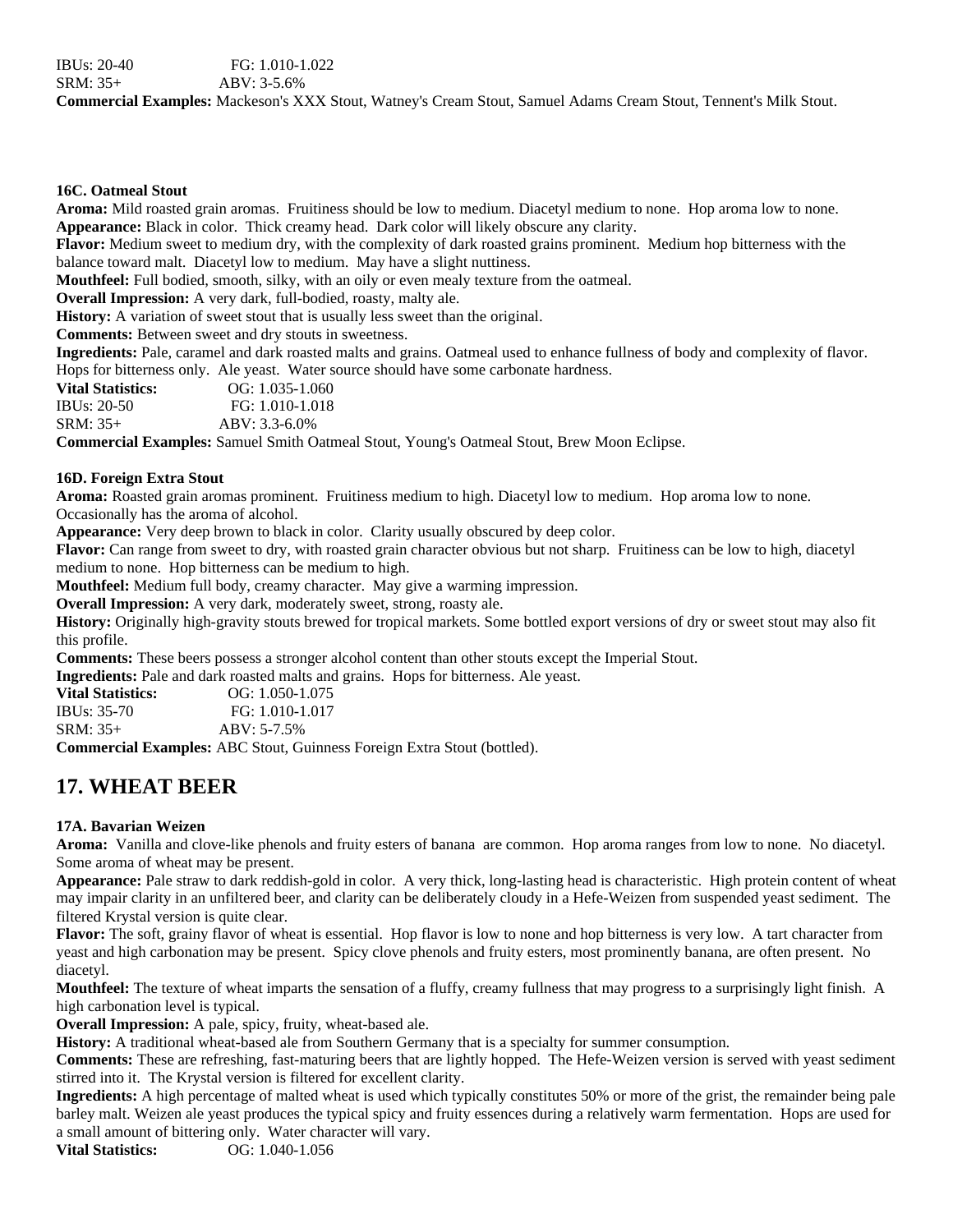IBUs: 20-40 FG: 1.010-1.022
SRM: 35+ ABV: 3-5.6%
**Commercial Examples:** Mackeson's XXX Stout, Watney's Cream Stout, Samuel Adams Cream Stout, Tennent's Milk Stout.

**16C. Oatmeal Stout**
**Aroma:** Mild roasted grain aromas. Fruitiness should be low to medium. Diacetyl medium to none. Hop aroma low to none.
**Appearance:** Black in color. Thick creamy head. Dark color will likely obscure any clarity.
**Flavor:** Medium sweet to medium dry, with the complexity of dark roasted grains prominent. Medium hop bitterness with the balance toward malt. Diacetyl low to medium. May have a slight nuttiness.
**Mouthfeel:** Full bodied, smooth, silky, with an oily or even mealy texture from the oatmeal.
**Overall Impression:** A very dark, full-bodied, roasty, malty ale.
**History:** A variation of sweet stout that is usually less sweet than the original.
**Comments:** Between sweet and dry stouts in sweetness.
**Ingredients:** Pale, caramel and dark roasted malts and grains. Oatmeal used to enhance fullness of body and complexity of flavor. Hops for bitterness only. Ale yeast. Water source should have some carbonate hardness.
**Vital Statistics:** OG: 1.035-1.060
IBUs: 20-50 FG: 1.010-1.018
SRM: 35+ ABV: 3.3-6.0%
**Commercial Examples:** Samuel Smith Oatmeal Stout, Young's Oatmeal Stout, Brew Moon Eclipse.

**16D. Foreign Extra Stout**
**Aroma:** Roasted grain aromas prominent. Fruitiness medium to high. Diacetyl low to medium. Hop aroma low to none. Occasionally has the aroma of alcohol.
**Appearance:** Very deep brown to black in color. Clarity usually obscured by deep color.
**Flavor:** Can range from sweet to dry, with roasted grain character obvious but not sharp. Fruitiness can be low to high, diacetyl medium to none. Hop bitterness can be medium to high.
**Mouthfeel:** Medium full body, creamy character. May give a warming impression.
**Overall Impression:** A very dark, moderately sweet, strong, roasty ale.
**History:** Originally high-gravity stouts brewed for tropical markets. Some bottled export versions of dry or sweet stout may also fit this profile.
**Comments:** These beers possess a stronger alcohol content than other stouts except the Imperial Stout.
**Ingredients:** Pale and dark roasted malts and grains. Hops for bitterness. Ale yeast.
**Vital Statistics:** OG: 1.050-1.075
IBUs: 35-70 FG: 1.010-1.017
SRM: 35+ ABV: 5-7.5%
**Commercial Examples:** ABC Stout, Guinness Foreign Extra Stout (bottled).

## 17. WHEAT BEER

**17A. Bavarian Weizen**
**Aroma:** Vanilla and clove-like phenols and fruity esters of banana are common. Hop aroma ranges from low to none. No diacetyl. Some aroma of wheat may be present.
**Appearance:** Pale straw to dark reddish-gold in color. A very thick, long-lasting head is characteristic. High protein content of wheat may impair clarity in an unfiltered beer, and clarity can be deliberately cloudy in a Hefe-Weizen from suspended yeast sediment. The filtered Krystal version is quite clear.
**Flavor:** The soft, grainy flavor of wheat is essential. Hop flavor is low to none and hop bitterness is very low. A tart character from yeast and high carbonation may be present. Spicy clove phenols and fruity esters, most prominently banana, are often present. No diacetyl.
**Mouthfeel:** The texture of wheat imparts the sensation of a fluffy, creamy fullness that may progress to a surprisingly light finish. A high carbonation level is typical.
**Overall Impression:** A pale, spicy, fruity, wheat-based ale.
**History:** A traditional wheat-based ale from Southern Germany that is a specialty for summer consumption.
**Comments:** These are refreshing, fast-maturing beers that are lightly hopped. The Hefe-Weizen version is served with yeast sediment stirred into it. The Krystal version is filtered for excellent clarity.
**Ingredients:** A high percentage of malted wheat is used which typically constitutes 50% or more of the grist, the remainder being pale barley malt. Weizen ale yeast produces the typical spicy and fruity essences during a relatively warm fermentation. Hops are used for a small amount of bittering only. Water character will vary.
**Vital Statistics:** OG: 1.040-1.056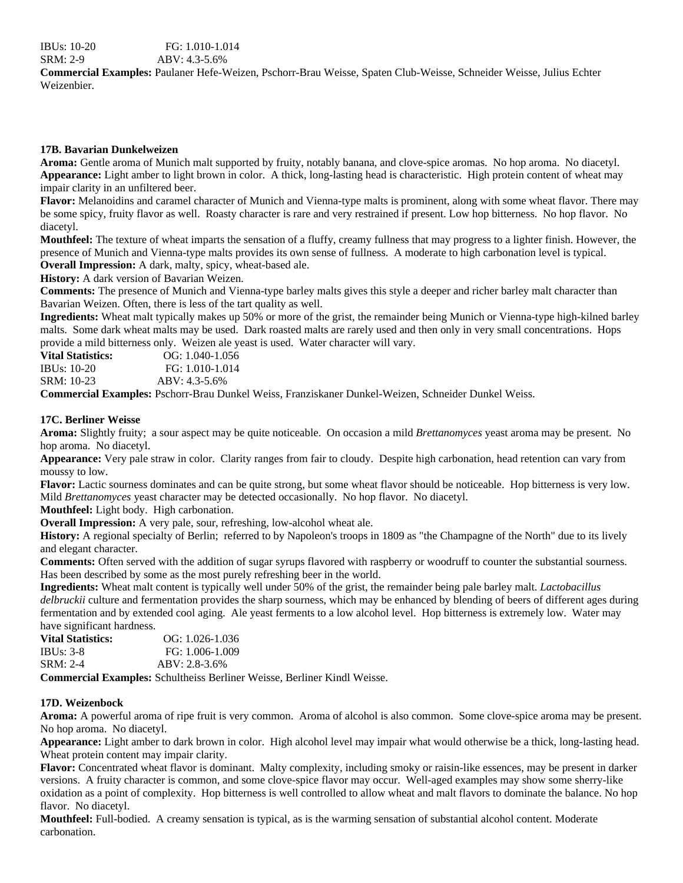IBUs: 10-20 FG: 1.010-1.014
SRM: 2-9 ABV: 4.3-5.6%

**Commercial Examples:** Paulaner Hefe-Weizen, Pschorr-Brau Weisse, Spaten Club-Weisse, Schneider Weisse, Julius Echter Weizenbier.

### 17B. Bavarian Dunkelweizen

**Aroma:** Gentle aroma of Munich malt supported by fruity, notably banana, and clove-spice aromas. No hop aroma. No diacetyl.

**Appearance:** Light amber to light brown in color. A thick, long-lasting head is characteristic. High protein content of wheat may impair clarity in an unfiltered beer.

**Flavor:** Melanoidins and caramel character of Munich and Vienna-type malts is prominent, along with some wheat flavor. There may be some spicy, fruity flavor as well. Roasty character is rare and very restrained if present. Low hop bitterness. No hop flavor. No diacetyl.

**Mouthfeel:** The texture of wheat imparts the sensation of a fluffy, creamy fullness that may progress to a lighter finish. However, the presence of Munich and Vienna-type malts provides its own sense of fullness. A moderate to high carbonation level is typical.

**Overall Impression:** A dark, malty, spicy, wheat-based ale.

**History:** A dark version of Bavarian Weizen.

**Comments:** The presence of Munich and Vienna-type barley malts gives this style a deeper and richer barley malt character than Bavarian Weizen. Often, there is less of the tart quality as well.

**Ingredients:** Wheat malt typically makes up 50% or more of the grist, the remainder being Munich or Vienna-type high-kilned barley malts. Some dark wheat malts may be used. Dark roasted malts are rarely used and then only in very small concentrations. Hops provide a mild bitterness only. Weizen ale yeast is used. Water character will vary.

**Vital Statistics:** OG: 1.040-1.056
IBUs: 10-20 FG: 1.010-1.014
SRM: 10-23 ABV: 4.3-5.6%

**Commercial Examples:** Pschorr-Brau Dunkel Weiss, Franziskaner Dunkel-Weizen, Schneider Dunkel Weiss.

### 17C. Berliner Weisse

**Aroma:** Slightly fruity; a sour aspect may be quite noticeable. On occasion a mild *Brettanomyces* yeast aroma may be present. No hop aroma. No diacetyl.

**Appearance:** Very pale straw in color. Clarity ranges from fair to cloudy. Despite high carbonation, head retention can vary from moussy to low.

**Flavor:** Lactic sourness dominates and can be quite strong, but some wheat flavor should be noticeable. Hop bitterness is very low. Mild *Brettanomyces* yeast character may be detected occasionally. No hop flavor. No diacetyl.

**Mouthfeel:** Light body. High carbonation.

**Overall Impression:** A very pale, sour, refreshing, low-alcohol wheat ale.

**History:** A regional specialty of Berlin; referred to by Napoleon's troops in 1809 as "the Champagne of the North" due to its lively and elegant character.

**Comments:** Often served with the addition of sugar syrups flavored with raspberry or woodruff to counter the substantial sourness. Has been described by some as the most purely refreshing beer in the world.

**Ingredients:** Wheat malt content is typically well under 50% of the grist, the remainder being pale barley malt. *Lactobacillus delbruckii* culture and fermentation provides the sharp sourness, which may be enhanced by blending of beers of different ages during fermentation and by extended cool aging. Ale yeast ferments to a low alcohol level. Hop bitterness is extremely low. Water may have significant hardness.

**Vital Statistics:** OG: 1.026-1.036
IBUs: 3-8 FG: 1.006-1.009
SRM: 2-4 ABV: 2.8-3.6%

**Commercial Examples:** Schultheiss Berliner Weisse, Berliner Kindl Weisse.

### 17D. Weizenbock

**Aroma:** A powerful aroma of ripe fruit is very common. Aroma of alcohol is also common. Some clove-spice aroma may be present. No hop aroma. No diacetyl.

**Appearance:** Light amber to dark brown in color. High alcohol level may impair what would otherwise be a thick, long-lasting head. Wheat protein content may impair clarity.

**Flavor:** Concentrated wheat flavor is dominant. Malty complexity, including smoky or raisin-like essences, may be present in darker versions. A fruity character is common, and some clove-spice flavor may occur. Well-aged examples may show some sherry-like oxidation as a point of complexity. Hop bitterness is well controlled to allow wheat and malt flavors to dominate the balance. No hop flavor. No diacetyl.

**Mouthfeel:** Full-bodied. A creamy sensation is typical, as is the warming sensation of substantial alcohol content. Moderate carbonation.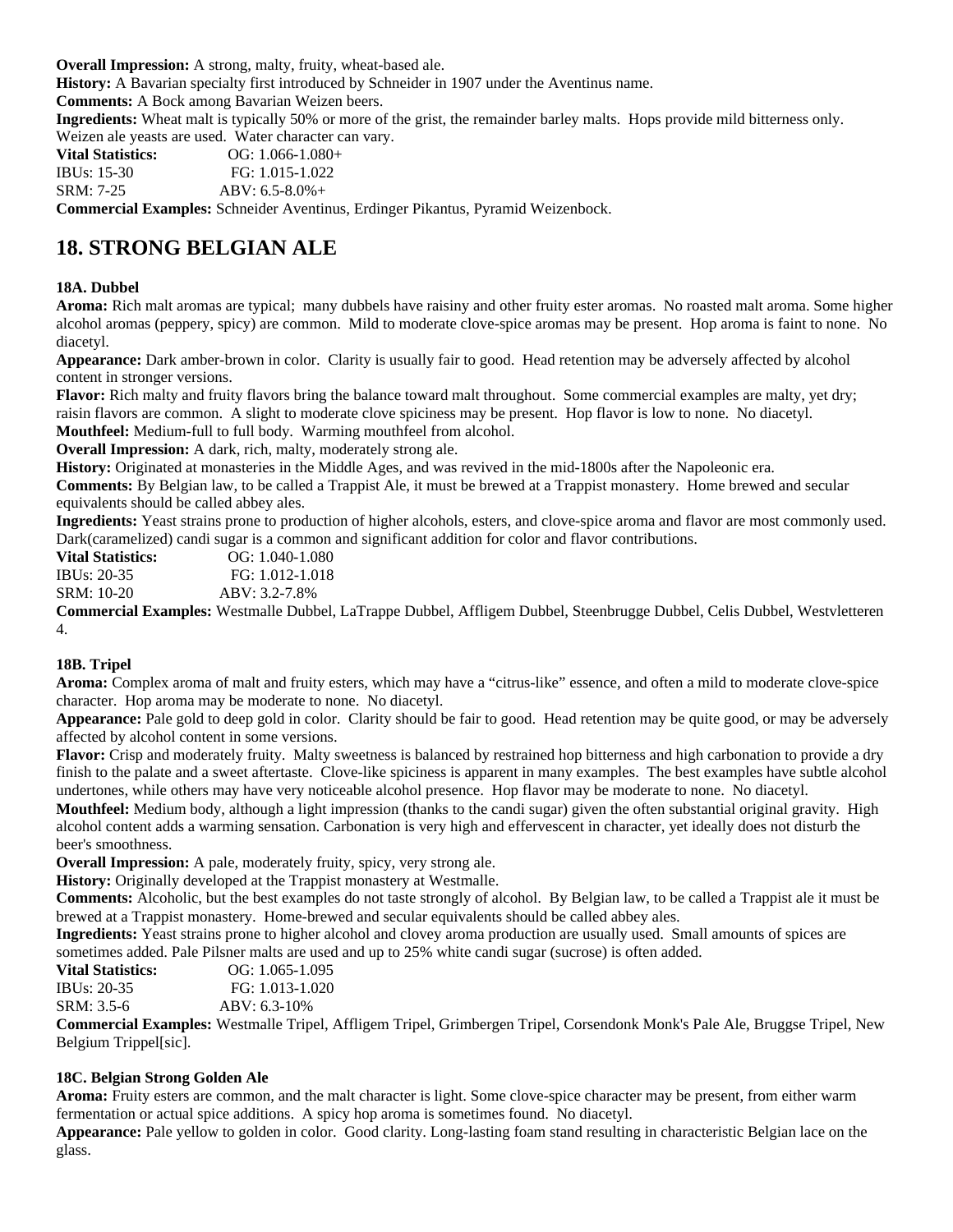**Overall Impression:** A strong, malty, fruity, wheat-based ale.
**History:** A Bavarian specialty first introduced by Schneider in 1907 under the Aventinus name.
**Comments:** A Bock among Bavarian Weizen beers.
**Ingredients:** Wheat malt is typically 50% or more of the grist, the remainder barley malts. Hops provide mild bitterness only. Weizen ale yeasts are used. Water character can vary.
**Vital Statistics:** OG: 1.066-1.080+
IBUs: 15-30 FG: 1.015-1.022
SRM: 7-25 ABV: 6.5-8.0%+
**Commercial Examples:** Schneider Aventinus, Erdinger Pikantus, Pyramid Weizenbock.

## 18. STRONG BELGIAN ALE

### 18A. Dubbel

**Aroma:** Rich malt aromas are typical; many dubbels have raisiny and other fruity ester aromas. No roasted malt aroma. Some higher alcohol aromas (peppery, spicy) are common. Mild to moderate clove-spice aromas may be present. Hop aroma is faint to none. No diacetyl.
**Appearance:** Dark amber-brown in color. Clarity is usually fair to good. Head retention may be adversely affected by alcohol content in stronger versions.
**Flavor:** Rich malty and fruity flavors bring the balance toward malt throughout. Some commercial examples are malty, yet dry; raisin flavors are common. A slight to moderate clove spiciness may be present. Hop flavor is low to none. No diacetyl.
**Mouthfeel:** Medium-full to full body. Warming mouthfeel from alcohol.
**Overall Impression:** A dark, rich, malty, moderately strong ale.
**History:** Originated at monasteries in the Middle Ages, and was revived in the mid-1800s after the Napoleonic era.
**Comments:** By Belgian law, to be called a Trappist Ale, it must be brewed at a Trappist monastery. Home brewed and secular equivalents should be called abbey ales.
**Ingredients:** Yeast strains prone to production of higher alcohols, esters, and clove-spice aroma and flavor are most commonly used. Dark(caramelized) candi sugar is a common and significant addition for color and flavor contributions.
**Vital Statistics:** OG: 1.040-1.080
IBUs: 20-35 FG: 1.012-1.018
SRM: 10-20 ABV: 3.2-7.8%
**Commercial Examples:** Westmalle Dubbel, LaTrappe Dubbel, Affligem Dubbel, Steenbrugge Dubbel, Celis Dubbel, Westvletteren 4.

### 18B. Tripel

**Aroma:** Complex aroma of malt and fruity esters, which may have a "citrus-like" essence, and often a mild to moderate clove-spice character. Hop aroma may be moderate to none. No diacetyl.
**Appearance:** Pale gold to deep gold in color. Clarity should be fair to good. Head retention may be quite good, or may be adversely affected by alcohol content in some versions.
**Flavor:** Crisp and moderately fruity. Malty sweetness is balanced by restrained hop bitterness and high carbonation to provide a dry finish to the palate and a sweet aftertaste. Clove-like spiciness is apparent in many examples. The best examples have subtle alcohol undertones, while others may have very noticeable alcohol presence. Hop flavor may be moderate to none. No diacetyl.
**Mouthfeel:** Medium body, although a light impression (thanks to the candi sugar) given the often substantial original gravity. High alcohol content adds a warming sensation. Carbonation is very high and effervescent in character, yet ideally does not disturb the beer's smoothness.
**Overall Impression:** A pale, moderately fruity, spicy, very strong ale.
**History:** Originally developed at the Trappist monastery at Westmalle.
**Comments:** Alcoholic, but the best examples do not taste strongly of alcohol. By Belgian law, to be called a Trappist ale it must be brewed at a Trappist monastery. Home-brewed and secular equivalents should be called abbey ales.
**Ingredients:** Yeast strains prone to higher alcohol and clovey aroma production are usually used. Small amounts of spices are sometimes added. Pale Pilsner malts are used and up to 25% white candi sugar (sucrose) is often added.
**Vital Statistics:** OG: 1.065-1.095
IBUs: 20-35 FG: 1.013-1.020
SRM: 3.5-6 ABV: 6.3-10%
**Commercial Examples:** Westmalle Tripel, Affligem Tripel, Grimbergen Tripel, Corsendonk Monk's Pale Ale, Bruggse Tripel, New Belgium Trippel[sic].

### 18C. Belgian Strong Golden Ale

**Aroma:** Fruity esters are common, and the malt character is light. Some clove-spice character may be present, from either warm fermentation or actual spice additions. A spicy hop aroma is sometimes found. No diacetyl.
**Appearance:** Pale yellow to golden in color. Good clarity. Long-lasting foam stand resulting in characteristic Belgian lace on the glass.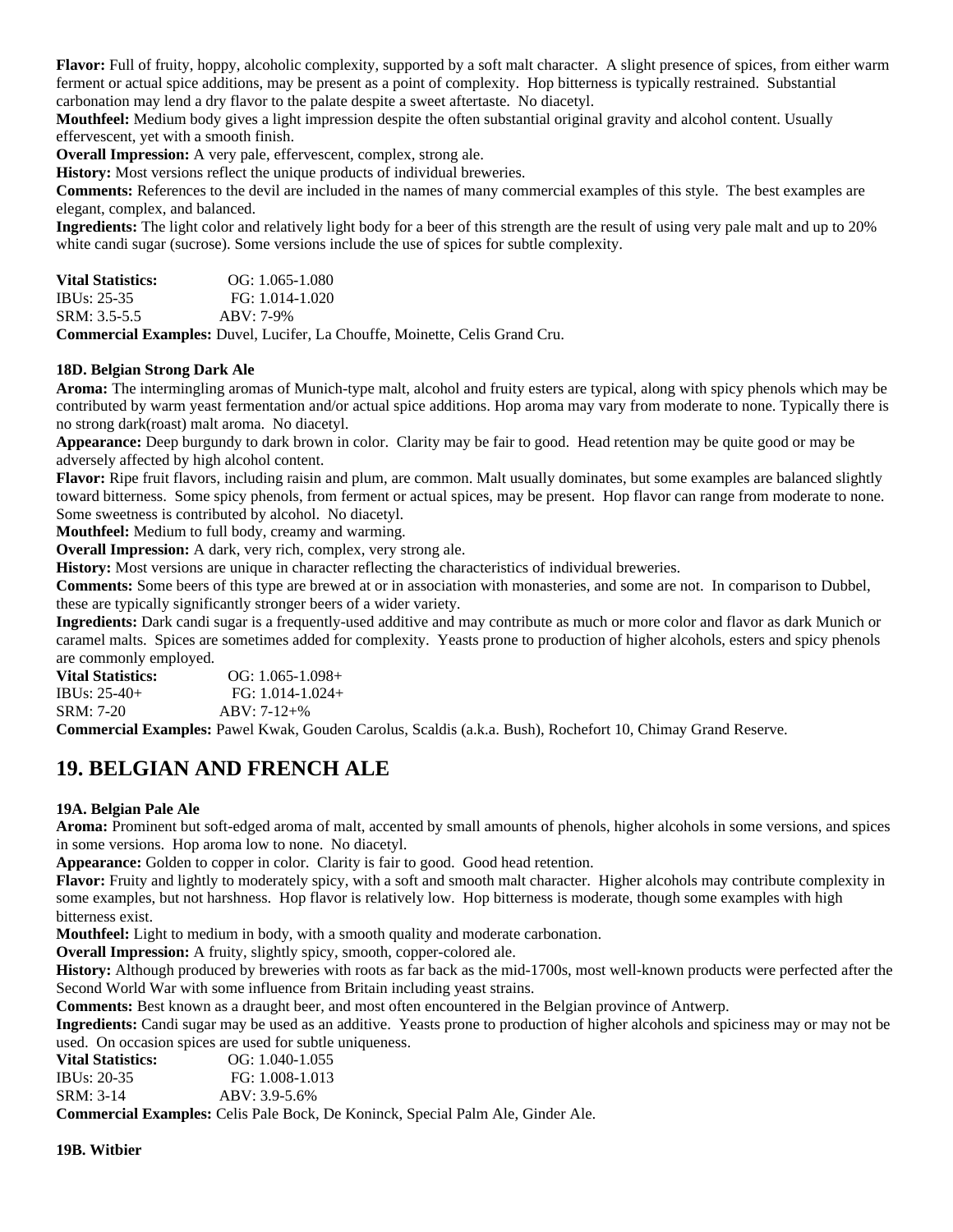**Flavor:** Full of fruity, hoppy, alcoholic complexity, supported by a soft malt character. A slight presence of spices, from either warm ferment or actual spice additions, may be present as a point of complexity. Hop bitterness is typically restrained. Substantial carbonation may lend a dry flavor to the palate despite a sweet aftertaste. No diacetyl.

**Mouthfeel:** Medium body gives a light impression despite the often substantial original gravity and alcohol content. Usually effervescent, yet with a smooth finish.

**Overall Impression:** A very pale, effervescent, complex, strong ale.

**History:** Most versions reflect the unique products of individual breweries.

**Comments:** References to the devil are included in the names of many commercial examples of this style. The best examples are elegant, complex, and balanced.

**Ingredients:** The light color and relatively light body for a beer of this strength are the result of using very pale malt and up to 20% white candi sugar (sucrose). Some versions include the use of spices for subtle complexity.

**Vital Statistics:** OG: 1.065-1.080
IBUs: 25-35 FG: 1.014-1.020
SRM: 3.5-5.5 ABV: 7-9%

**Commercial Examples:** Duvel, Lucifer, La Chouffe, Moinette, Celis Grand Cru.

**18D. Belgian Strong Dark Ale**

**Aroma:** The intermingling aromas of Munich-type malt, alcohol and fruity esters are typical, along with spicy phenols which may be contributed by warm yeast fermentation and/or actual spice additions. Hop aroma may vary from moderate to none. Typically there is no strong dark(roast) malt aroma. No diacetyl.

**Appearance:** Deep burgundy to dark brown in color. Clarity may be fair to good. Head retention may be quite good or may be adversely affected by high alcohol content.

**Flavor:** Ripe fruit flavors, including raisin and plum, are common. Malt usually dominates, but some examples are balanced slightly toward bitterness. Some spicy phenols, from ferment or actual spices, may be present. Hop flavor can range from moderate to none. Some sweetness is contributed by alcohol. No diacetyl.

**Mouthfeel:** Medium to full body, creamy and warming.

**Overall Impression:** A dark, very rich, complex, very strong ale.

**History:** Most versions are unique in character reflecting the characteristics of individual breweries.

**Comments:** Some beers of this type are brewed at or in association with monasteries, and some are not. In comparison to Dubbel, these are typically significantly stronger beers of a wider variety.

**Ingredients:** Dark candi sugar is a frequently-used additive and may contribute as much or more color and flavor as dark Munich or caramel malts. Spices are sometimes added for complexity. Yeasts prone to production of higher alcohols, esters and spicy phenols are commonly employed.

**Vital Statistics:** OG: 1.065-1.098+
IBUs: 25-40+ FG: 1.014-1.024+
SRM: 7-20 ABV: 7-12+%

**Commercial Examples:** Pawel Kwak, Gouden Carolus, Scaldis (a.k.a. Bush), Rochefort 10, Chimay Grand Reserve.

# 19. BELGIAN AND FRENCH ALE

**19A. Belgian Pale Ale**

**Aroma:** Prominent but soft-edged aroma of malt, accented by small amounts of phenols, higher alcohols in some versions, and spices in some versions. Hop aroma low to none. No diacetyl.

**Appearance:** Golden to copper in color. Clarity is fair to good. Good head retention.

**Flavor:** Fruity and lightly to moderately spicy, with a soft and smooth malt character. Higher alcohols may contribute complexity in some examples, but not harshness. Hop flavor is relatively low. Hop bitterness is moderate, though some examples with high bitterness exist.

**Mouthfeel:** Light to medium in body, with a smooth quality and moderate carbonation.

**Overall Impression:** A fruity, slightly spicy, smooth, copper-colored ale.

**History:** Although produced by breweries with roots as far back as the mid-1700s, most well-known products were perfected after the Second World War with some influence from Britain including yeast strains.

**Comments:** Best known as a draught beer, and most often encountered in the Belgian province of Antwerp.

**Ingredients:** Candi sugar may be used as an additive. Yeasts prone to production of higher alcohols and spiciness may or may not be used. On occasion spices are used for subtle uniqueness.

**Vital Statistics:** OG: 1.040-1.055
IBUs: 20-35 FG: 1.008-1.013
SRM: 3-14 ABV: 3.9-5.6%

**Commercial Examples:** Celis Pale Bock, De Koninck, Special Palm Ale, Ginder Ale.

**19B. Witbier**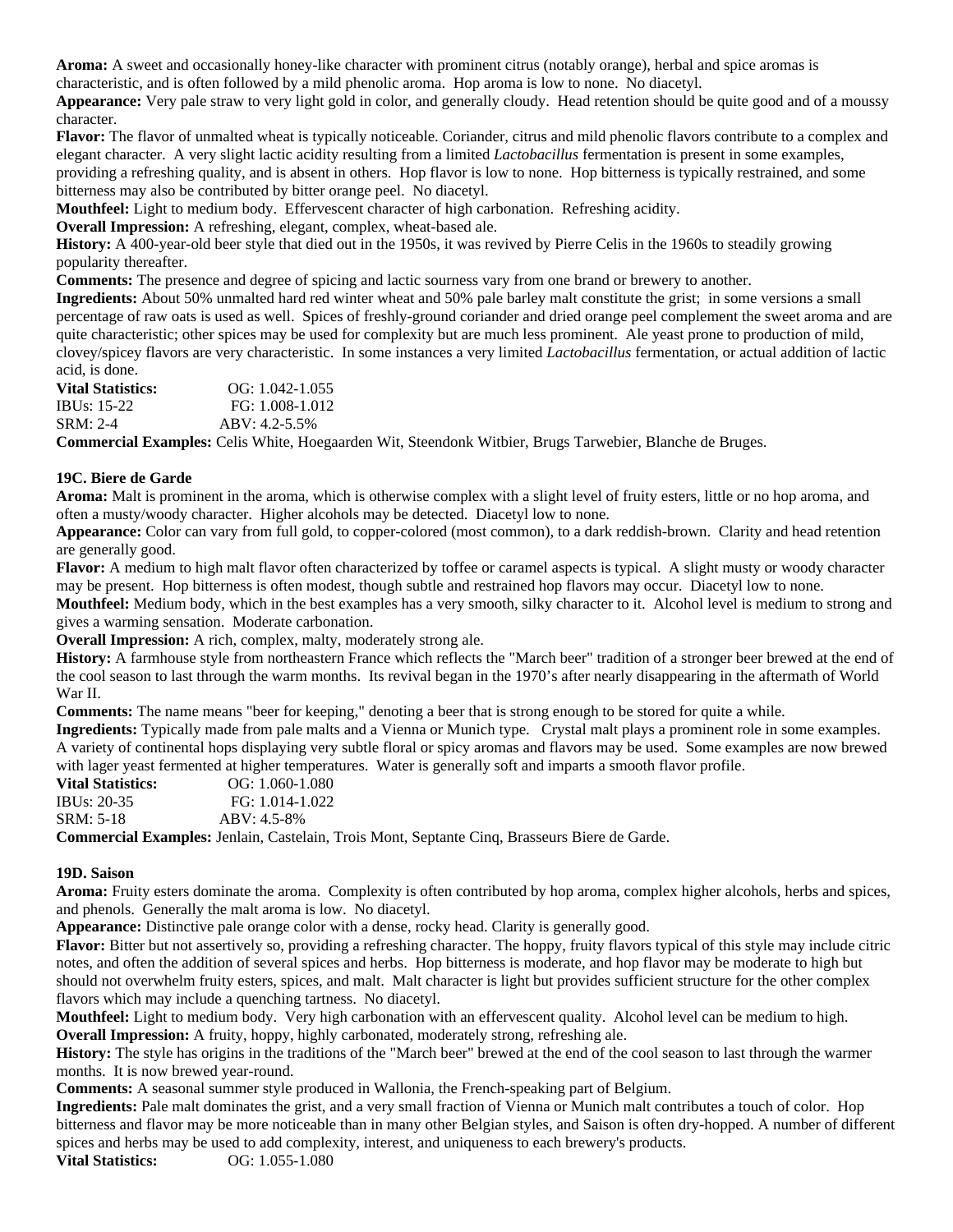**Aroma:** A sweet and occasionally honey-like character with prominent citrus (notably orange), herbal and spice aromas is characteristic, and is often followed by a mild phenolic aroma. Hop aroma is low to none. No diacetyl.

**Appearance:** Very pale straw to very light gold in color, and generally cloudy. Head retention should be quite good and of a moussy character.

**Flavor:** The flavor of unmalted wheat is typically noticeable. Coriander, citrus and mild phenolic flavors contribute to a complex and elegant character. A very slight lactic acidity resulting from a limited *Lactobacillus* fermentation is present in some examples, providing a refreshing quality, and is absent in others. Hop flavor is low to none. Hop bitterness is typically restrained, and some bitterness may also be contributed by bitter orange peel. No diacetyl.

**Mouthfeel:** Light to medium body. Effervescent character of high carbonation. Refreshing acidity.

**Overall Impression:** A refreshing, elegant, complex, wheat-based ale.

**History:** A 400-year-old beer style that died out in the 1950s, it was revived by Pierre Celis in the 1960s to steadily growing popularity thereafter.

**Comments:** The presence and degree of spicing and lactic sourness vary from one brand or brewery to another.

**Ingredients:** About 50% unmalted hard red winter wheat and 50% pale barley malt constitute the grist; in some versions a small percentage of raw oats is used as well. Spices of freshly-ground coriander and dried orange peel complement the sweet aroma and are quite characteristic; other spices may be used for complexity but are much less prominent. Ale yeast prone to production of mild, clovey/spicey flavors are very characteristic. In some instances a very limited *Lactobacillus* fermentation, or actual addition of lactic acid, is done.

**Vital Statistics:** OG: 1.042-1.055
IBUs: 15-22 FG: 1.008-1.012
SRM: 2-4 ABV: 4.2-5.5%

**Commercial Examples:** Celis White, Hoegaarden Wit, Steendonk Witbier, Brugs Tarwebier, Blanche de Bruges.

### 19C. Biere de Garde

**Aroma:** Malt is prominent in the aroma, which is otherwise complex with a slight level of fruity esters, little or no hop aroma, and often a musty/woody character. Higher alcohols may be detected. Diacetyl low to none.

**Appearance:** Color can vary from full gold, to copper-colored (most common), to a dark reddish-brown. Clarity and head retention are generally good.

**Flavor:** A medium to high malt flavor often characterized by toffee or caramel aspects is typical. A slight musty or woody character may be present. Hop bitterness is often modest, though subtle and restrained hop flavors may occur. Diacetyl low to none.

**Mouthfeel:** Medium body, which in the best examples has a very smooth, silky character to it. Alcohol level is medium to strong and gives a warming sensation. Moderate carbonation.

**Overall Impression:** A rich, complex, malty, moderately strong ale.

**History:** A farmhouse style from northeastern France which reflects the "March beer" tradition of a stronger beer brewed at the end of the cool season to last through the warm months. Its revival began in the 1970's after nearly disappearing in the aftermath of World War II.

**Comments:** The name means "beer for keeping," denoting a beer that is strong enough to be stored for quite a while.

**Ingredients:** Typically made from pale malts and a Vienna or Munich type. Crystal malt plays a prominent role in some examples. A variety of continental hops displaying very subtle floral or spicy aromas and flavors may be used. Some examples are now brewed with lager yeast fermented at higher temperatures. Water is generally soft and imparts a smooth flavor profile.

**Vital Statistics:** OG: 1.060-1.080
IBUs: 20-35 FG: 1.014-1.022
SRM: 5-18 ABV: 4.5-8%

**Commercial Examples:** Jenlain, Castelain, Trois Mont, Septante Cinq, Brasseurs Biere de Garde.

### 19D. Saison

**Aroma:** Fruity esters dominate the aroma. Complexity is often contributed by hop aroma, complex higher alcohols, herbs and spices, and phenols. Generally the malt aroma is low. No diacetyl.

**Appearance:** Distinctive pale orange color with a dense, rocky head. Clarity is generally good.

**Flavor:** Bitter but not assertively so, providing a refreshing character. The hoppy, fruity flavors typical of this style may include citric notes, and often the addition of several spices and herbs. Hop bitterness is moderate, and hop flavor may be moderate to high but should not overwhelm fruity esters, spices, and malt. Malt character is light but provides sufficient structure for the other complex flavors which may include a quenching tartness. No diacetyl.

**Mouthfeel:** Light to medium body. Very high carbonation with an effervescent quality. Alcohol level can be medium to high.

**Overall Impression:** A fruity, hoppy, highly carbonated, moderately strong, refreshing ale.

**History:** The style has origins in the traditions of the "March beer" brewed at the end of the cool season to last through the warmer months. It is now brewed year-round.

**Comments:** A seasonal summer style produced in Wallonia, the French-speaking part of Belgium.

**Ingredients:** Pale malt dominates the grist, and a very small fraction of Vienna or Munich malt contributes a touch of color. Hop bitterness and flavor may be more noticeable than in many other Belgian styles, and Saison is often dry-hopped. A number of different spices and herbs may be used to add complexity, interest, and uniqueness to each brewery's products.

**Vital Statistics:** OG: 1.055-1.080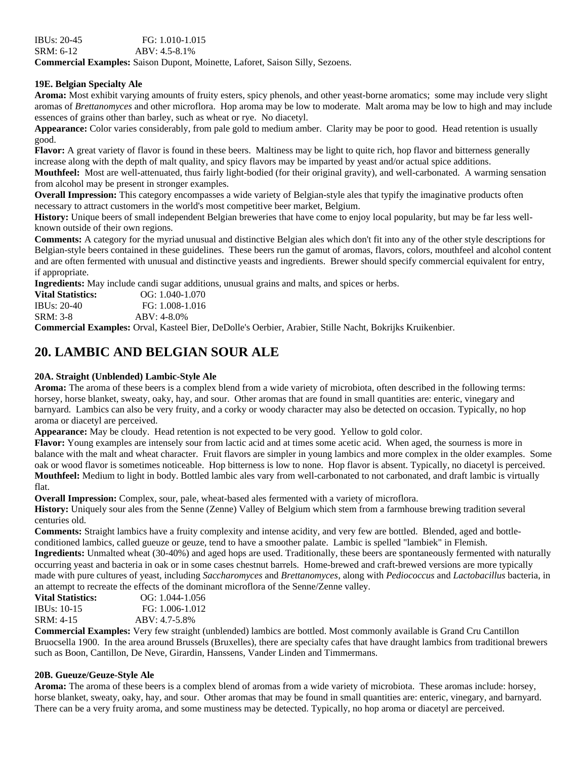IBUs: 20-45 FG: 1.010-1.015
SRM: 6-12 ABV: 4.5-8.1%
**Commercial Examples:** Saison Dupont, Moinette, Laforet, Saison Silly, Sezoens.

### 19E. Belgian Specialty Ale

**Aroma:** Most exhibit varying amounts of fruity esters, spicy phenols, and other yeast-borne aromatics; some may include very slight aromas of *Brettanomyces* and other microflora. Hop aroma may be low to moderate. Malt aroma may be low to high and may include essences of grains other than barley, such as wheat or rye. No diacetyl.
**Appearance:** Color varies considerably, from pale gold to medium amber. Clarity may be poor to good. Head retention is usually good.
**Flavor:** A great variety of flavor is found in these beers. Maltiness may be light to quite rich, hop flavor and bitterness generally increase along with the depth of malt quality, and spicy flavors may be imparted by yeast and/or actual spice additions.
**Mouthfeel:** Most are well-attenuated, thus fairly light-bodied (for their original gravity), and well-carbonated. A warming sensation from alcohol may be present in stronger examples.
**Overall Impression:** This category encompasses a wide variety of Belgian-style ales that typify the imaginative products often necessary to attract customers in the world's most competitive beer market, Belgium.
**History:** Unique beers of small independent Belgian breweries that have come to enjoy local popularity, but may be far less well-known outside of their own regions.
**Comments:** A category for the myriad unusual and distinctive Belgian ales which don't fit into any of the other style descriptions for Belgian-style beers contained in these guidelines. These beers run the gamut of aromas, flavors, colors, mouthfeel and alcohol content and are often fermented with unusual and distinctive yeasts and ingredients. Brewer should specify commercial equivalent for entry, if appropriate.
**Ingredients:** May include candi sugar additions, unusual grains and malts, and spices or herbs.
**Vital Statistics:** OG: 1.040-1.070
IBUs: 20-40 FG: 1.008-1.016
SRM: 3-8 ABV: 4-8.0%
**Commercial Examples:** Orval, Kasteel Bier, DeDolle's Oerbier, Arabier, Stille Nacht, Bokrijks Kruikenbier.

## 20. LAMBIC AND BELGIAN SOUR ALE

### 20A. Straight (Unblended) Lambic-Style Ale

**Aroma:** The aroma of these beers is a complex blend from a wide variety of microbiota, often described in the following terms: horsey, horse blanket, sweaty, oaky, hay, and sour. Other aromas that are found in small quantities are: enteric, vinegary and barnyard. Lambics can also be very fruity, and a corky or woody character may also be detected on occasion. Typically, no hop aroma or diacetyl are perceived.
**Appearance:** May be cloudy. Head retention is not expected to be very good. Yellow to gold color.
**Flavor:** Young examples are intensely sour from lactic acid and at times some acetic acid. When aged, the sourness is more in balance with the malt and wheat character. Fruit flavors are simpler in young lambics and more complex in the older examples. Some oak or wood flavor is sometimes noticeable. Hop bitterness is low to none. Hop flavor is absent. Typically, no diacetyl is perceived.
**Mouthfeel:** Medium to light in body. Bottled lambic ales vary from well-carbonated to not carbonated, and draft lambic is virtually flat.
**Overall Impression:** Complex, sour, pale, wheat-based ales fermented with a variety of microflora.
**History:** Uniquely sour ales from the Senne (Zenne) Valley of Belgium which stem from a farmhouse brewing tradition several centuries old.
**Comments:** Straight lambics have a fruity complexity and intense acidity, and very few are bottled. Blended, aged and bottle-conditioned lambics, called gueuze or geuze, tend to have a smoother palate. Lambic is spelled "lambiek" in Flemish.
**Ingredients:** Unmalted wheat (30-40%) and aged hops are used. Traditionally, these beers are spontaneously fermented with naturally occurring yeast and bacteria in oak or in some cases chestnut barrels. Home-brewed and craft-brewed versions are more typically made with pure cultures of yeast, including *Saccharomyces* and *Brettanomyces*, along with *Pediococcus* and *Lactobacillus* bacteria, in an attempt to recreate the effects of the dominant microflora of the Senne/Zenne valley.
**Vital Statistics:** OG: 1.044-1.056
IBUs: 10-15 FG: 1.006-1.012
SRM: 4-15 ABV: 4.7-5.8%
**Commercial Examples:** Very few straight (unblended) lambics are bottled. Most commonly available is Grand Cru Cantillon Bruocsella 1900. In the area around Brussels (Bruxelles), there are specialty cafes that have draught lambics from traditional brewers such as Boon, Cantillon, De Neve, Girardin, Hanssens, Vander Linden and Timmermans.

### 20B. Gueuze/Geuze-Style Ale

**Aroma:** The aroma of these beers is a complex blend of aromas from a wide variety of microbiota. These aromas include: horsey, horse blanket, sweaty, oaky, hay, and sour. Other aromas that may be found in small quantities are: enteric, vinegary, and barnyard. There can be a very fruity aroma, and some mustiness may be detected. Typically, no hop aroma or diacetyl are perceived.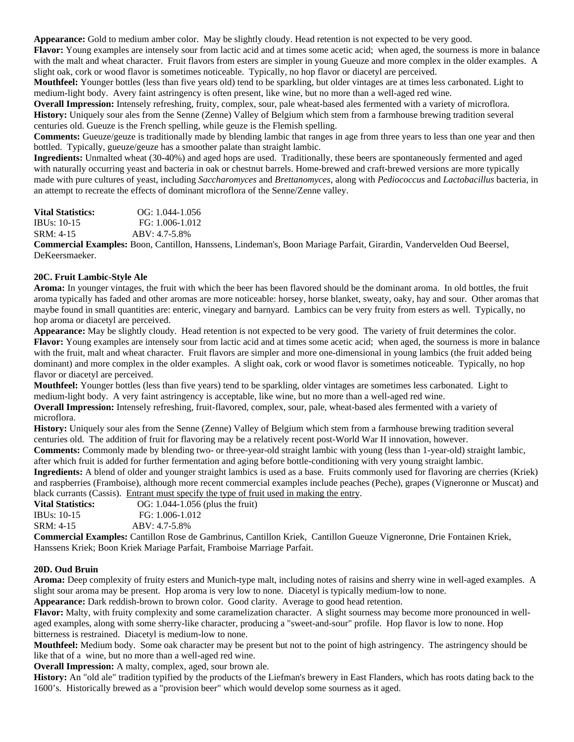**Appearance:** Gold to medium amber color. May be slightly cloudy. Head retention is not expected to be very good.
**Flavor:** Young examples are intensely sour from lactic acid and at times some acetic acid; when aged, the sourness is more in balance with the malt and wheat character. Fruit flavors from esters are simpler in young Gueuze and more complex in the older examples. A slight oak, cork or wood flavor is sometimes noticeable. Typically, no hop flavor or diacetyl are perceived.
**Mouthfeel:** Younger bottles (less than five years old) tend to be sparkling, but older vintages are at times less carbonated. Light to medium-light body. Avery faint astringency is often present, like wine, but no more than a well-aged red wine.
**Overall Impression:** Intensely refreshing, fruity, complex, sour, pale wheat-based ales fermented with a variety of microflora.
**History:** Uniquely sour ales from the Senne (Zenne) Valley of Belgium which stem from a farmhouse brewing tradition several centuries old. Gueuze is the French spelling, while geuze is the Flemish spelling.
**Comments:** Gueuze/geuze is traditionally made by blending lambic that ranges in age from three years to less than one year and then bottled. Typically, gueuze/geuze has a smoother palate than straight lambic.
**Ingredients:** Unmalted wheat (30-40%) and aged hops are used. Traditionally, these beers are spontaneously fermented and aged with naturally occurring yeast and bacteria in oak or chestnut barrels. Home-brewed and craft-brewed versions are more typically made with pure cultures of yeast, including *Saccharomyces* and *Brettanomyces*, along with *Pediococcus* and *Lactobacillus* bacteria, in an attempt to recreate the effects of dominant microflora of the Senne/Zenne valley.

**Vital Statistics:** OG: 1.044-1.056
IBUs: 10-15 FG: 1.006-1.012
SRM: 4-15 ABV: 4.7-5.8%
**Commercial Examples:** Boon, Cantillon, Hanssens, Lindeman's, Boon Mariage Parfait, Girardin, Vandervelden Oud Beersel, DeKeersmaeker.

### 20C. Fruit Lambic-Style Ale

**Aroma:** In younger vintages, the fruit with which the beer has been flavored should be the dominant aroma. In old bottles, the fruit aroma typically has faded and other aromas are more noticeable: horsey, horse blanket, sweaty, oaky, hay and sour. Other aromas that maybe found in small quantities are: enteric, vinegary and barnyard. Lambics can be very fruity from esters as well. Typically, no hop aroma or diacetyl are perceived.
**Appearance:** May be slightly cloudy. Head retention is not expected to be very good. The variety of fruit determines the color.
**Flavor:** Young examples are intensely sour from lactic acid and at times some acetic acid; when aged, the sourness is more in balance with the fruit, malt and wheat character. Fruit flavors are simpler and more one-dimensional in young lambics (the fruit added being dominant) and more complex in the older examples. A slight oak, cork or wood flavor is sometimes noticeable. Typically, no hop flavor or diacetyl are perceived.
**Mouthfeel:** Younger bottles (less than five years) tend to be sparkling, older vintages are sometimes less carbonated. Light to medium-light body. A very faint astringency is acceptable, like wine, but no more than a well-aged red wine.
**Overall Impression:** Intensely refreshing, fruit-flavored, complex, sour, pale, wheat-based ales fermented with a variety of microflora.
**History:** Uniquely sour ales from the Senne (Zenne) Valley of Belgium which stem from a farmhouse brewing tradition several centuries old. The addition of fruit for flavoring may be a relatively recent post-World War II innovation, however.
**Comments:** Commonly made by blending two- or three-year-old straight lambic with young (less than 1-year-old) straight lambic, after which fruit is added for further fermentation and aging before bottle-conditioning with very young straight lambic.
**Ingredients:** A blend of older and younger straight lambics is used as a base. Fruits commonly used for flavoring are cherries (Kriek) and raspberries (Framboise), although more recent commercial examples include peaches (Peche), grapes (Vigneronne or Muscat) and black currants (Cassis). <u>Entrant must specify the type of fruit used in making the entry</u>.
**Vital Statistics:** OG: 1.044-1.056 (plus the fruit)
IBUs: 10-15 FG: 1.006-1.012
SRM: 4-15 ABV: 4.7-5.8%
**Commercial Examples:** Cantillon Rose de Gambrinus, Cantillon Kriek, Cantillon Gueuze Vigneronne, Drie Fontainen Kriek, Hanssens Kriek; Boon Kriek Mariage Parfait, Framboise Marriage Parfait.

### 20D. Oud Bruin

**Aroma:** Deep complexity of fruity esters and Munich-type malt, including notes of raisins and sherry wine in well-aged examples. A slight sour aroma may be present. Hop aroma is very low to none. Diacetyl is typically medium-low to none.
**Appearance:** Dark reddish-brown to brown color. Good clarity. Average to good head retention.
**Flavor:** Malty, with fruity complexity and some caramelization character. A slight sourness may become more pronounced in well-aged examples, along with some sherry-like character, producing a "sweet-and-sour" profile. Hop flavor is low to none. Hop bitterness is restrained. Diacetyl is medium-low to none.
**Mouthfeel:** Medium body. Some oak character may be present but not to the point of high astringency. The astringency should be like that of a wine, but no more than a well-aged red wine.
**Overall Impression:** A malty, complex, aged, sour brown ale.
**History:** An "old ale" tradition typified by the products of the Liefman's brewery in East Flanders, which has roots dating back to the 1600's. Historically brewed as a "provision beer" which would develop some sourness as it aged.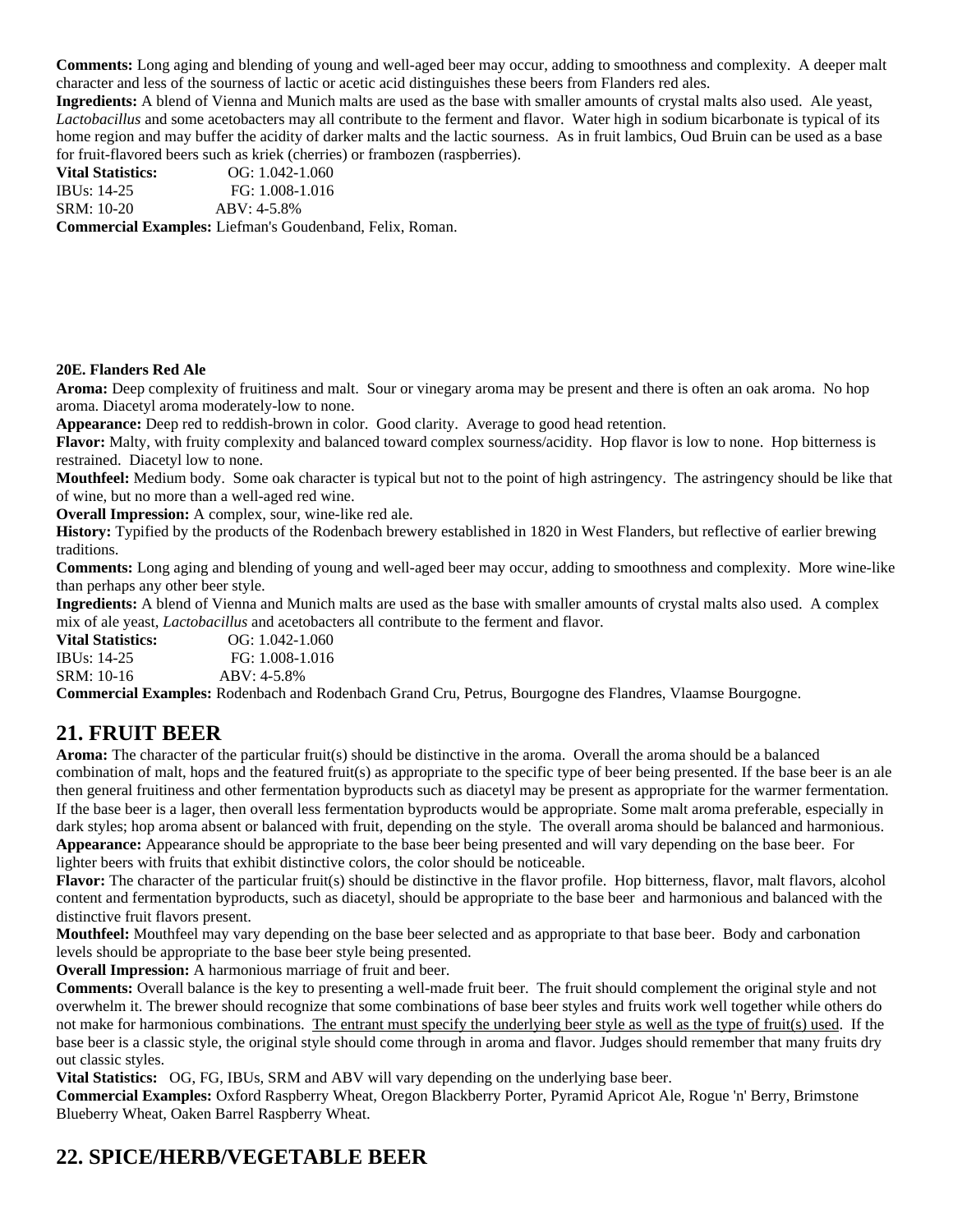**Comments:** Long aging and blending of young and well-aged beer may occur, adding to smoothness and complexity. A deeper malt character and less of the sourness of lactic or acetic acid distinguishes these beers from Flanders red ales.
**Ingredients:** A blend of Vienna and Munich malts are used as the base with smaller amounts of crystal malts also used. Ale yeast, *Lactobacillus* and some acetobacters may all contribute to the ferment and flavor. Water high in sodium bicarbonate is typical of its home region and may buffer the acidity of darker malts and the lactic sourness. As in fruit lambics, Oud Bruin can be used as a base for fruit-flavored beers such as kriek (cherries) or frambozen (raspberries).
**Vital Statistics:** OG: 1.042-1.060
IBUs: 14-25 FG: 1.008-1.016
SRM: 10-20 ABV: 4-5.8%
**Commercial Examples:** Liefman's Goudenband, Felix, Roman.

**20E. Flanders Red Ale**
**Aroma:** Deep complexity of fruitiness and malt. Sour or vinegary aroma may be present and there is often an oak aroma. No hop aroma. Diacetyl aroma moderately-low to none.
**Appearance:** Deep red to reddish-brown in color. Good clarity. Average to good head retention.
**Flavor:** Malty, with fruity complexity and balanced toward complex sourness/acidity. Hop flavor is low to none. Hop bitterness is restrained. Diacetyl low to none.
**Mouthfeel:** Medium body. Some oak character is typical but not to the point of high astringency. The astringency should be like that of wine, but no more than a well-aged red wine.
**Overall Impression:** A complex, sour, wine-like red ale.
**History:** Typified by the products of the Rodenbach brewery established in 1820 in West Flanders, but reflective of earlier brewing traditions.
**Comments:** Long aging and blending of young and well-aged beer may occur, adding to smoothness and complexity. More wine-like than perhaps any other beer style.
**Ingredients:** A blend of Vienna and Munich malts are used as the base with smaller amounts of crystal malts also used. A complex mix of ale yeast, *Lactobacillus* and acetobacters all contribute to the ferment and flavor.
**Vital Statistics:** OG: 1.042-1.060
IBUs: 14-25 FG: 1.008-1.016
SRM: 10-16 ABV: 4-5.8%
**Commercial Examples:** Rodenbach and Rodenbach Grand Cru, Petrus, Bourgogne des Flandres, Vlaamse Bourgogne.

## 21. FRUIT BEER

**Aroma:** The character of the particular fruit(s) should be distinctive in the aroma. Overall the aroma should be a balanced combination of malt, hops and the featured fruit(s) as appropriate to the specific type of beer being presented. If the base beer is an ale then general fruitiness and other fermentation byproducts such as diacetyl may be present as appropriate for the warmer fermentation. If the base beer is a lager, then overall less fermentation byproducts would be appropriate. Some malt aroma preferable, especially in dark styles; hop aroma absent or balanced with fruit, depending on the style. The overall aroma should be balanced and harmonious.
**Appearance:** Appearance should be appropriate to the base beer being presented and will vary depending on the base beer. For lighter beers with fruits that exhibit distinctive colors, the color should be noticeable.
**Flavor:** The character of the particular fruit(s) should be distinctive in the flavor profile. Hop bitterness, flavor, malt flavors, alcohol content and fermentation byproducts, such as diacetyl, should be appropriate to the base beer and harmonious and balanced with the distinctive fruit flavors present.
**Mouthfeel:** Mouthfeel may vary depending on the base beer selected and as appropriate to that base beer. Body and carbonation levels should be appropriate to the base beer style being presented.
**Overall Impression:** A harmonious marriage of fruit and beer.
**Comments:** Overall balance is the key to presenting a well-made fruit beer. The fruit should complement the original style and not overwhelm it. The brewer should recognize that some combinations of base beer styles and fruits work well together while others do not make for harmonious combinations. <u>The entrant must specify the underlying beer style as well as the type of fruit(s) used</u>. If the base beer is a classic style, the original style should come through in aroma and flavor. Judges should remember that many fruits dry out classic styles.
**Vital Statistics:** OG, FG, IBUs, SRM and ABV will vary depending on the underlying base beer.
**Commercial Examples:** Oxford Raspberry Wheat, Oregon Blackberry Porter, Pyramid Apricot Ale, Rogue 'n' Berry, Brimstone Blueberry Wheat, Oaken Barrel Raspberry Wheat.

## 22. SPICE/HERB/VEGETABLE BEER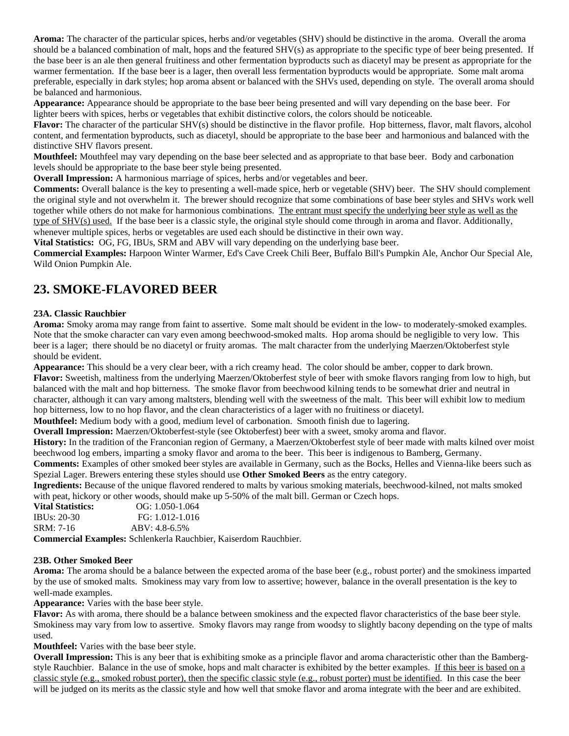**Aroma:** The character of the particular spices, herbs and/or vegetables (SHV) should be distinctive in the aroma. Overall the aroma should be a balanced combination of malt, hops and the featured SHV(s) as appropriate to the specific type of beer being presented. If the base beer is an ale then general fruitiness and other fermentation byproducts such as diacetyl may be present as appropriate for the warmer fermentation. If the base beer is a lager, then overall less fermentation byproducts would be appropriate. Some malt aroma preferable, especially in dark styles; hop aroma absent or balanced with the SHVs used, depending on style. The overall aroma should be balanced and harmonious.

**Appearance:** Appearance should be appropriate to the base beer being presented and will vary depending on the base beer. For lighter beers with spices, herbs or vegetables that exhibit distinctive colors, the colors should be noticeable.

**Flavor:** The character of the particular SHV(s) should be distinctive in the flavor profile. Hop bitterness, flavor, malt flavors, alcohol content, and fermentation byproducts, such as diacetyl, should be appropriate to the base beer and harmonious and balanced with the distinctive SHV flavors present.

**Mouthfeel:** Mouthfeel may vary depending on the base beer selected and as appropriate to that base beer. Body and carbonation levels should be appropriate to the base beer style being presented.

**Overall Impression:** A harmonious marriage of spices, herbs and/or vegetables and beer.

**Comments:** Overall balance is the key to presenting a well-made spice, herb or vegetable (SHV) beer. The SHV should complement the original style and not overwhelm it. The brewer should recognize that some combinations of base beer styles and SHVs work well together while others do not make for harmonious combinations. <u>The entrant must specify the underlying beer style as well as the type of SHV(s) used.</u> If the base beer is a classic style, the original style should come through in aroma and flavor. Additionally, whenever multiple spices, herbs or vegetables are used each should be distinctive in their own way.

**Vital Statistics:** OG, FG, IBUs, SRM and ABV will vary depending on the underlying base beer.

**Commercial Examples:** Harpoon Winter Warmer, Ed's Cave Creek Chili Beer, Buffalo Bill's Pumpkin Ale, Anchor Our Special Ale, Wild Onion Pumpkin Ale.

## 23. SMOKE-FLAVORED BEER

### 23A. Classic Rauchbier

**Aroma:** Smoky aroma may range from faint to assertive. Some malt should be evident in the low- to moderately-smoked examples. Note that the smoke character can vary even among beechwood-smoked malts. Hop aroma should be negligible to very low. This beer is a lager; there should be no diacetyl or fruity aromas. The malt character from the underlying Maerzen/Oktoberfest style should be evident.

**Appearance:** This should be a very clear beer, with a rich creamy head. The color should be amber, copper to dark brown.

**Flavor:** Sweetish, maltiness from the underlying Maerzen/Oktoberfest style of beer with smoke flavors ranging from low to high, but balanced with the malt and hop bitterness. The smoke flavor from beechwood kilning tends to be somewhat drier and neutral in character, although it can vary among maltsters, blending well with the sweetness of the malt. This beer will exhibit low to medium hop bitterness, low to no hop flavor, and the clean characteristics of a lager with no fruitiness or diacetyl.

**Mouthfeel:** Medium body with a good, medium level of carbonation. Smooth finish due to lagering.

**Overall Impression:** Maerzen/Oktoberfest-style (see Oktoberfest) beer with a sweet, smoky aroma and flavor.

**History:** In the tradition of the Franconian region of Germany, a Maerzen/Oktoberfest style of beer made with malts kilned over moist beechwood log embers, imparting a smoky flavor and aroma to the beer. This beer is indigenous to Bamberg, Germany.

**Comments:** Examples of other smoked beer styles are available in Germany, such as the Bocks, Helles and Vienna-like beers such as Spezial Lager. Brewers entering these styles should use **Other Smoked Beers** as the entry category.

**Ingredients:** Because of the unique flavored rendered to malts by various smoking materials, beechwood-kilned, not malts smoked with peat, hickory or other woods, should make up 5-50% of the malt bill. German or Czech hops.

**Vital Statistics:** OG: 1.050-1.064
IBUs: 20-30 FG: 1.012-1.016
SRM: 7-16 ABV: 4.8-6.5%

**Commercial Examples:** Schlenkerla Rauchbier, Kaiserdom Rauchbier.

### 23B. Other Smoked Beer

**Aroma:** The aroma should be a balance between the expected aroma of the base beer (e.g., robust porter) and the smokiness imparted by the use of smoked malts. Smokiness may vary from low to assertive; however, balance in the overall presentation is the key to well-made examples.

**Appearance:** Varies with the base beer style.

**Flavor:** As with aroma, there should be a balance between smokiness and the expected flavor characteristics of the base beer style. Smokiness may vary from low to assertive. Smoky flavors may range from woodsy to slightly bacony depending on the type of malts used.

**Mouthfeel:** Varies with the base beer style.

**Overall Impression:** This is any beer that is exhibiting smoke as a principle flavor and aroma characteristic other than the Bamberg-style Rauchbier. Balance in the use of smoke, hops and malt character is exhibited by the better examples. <u>If this beer is based on a classic style (e.g., smoked robust porter), then the specific classic style (e.g., robust porter) must be identified</u>. In this case the beer will be judged on its merits as the classic style and how well that smoke flavor and aroma integrate with the beer and are exhibited.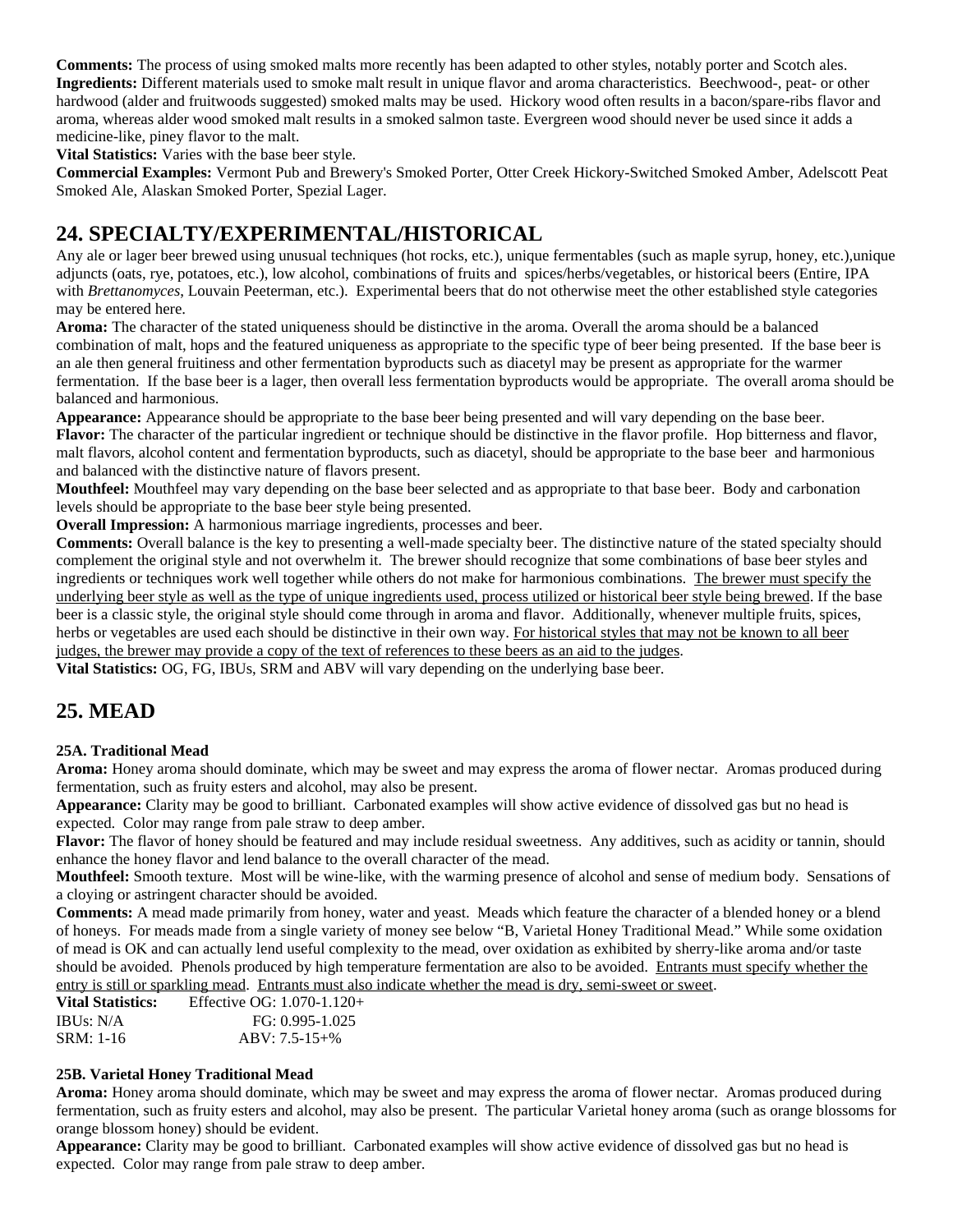**Comments:** The process of using smoked malts more recently has been adapted to other styles, notably porter and Scotch ales.
**Ingredients:** Different materials used to smoke malt result in unique flavor and aroma characteristics. Beechwood-, peat- or other hardwood (alder and fruitwoods suggested) smoked malts may be used. Hickory wood often results in a bacon/spare-ribs flavor and aroma, whereas alder wood smoked malt results in a smoked salmon taste. Evergreen wood should never be used since it adds a medicine-like, piney flavor to the malt.
**Vital Statistics:** Varies with the base beer style.
**Commercial Examples:** Vermont Pub and Brewery's Smoked Porter, Otter Creek Hickory-Switched Smoked Amber, Adelscott Peat Smoked Ale, Alaskan Smoked Porter, Spezial Lager.

## 24. SPECIALTY/EXPERIMENTAL/HISTORICAL

Any ale or lager beer brewed using unusual techniques (hot rocks, etc.), unique fermentables (such as maple syrup, honey, etc.),unique adjuncts (oats, rye, potatoes, etc.), low alcohol, combinations of fruits and spices/herbs/vegetables, or historical beers (Entire, IPA with *Brettanomyces,* Louvain Peeterman, etc.). Experimental beers that do not otherwise meet the other established style categories may be entered here.
**Aroma:** The character of the stated uniqueness should be distinctive in the aroma. Overall the aroma should be a balanced combination of malt, hops and the featured uniqueness as appropriate to the specific type of beer being presented. If the base beer is an ale then general fruitiness and other fermentation byproducts such as diacetyl may be present as appropriate for the warmer fermentation. If the base beer is a lager, then overall less fermentation byproducts would be appropriate. The overall aroma should be balanced and harmonious.
**Appearance:** Appearance should be appropriate to the base beer being presented and will vary depending on the base beer.
**Flavor:** The character of the particular ingredient or technique should be distinctive in the flavor profile. Hop bitterness and flavor, malt flavors, alcohol content and fermentation byproducts, such as diacetyl, should be appropriate to the base beer and harmonious and balanced with the distinctive nature of flavors present.
**Mouthfeel:** Mouthfeel may vary depending on the base beer selected and as appropriate to that base beer. Body and carbonation levels should be appropriate to the base beer style being presented.
**Overall Impression:** A harmonious marriage ingredients, processes and beer.
**Comments:** Overall balance is the key to presenting a well-made specialty beer. The distinctive nature of the stated specialty should complement the original style and not overwhelm it. The brewer should recognize that some combinations of base beer styles and ingredients or techniques work well together while others do not make for harmonious combinations. <u>The brewer must specify the underlying beer style as well as the type of unique ingredients used, process utilized or historical beer style being brewed</u>. If the base beer is a classic style, the original style should come through in aroma and flavor. Additionally, whenever multiple fruits, spices, herbs or vegetables are used each should be distinctive in their own way. <u>For historical styles that may not be known to all beer judges, the brewer may provide a copy of the text of references to these beers as an aid to the judges</u>.
**Vital Statistics:** OG, FG, IBUs, SRM and ABV will vary depending on the underlying base beer.

## 25. MEAD

### 25A. Traditional Mead

**Aroma:** Honey aroma should dominate, which may be sweet and may express the aroma of flower nectar. Aromas produced during fermentation, such as fruity esters and alcohol, may also be present.
**Appearance:** Clarity may be good to brilliant. Carbonated examples will show active evidence of dissolved gas but no head is expected. Color may range from pale straw to deep amber.
**Flavor:** The flavor of honey should be featured and may include residual sweetness. Any additives, such as acidity or tannin, should enhance the honey flavor and lend balance to the overall character of the mead.
**Mouthfeel:** Smooth texture. Most will be wine-like, with the warming presence of alcohol and sense of medium body. Sensations of a cloying or astringent character should be avoided.
**Comments:** A mead made primarily from honey, water and yeast. Meads which feature the character of a blended honey or a blend of honeys. For meads made from a single variety of money see below "B, Varietal Honey Traditional Mead." While some oxidation of mead is OK and can actually lend useful complexity to the mead, over oxidation as exhibited by sherry-like aroma and/or taste should be avoided. Phenols produced by high temperature fermentation are also to be avoided. <u>Entrants must specify whether the entry is still or sparkling mead</u>. <u>Entrants must also indicate whether the mead is dry, semi-sweet or sweet</u>.

**Vital Statistics:** Effective OG: 1.070-1.120+
IBUs: N/A FG: 0.995-1.025
SRM: 1-16 ABV: 7.5-15+%

### 25B. Varietal Honey Traditional Mead

**Aroma:** Honey aroma should dominate, which may be sweet and may express the aroma of flower nectar. Aromas produced during fermentation, such as fruity esters and alcohol, may also be present. The particular Varietal honey aroma (such as orange blossoms for orange blossom honey) should be evident.
**Appearance:** Clarity may be good to brilliant. Carbonated examples will show active evidence of dissolved gas but no head is expected. Color may range from pale straw to deep amber.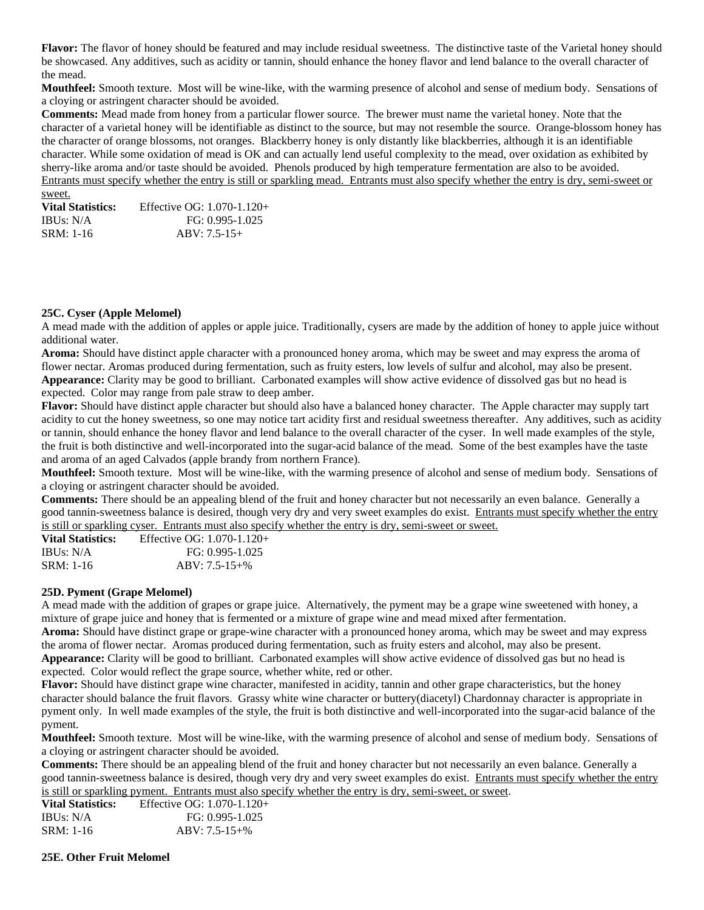**Flavor:** The flavor of honey should be featured and may include residual sweetness. The distinctive taste of the Varietal honey should be showcased. Any additives, such as acidity or tannin, should enhance the honey flavor and lend balance to the overall character of the mead.

**Mouthfeel:** Smooth texture. Most will be wine-like, with the warming presence of alcohol and sense of medium body. Sensations of a cloying or astringent character should be avoided.

**Comments:** Mead made from honey from a particular flower source. The brewer must name the varietal honey. Note that the character of a varietal honey will be identifiable as distinct to the source, but may not resemble the source. Orange-blossom honey has the character of orange blossoms, not oranges. Blackberry honey is only distantly like blackberries, although it is an identifiable character. While some oxidation of mead is OK and can actually lend useful complexity to the mead, over oxidation as exhibited by sherry-like aroma and/or taste should be avoided. Phenols produced by high temperature fermentation are also to be avoided. Entrants must specify whether the entry is still or sparkling mead. Entrants must also specify whether the entry is dry, semi-sweet or sweet.

**Vital Statistics:** Effective OG: 1.070-1.120+
IBUs: N/A FG: 0.995-1.025
SRM: 1-16 ABV: 7.5-15+

### 25C. Cyser (Apple Melomel)

A mead made with the addition of apples or apple juice. Traditionally, cysers are made by the addition of honey to apple juice without additional water.

**Aroma:** Should have distinct apple character with a pronounced honey aroma, which may be sweet and may express the aroma of flower nectar. Aromas produced during fermentation, such as fruity esters, low levels of sulfur and alcohol, may also be present.

**Appearance:** Clarity may be good to brilliant. Carbonated examples will show active evidence of dissolved gas but no head is expected. Color may range from pale straw to deep amber.

**Flavor:** Should have distinct apple character but should also have a balanced honey character. The Apple character may supply tart acidity to cut the honey sweetness, so one may notice tart acidity first and residual sweetness thereafter. Any additives, such as acidity or tannin, should enhance the honey flavor and lend balance to the overall character of the cyser. In well made examples of the style, the fruit is both distinctive and well-incorporated into the sugar-acid balance of the mead. Some of the best examples have the taste and aroma of an aged Calvados (apple brandy from northern France).

**Mouthfeel:** Smooth texture. Most will be wine-like, with the warming presence of alcohol and sense of medium body. Sensations of a cloying or astringent character should be avoided.

**Comments:** There should be an appealing blend of the fruit and honey character but not necessarily an even balance. Generally a good tannin-sweetness balance is desired, though very dry and very sweet examples do exist. Entrants must specify whether the entry is still or sparkling cyser. Entrants must also specify whether the entry is dry, semi-sweet or sweet.

**Vital Statistics:** Effective OG: 1.070-1.120+
IBUs: N/A FG: 0.995-1.025
SRM: 1-16 ABV: 7.5-15+%

### 25D. Pyment (Grape Melomel)

A mead made with the addition of grapes or grape juice. Alternatively, the pyment may be a grape wine sweetened with honey, a mixture of grape juice and honey that is fermented or a mixture of grape wine and mead mixed after fermentation.

**Aroma:** Should have distinct grape or grape-wine character with a pronounced honey aroma, which may be sweet and may express the aroma of flower nectar. Aromas produced during fermentation, such as fruity esters and alcohol, may also be present.

**Appearance:** Clarity will be good to brilliant. Carbonated examples will show active evidence of dissolved gas but no head is expected. Color would reflect the grape source, whether white, red or other.

**Flavor:** Should have distinct grape wine character, manifested in acidity, tannin and other grape characteristics, but the honey character should balance the fruit flavors. Grassy white wine character or buttery(diacetyl) Chardonnay character is appropriate in pyment only. In well made examples of the style, the fruit is both distinctive and well-incorporated into the sugar-acid balance of the pyment.

**Mouthfeel:** Smooth texture. Most will be wine-like, with the warming presence of alcohol and sense of medium body. Sensations of a cloying or astringent character should be avoided.

**Comments:** There should be an appealing blend of the fruit and honey character but not necessarily an even balance. Generally a good tannin-sweetness balance is desired, though very dry and very sweet examples do exist. Entrants must specify whether the entry is still or sparkling pyment. Entrants must also specify whether the entry is dry, semi-sweet, or sweet.

**Vital Statistics:** Effective OG: 1.070-1.120+
IBUs: N/A FG: 0.995-1.025
SRM: 1-16 ABV: 7.5-15+%

### 25E. Other Fruit Melomel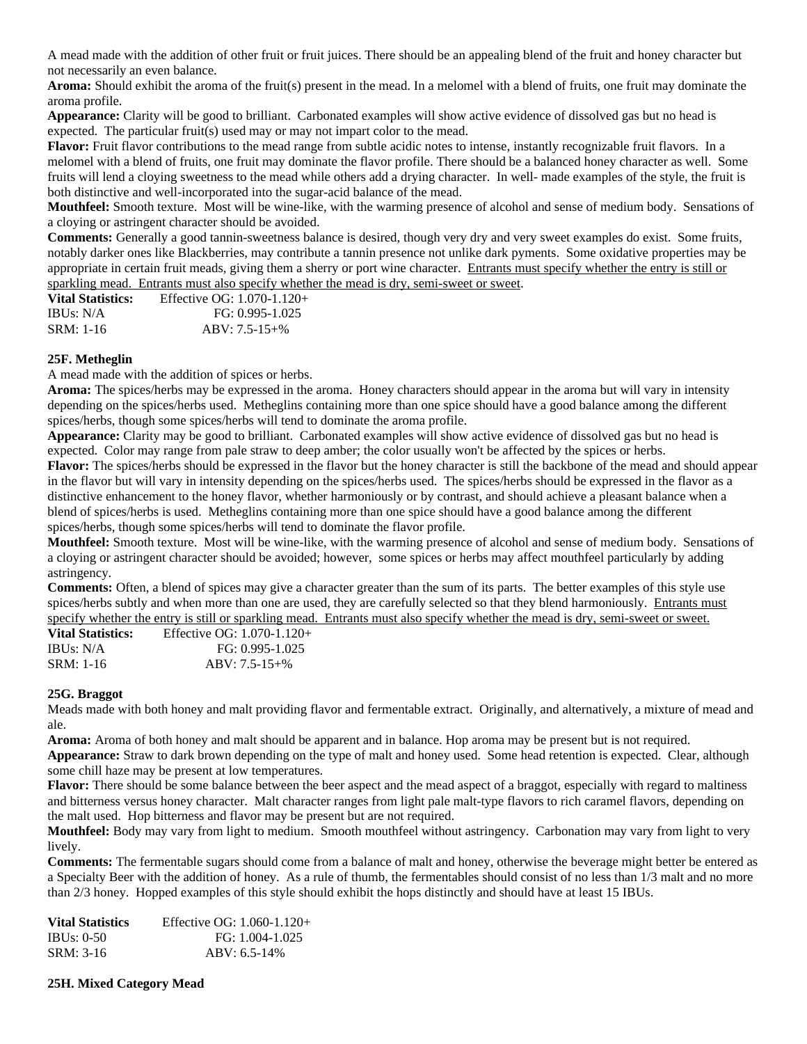A mead made with the addition of other fruit or fruit juices. There should be an appealing blend of the fruit and honey character but not necessarily an even balance.

**Aroma:** Should exhibit the aroma of the fruit(s) present in the mead. In a melomel with a blend of fruits, one fruit may dominate the aroma profile.

**Appearance:** Clarity will be good to brilliant. Carbonated examples will show active evidence of dissolved gas but no head is expected. The particular fruit(s) used may or may not impart color to the mead.

**Flavor:** Fruit flavor contributions to the mead range from subtle acidic notes to intense, instantly recognizable fruit flavors. In a melomel with a blend of fruits, one fruit may dominate the flavor profile. There should be a balanced honey character as well. Some fruits will lend a cloying sweetness to the mead while others add a drying character. In well- made examples of the style, the fruit is both distinctive and well-incorporated into the sugar-acid balance of the mead.

**Mouthfeel:** Smooth texture. Most will be wine-like, with the warming presence of alcohol and sense of medium body. Sensations of a cloying or astringent character should be avoided.

**Comments:** Generally a good tannin-sweetness balance is desired, though very dry and very sweet examples do exist. Some fruits, notably darker ones like Blackberries, may contribute a tannin presence not unlike dark pyments. Some oxidative properties may be appropriate in certain fruit meads, giving them a sherry or port wine character. <u>Entrants must specify whether the entry is still or sparkling mead. Entrants must also specify whether the mead is dry, semi-sweet or sweet</u>.

| **Vital Statistics:** | Effective OG: 1.070-1.120+ |
|---|---|
| IBUs: N/A | FG: 0.995-1.025 |
| SRM: 1-16 | ABV: 7.5-15+% |

### 25F. Metheglin

A mead made with the addition of spices or herbs.

**Aroma:** The spices/herbs may be expressed in the aroma. Honey characters should appear in the aroma but will vary in intensity depending on the spices/herbs used. Metheglins containing more than one spice should have a good balance among the different spices/herbs, though some spices/herbs will tend to dominate the aroma profile.

**Appearance:** Clarity may be good to brilliant. Carbonated examples will show active evidence of dissolved gas but no head is expected. Color may range from pale straw to deep amber; the color usually won't be affected by the spices or herbs.

**Flavor:** The spices/herbs should be expressed in the flavor but the honey character is still the backbone of the mead and should appear in the flavor but will vary in intensity depending on the spices/herbs used. The spices/herbs should be expressed in the flavor as a distinctive enhancement to the honey flavor, whether harmoniously or by contrast, and should achieve a pleasant balance when a blend of spices/herbs is used. Metheglins containing more than one spice should have a good balance among the different spices/herbs, though some spices/herbs will tend to dominate the flavor profile.

**Mouthfeel:** Smooth texture. Most will be wine-like, with the warming presence of alcohol and sense of medium body. Sensations of a cloying or astringent character should be avoided; however, some spices or herbs may affect mouthfeel particularly by adding astringency.

**Comments:** Often, a blend of spices may give a character greater than the sum of its parts. The better examples of this style use spices/herbs subtly and when more than one are used, they are carefully selected so that they blend harmoniously. <u>Entrants must specify whether the entry is still or sparkling mead. Entrants must also specify whether the mead is dry, semi-sweet or sweet.</u>

| **Vital Statistics:** | Effective OG: 1.070-1.120+ |
|---|---|
| IBUs: N/A | FG: 0.995-1.025 |
| SRM: 1-16 | ABV: 7.5-15+% |

### 25G. Braggot

Meads made with both honey and malt providing flavor and fermentable extract. Originally, and alternatively, a mixture of mead and ale.

**Aroma:** Aroma of both honey and malt should be apparent and in balance. Hop aroma may be present but is not required.

**Appearance:** Straw to dark brown depending on the type of malt and honey used. Some head retention is expected. Clear, although some chill haze may be present at low temperatures.

**Flavor:** There should be some balance between the beer aspect and the mead aspect of a braggot, especially with regard to maltiness and bitterness versus honey character. Malt character ranges from light pale malt-type flavors to rich caramel flavors, depending on the malt used. Hop bitterness and flavor may be present but are not required.

**Mouthfeel:** Body may vary from light to medium. Smooth mouthfeel without astringency. Carbonation may vary from light to very lively.

**Comments:** The fermentable sugars should come from a balance of malt and honey, otherwise the beverage might better be entered as a Specialty Beer with the addition of honey. As a rule of thumb, the fermentables should consist of no less than 1/3 malt and no more than 2/3 honey. Hopped examples of this style should exhibit the hops distinctly and should have at least 15 IBUs.

| **Vital Statistics** | Effective OG: 1.060-1.120+ |
|---|---|
| IBUs: 0-50 | FG: 1.004-1.025 |
| SRM: 3-16 | ABV: 6.5-14% |

### 25H. Mixed Category Mead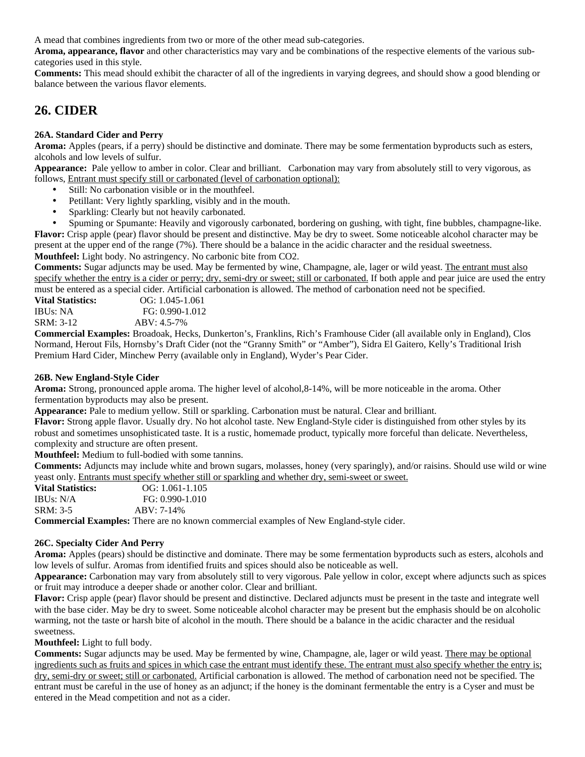A mead that combines ingredients from two or more of the other mead sub-categories.

**Aroma, appearance, flavor** and other characteristics may vary and be combinations of the respective elements of the various sub-categories used in this style.

**Comments:** This mead should exhibit the character of all of the ingredients in varying degrees, and should show a good blending or balance between the various flavor elements.

## 26. CIDER

### 26A. Standard Cider and Perry

**Aroma:** Apples (pears, if a perry) should be distinctive and dominate. There may be some fermentation byproducts such as esters, alcohols and low levels of sulfur.

**Appearance:** Pale yellow to amber in color. Clear and brilliant. Carbonation may vary from absolutely still to very vigorous, as follows, <u>Entrant must specify still or carbonated (level of carbonation optional):</u>

- Still: No carbonation visible or in the mouthfeel.
- Petillant: Very lightly sparkling, visibly and in the mouth.
- Sparkling: Clearly but not heavily carbonated.
- Spuming or Spumante: Heavily and vigorously carbonated, bordering on gushing, with tight, fine bubbles, champagne-like.

**Flavor:** Crisp apple (pear) flavor should be present and distinctive. May be dry to sweet. Some noticeable alcohol character may be present at the upper end of the range (7%). There should be a balance in the acidic character and the residual sweetness.

**Mouthfeel:** Light body. No astringency. No carbonic bite from CO2.

**Comments:** Sugar adjuncts may be used. May be fermented by wine, Champagne, ale, lager or wild yeast. <u>The entrant must also specify whether the entry is a cider or perry; dry, semi-dry or sweet; still or carbonated.</u> If both apple and pear juice are used the entry must be entered as a special cider. Artificial carbonation is allowed. The method of carbonation need not be specified.

**Vital Statistics:** OG: 1.045-1.061
IBUs: NA FG: 0.990-1.012
SRM: 3-12 ABV: 4.5-7%

**Commercial Examples:** Broadoak, Hecks, Dunkerton's, Franklins, Rich's Framhouse Cider (all available only in England), Clos Normand, Herout Fils, Hornsby's Draft Cider (not the "Granny Smith" or "Amber"), Sidra El Gaitero, Kelly's Traditional Irish Premium Hard Cider, Minchew Perry (available only in England), Wyder's Pear Cider.

### 26B. New England-Style Cider

**Aroma:** Strong, pronounced apple aroma. The higher level of alcohol,8-14%, will be more noticeable in the aroma. Other fermentation byproducts may also be present.

**Appearance:** Pale to medium yellow. Still or sparkling. Carbonation must be natural. Clear and brilliant.

**Flavor:** Strong apple flavor. Usually dry. No hot alcohol taste. New England-Style cider is distinguished from other styles by its robust and sometimes unsophisticated taste. It is a rustic, homemade product, typically more forceful than delicate. Nevertheless, complexity and structure are often present.

**Mouthfeel:** Medium to full-bodied with some tannins.

**Comments:** Adjuncts may include white and brown sugars, molasses, honey (very sparingly), and/or raisins. Should use wild or wine yeast only. <u>Entrants must specify whether still or sparkling and whether dry, semi-sweet or sweet.</u>

**Vital Statistics:** OG: 1.061-1.105
IBUs: N/A FG: 0.990-1.010
SRM: 3-5 ABV: 7-14%

**Commercial Examples:** There are no known commercial examples of New England-style cider.

### 26C. Specialty Cider And Perry

**Aroma:** Apples (pears) should be distinctive and dominate. There may be some fermentation byproducts such as esters, alcohols and low levels of sulfur. Aromas from identified fruits and spices should also be noticeable as well.

**Appearance:** Carbonation may vary from absolutely still to very vigorous. Pale yellow in color, except where adjuncts such as spices or fruit may introduce a deeper shade or another color. Clear and brilliant.

**Flavor:** Crisp apple (pear) flavor should be present and distinctive. Declared adjuncts must be present in the taste and integrate well with the base cider. May be dry to sweet. Some noticeable alcohol character may be present but the emphasis should be on alcoholic warming, not the taste or harsh bite of alcohol in the mouth. There should be a balance in the acidic character and the residual sweetness.

**Mouthfeel:** Light to full body.

**Comments:** Sugar adjuncts may be used. May be fermented by wine, Champagne, ale, lager or wild yeast. <u>There may be optional ingredients such as fruits and spices in which case the entrant must identify these. The entrant must also specify whether the entry is; dry, semi-dry or sweet; still or carbonated.</u> Artificial carbonation is allowed. The method of carbonation need not be specified. The entrant must be careful in the use of honey as an adjunct; if the honey is the dominant fermentable the entry is a Cyser and must be entered in the Mead competition and not as a cider.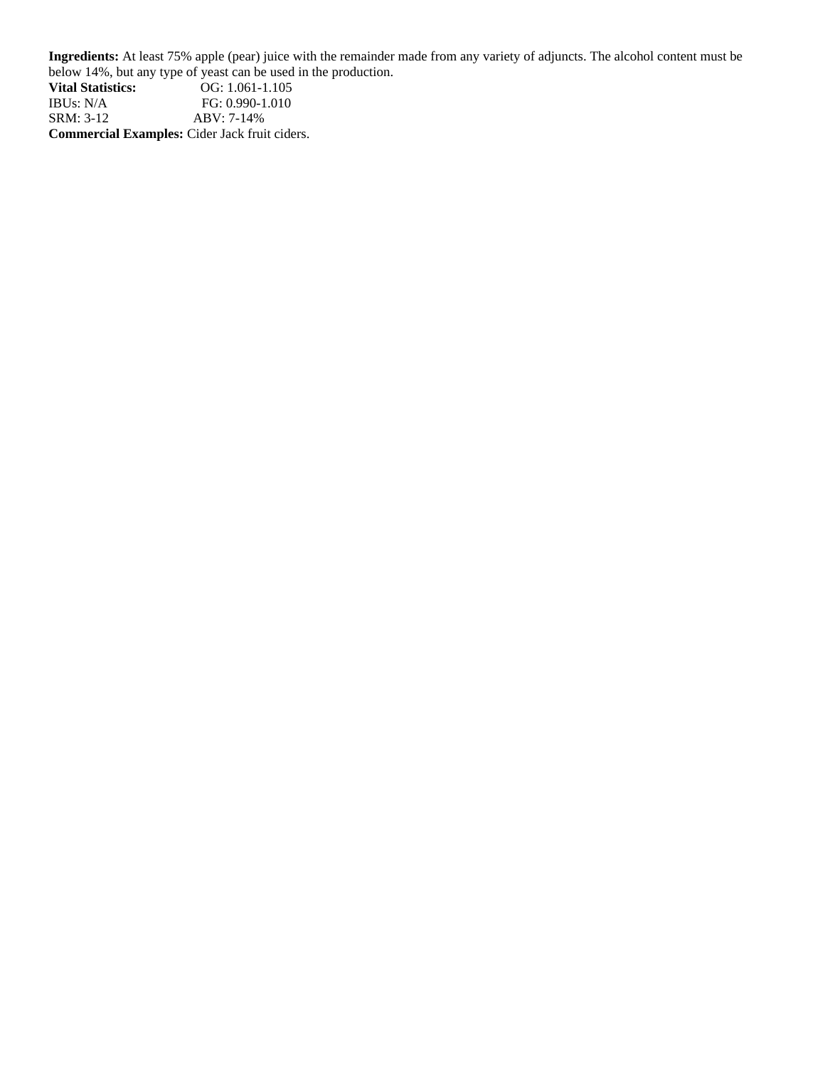**Ingredients:** At least 75% apple (pear) juice with the remainder made from any variety of adjuncts. The alcohol content must be below 14%, but any type of yeast can be used in the production.

**Vital Statistics:** OG: 1.061-1.105
IBUs: N/A FG: 0.990-1.010
SRM: 3-12 ABV: 7-14%

**Commercial Examples:** Cider Jack fruit ciders.